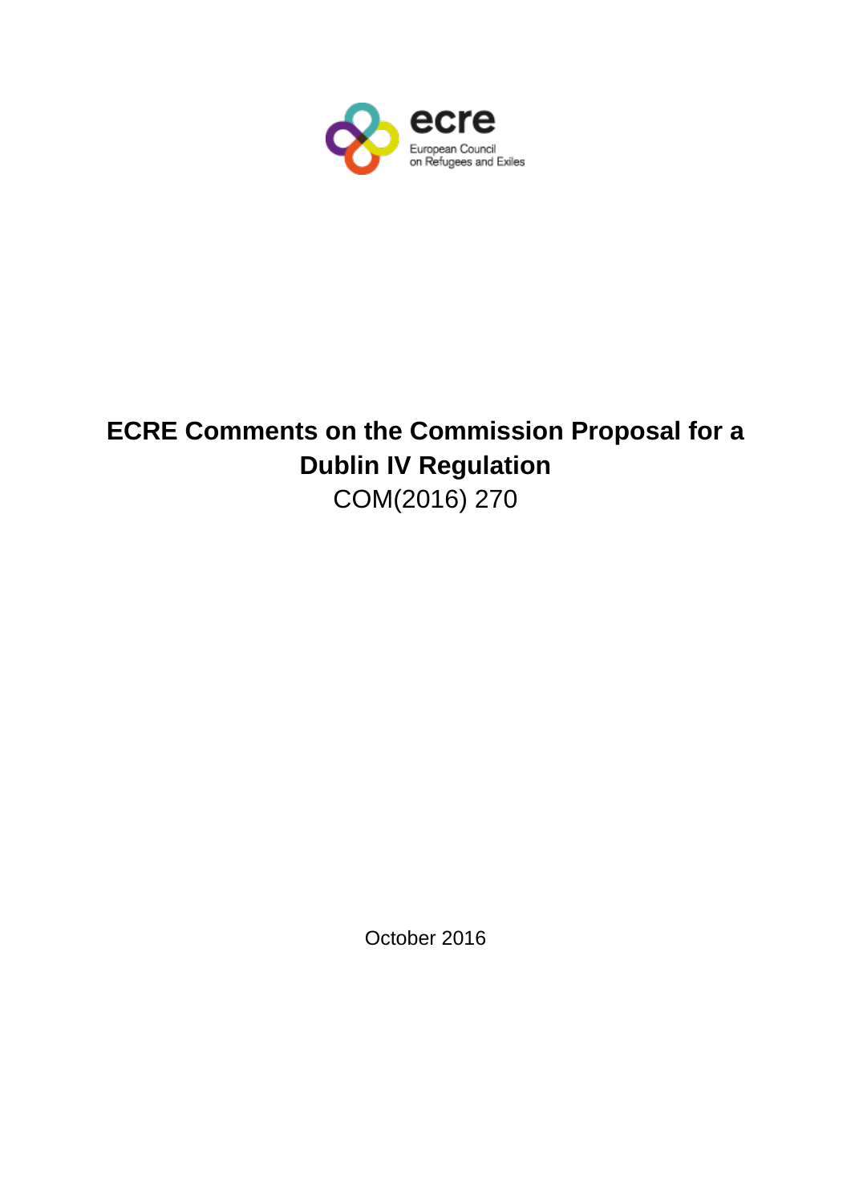ecre

European Council on Refugees and Exiles

# ECRE Comments on the Commission Proposal for a Dublin IV Regulation

COM(2016) 270

October 2016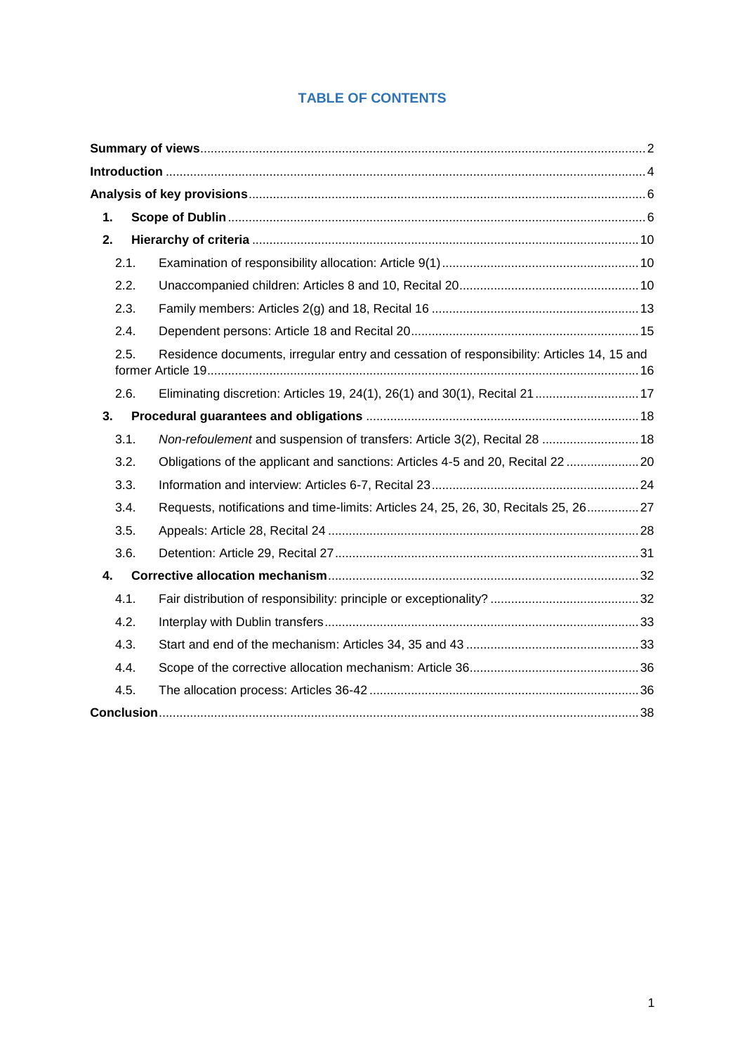# TABLE OF CONTENTS

**Summary of views** ..... 2

**Introduction** ..... 4

**Analysis of key provisions** ..... 6

- **1. Scope of Dublin** ..... 6
- **2. Hierarchy of criteria** ..... 10
  - 2.1. Examination of responsibility allocation: Article 9(1) ..... 10
  - 2.2. Unaccompanied children: Articles 8 and 10, Recital 20 ..... 10
  - 2.3. Family members: Articles 2(g) and 18, Recital 16 ..... 13
  - 2.4. Dependent persons: Article 18 and Recital 20 ..... 15
  - 2.5. Residence documents, irregular entry and cessation of responsibility: Articles 14, 15 and former Article 19 ..... 16
  - 2.6. Eliminating discretion: Articles 19, 24(1), 26(1) and 30(1), Recital 21 ..... 17
- **3. Procedural guarantees and obligations** ..... 18
  - 3.1. *Non-refoulement* and suspension of transfers: Article 3(2), Recital 28 ..... 18
  - 3.2. Obligations of the applicant and sanctions: Articles 4-5 and 20, Recital 22 ..... 20
  - 3.3. Information and interview: Articles 6-7, Recital 23 ..... 24
  - 3.4. Requests, notifications and time-limits: Articles 24, 25, 26, 30, Recitals 25, 26 ..... 27
  - 3.5. Appeals: Article 28, Recital 24 ..... 28
  - 3.6. Detention: Article 29, Recital 27 ..... 31
- **4. Corrective allocation mechanism** ..... 32
  - 4.1. Fair distribution of responsibility: principle or exceptionality? ..... 32
  - 4.2. Interplay with Dublin transfers ..... 33
  - 4.3. Start and end of the mechanism: Articles 34, 35 and 43 ..... 33
  - 4.4. Scope of the corrective allocation mechanism: Article 36 ..... 36
  - 4.5. The allocation process: Articles 36-42 ..... 36

**Conclusion** ..... 38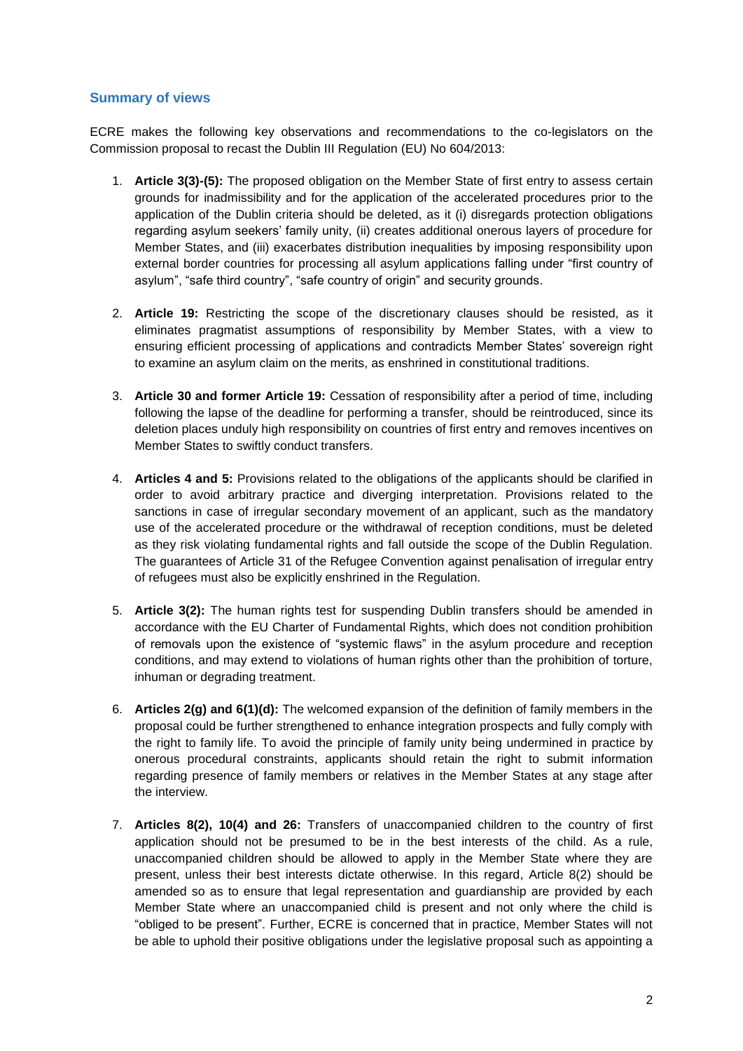## Summary of views

ECRE makes the following key observations and recommendations to the co-legislators on the Commission proposal to recast the Dublin III Regulation (EU) No 604/2013:

1. **Article 3(3)-(5):** The proposed obligation on the Member State of first entry to assess certain grounds for inadmissibility and for the application of the accelerated procedures prior to the application of the Dublin criteria should be deleted, as it (i) disregards protection obligations regarding asylum seekers' family unity, (ii) creates additional onerous layers of procedure for Member States, and (iii) exacerbates distribution inequalities by imposing responsibility upon external border countries for processing all asylum applications falling under "first country of asylum", "safe third country", "safe country of origin" and security grounds.

2. **Article 19:** Restricting the scope of the discretionary clauses should be resisted, as it eliminates pragmatist assumptions of responsibility by Member States, with a view to ensuring efficient processing of applications and contradicts Member States' sovereign right to examine an asylum claim on the merits, as enshrined in constitutional traditions.

3. **Article 30 and former Article 19:** Cessation of responsibility after a period of time, including following the lapse of the deadline for performing a transfer, should be reintroduced, since its deletion places unduly high responsibility on countries of first entry and removes incentives on Member States to swiftly conduct transfers.

4. **Articles 4 and 5:** Provisions related to the obligations of the applicants should be clarified in order to avoid arbitrary practice and diverging interpretation. Provisions related to the sanctions in case of irregular secondary movement of an applicant, such as the mandatory use of the accelerated procedure or the withdrawal of reception conditions, must be deleted as they risk violating fundamental rights and fall outside the scope of the Dublin Regulation. The guarantees of Article 31 of the Refugee Convention against penalisation of irregular entry of refugees must also be explicitly enshrined in the Regulation.

5. **Article 3(2):** The human rights test for suspending Dublin transfers should be amended in accordance with the EU Charter of Fundamental Rights, which does not condition prohibition of removals upon the existence of "systemic flaws" in the asylum procedure and reception conditions, and may extend to violations of human rights other than the prohibition of torture, inhuman or degrading treatment.

6. **Articles 2(g) and 6(1)(d):** The welcomed expansion of the definition of family members in the proposal could be further strengthened to enhance integration prospects and fully comply with the right to family life. To avoid the principle of family unity being undermined in practice by onerous procedural constraints, applicants should retain the right to submit information regarding presence of family members or relatives in the Member States at any stage after the interview.

7. **Articles 8(2), 10(4) and 26:** Transfers of unaccompanied children to the country of first application should not be presumed to be in the best interests of the child. As a rule, unaccompanied children should be allowed to apply in the Member State where they are present, unless their best interests dictate otherwise. In this regard, Article 8(2) should be amended so as to ensure that legal representation and guardianship are provided by each Member State where an unaccompanied child is present and not only where the child is "obliged to be present". Further, ECRE is concerned that in practice, Member States will not be able to uphold their positive obligations under the legislative proposal such as appointing a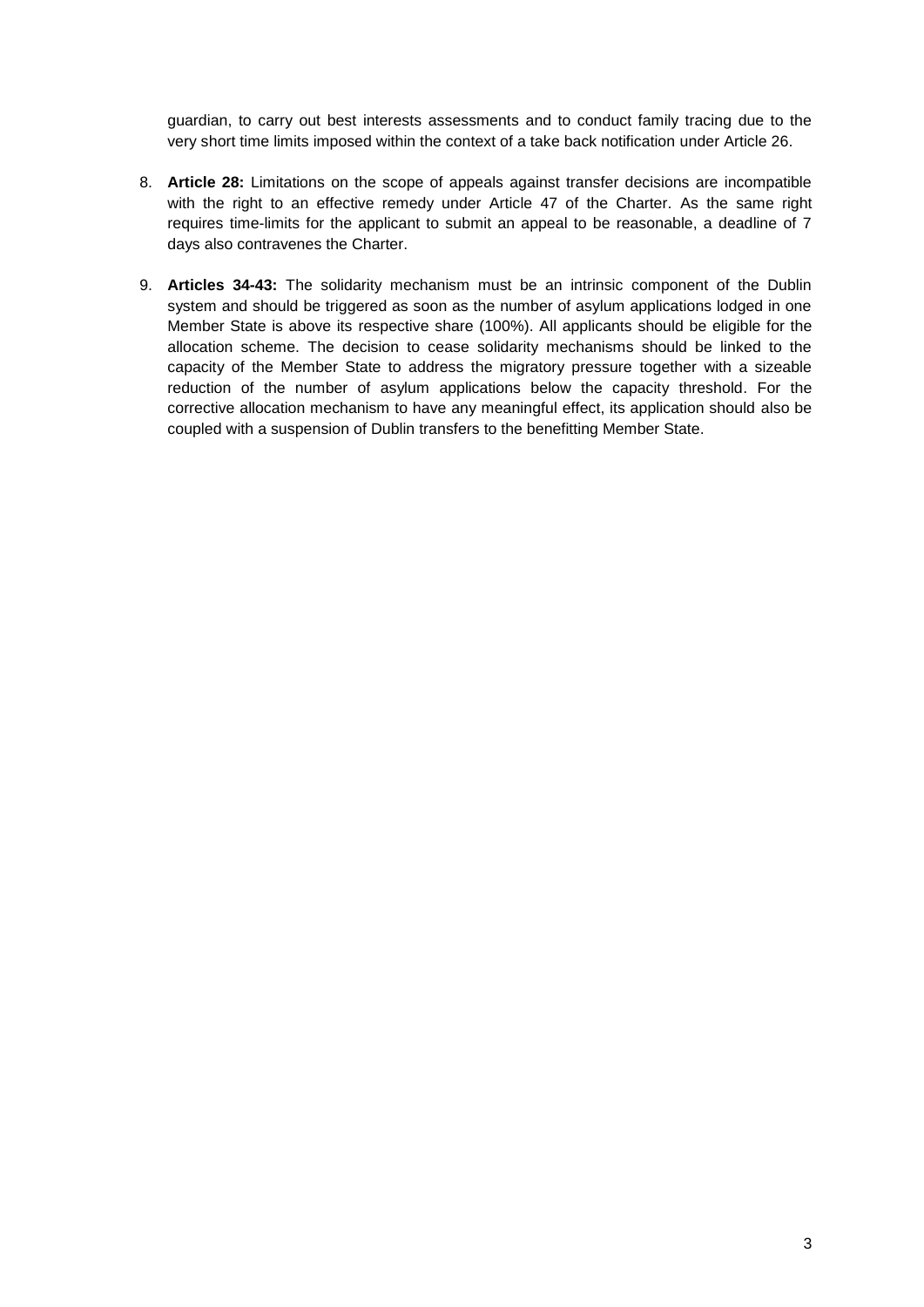guardian, to carry out best interests assessments and to conduct family tracing due to the very short time limits imposed within the context of a take back notification under Article 26.

8. **Article 28:** Limitations on the scope of appeals against transfer decisions are incompatible with the right to an effective remedy under Article 47 of the Charter. As the same right requires time-limits for the applicant to submit an appeal to be reasonable, a deadline of 7 days also contravenes the Charter.

9. **Articles 34-43:** The solidarity mechanism must be an intrinsic component of the Dublin system and should be triggered as soon as the number of asylum applications lodged in one Member State is above its respective share (100%). All applicants should be eligible for the allocation scheme. The decision to cease solidarity mechanisms should be linked to the capacity of the Member State to address the migratory pressure together with a sizeable reduction of the number of asylum applications below the capacity threshold. For the corrective allocation mechanism to have any meaningful effect, its application should also be coupled with a suspension of Dublin transfers to the benefitting Member State.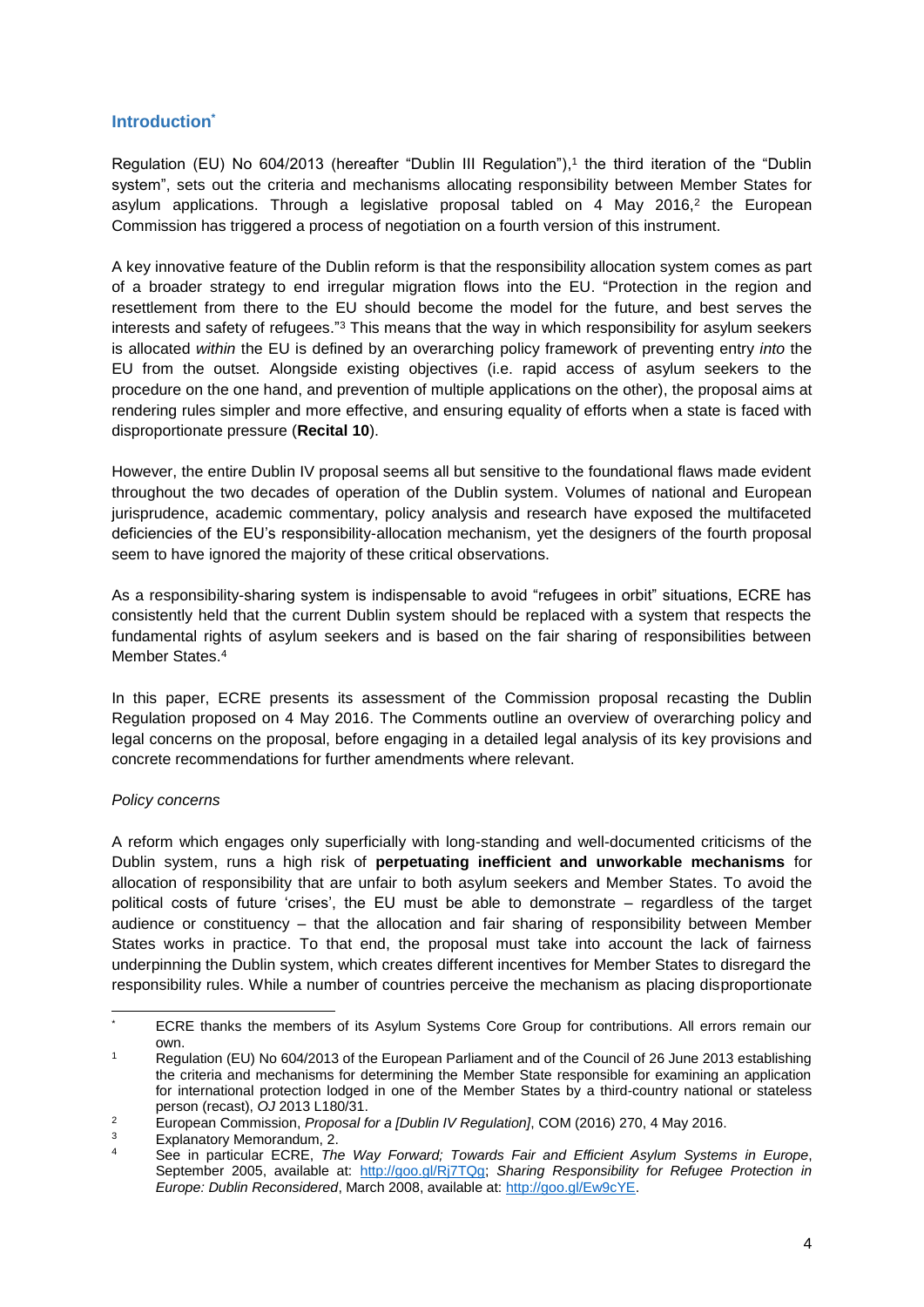## Introduction*

Regulation (EU) No 604/2013 (hereafter "Dublin III Regulation"),[1] the third iteration of the "Dublin system", sets out the criteria and mechanisms allocating responsibility between Member States for asylum applications. Through a legislative proposal tabled on 4 May 2016,[2] the European Commission has triggered a process of negotiation on a fourth version of this instrument.

A key innovative feature of the Dublin reform is that the responsibility allocation system comes as part of a broader strategy to end irregular migration flows into the EU. "Protection in the region and resettlement from there to the EU should become the model for the future, and best serves the interests and safety of refugees."[3] This means that the way in which responsibility for asylum seekers is allocated *within* the EU is defined by an overarching policy framework of preventing entry *into* the EU from the outset. Alongside existing objectives (i.e. rapid access of asylum seekers to the procedure on the one hand, and prevention of multiple applications on the other), the proposal aims at rendering rules simpler and more effective, and ensuring equality of efforts when a state is faced with disproportionate pressure (**Recital 10**).

However, the entire Dublin IV proposal seems all but sensitive to the foundational flaws made evident throughout the two decades of operation of the Dublin system. Volumes of national and European jurisprudence, academic commentary, policy analysis and research have exposed the multifaceted deficiencies of the EU's responsibility-allocation mechanism, yet the designers of the fourth proposal seem to have ignored the majority of these critical observations.

As a responsibility-sharing system is indispensable to avoid "refugees in orbit" situations, ECRE has consistently held that the current Dublin system should be replaced with a system that respects the fundamental rights of asylum seekers and is based on the fair sharing of responsibilities between Member States.[4]

In this paper, ECRE presents its assessment of the Commission proposal recasting the Dublin Regulation proposed on 4 May 2016. The Comments outline an overview of overarching policy and legal concerns on the proposal, before engaging in a detailed legal analysis of its key provisions and concrete recommendations for further amendments where relevant.

*Policy concerns*

A reform which engages only superficially with long-standing and well-documented criticisms of the Dublin system, runs a high risk of **perpetuating inefficient and unworkable mechanisms** for allocation of responsibility that are unfair to both asylum seekers and Member States. To avoid the political costs of future 'crises', the EU must be able to demonstrate – regardless of the target audience or constituency – that the allocation and fair sharing of responsibility between Member States works in practice. To that end, the proposal must take into account the lack of fairness underpinning the Dublin system, which creates different incentives for Member States to disregard the responsibility rules. While a number of countries perceive the mechanism as placing disproportionate

---

\* ECRE thanks the members of its Asylum Systems Core Group for contributions. All errors remain our own.

[1] Regulation (EU) No 604/2013 of the European Parliament and of the Council of 26 June 2013 establishing the criteria and mechanisms for determining the Member State responsible for examining an application for international protection lodged in one of the Member States by a third-country national or stateless person (recast), *OJ* 2013 L180/31.

[2] European Commission, *Proposal for a [Dublin IV Regulation]*, COM (2016) 270, 4 May 2016.

[3] Explanatory Memorandum, 2.

[4] See in particular ECRE, *The Way Forward; Towards Fair and Efficient Asylum Systems in Europe*, September 2005, available at: http://goo.gl/Rj7TQg; *Sharing Responsibility for Refugee Protection in Europe: Dublin Reconsidered*, March 2008, available at: http://goo.gl/Ew9cYE.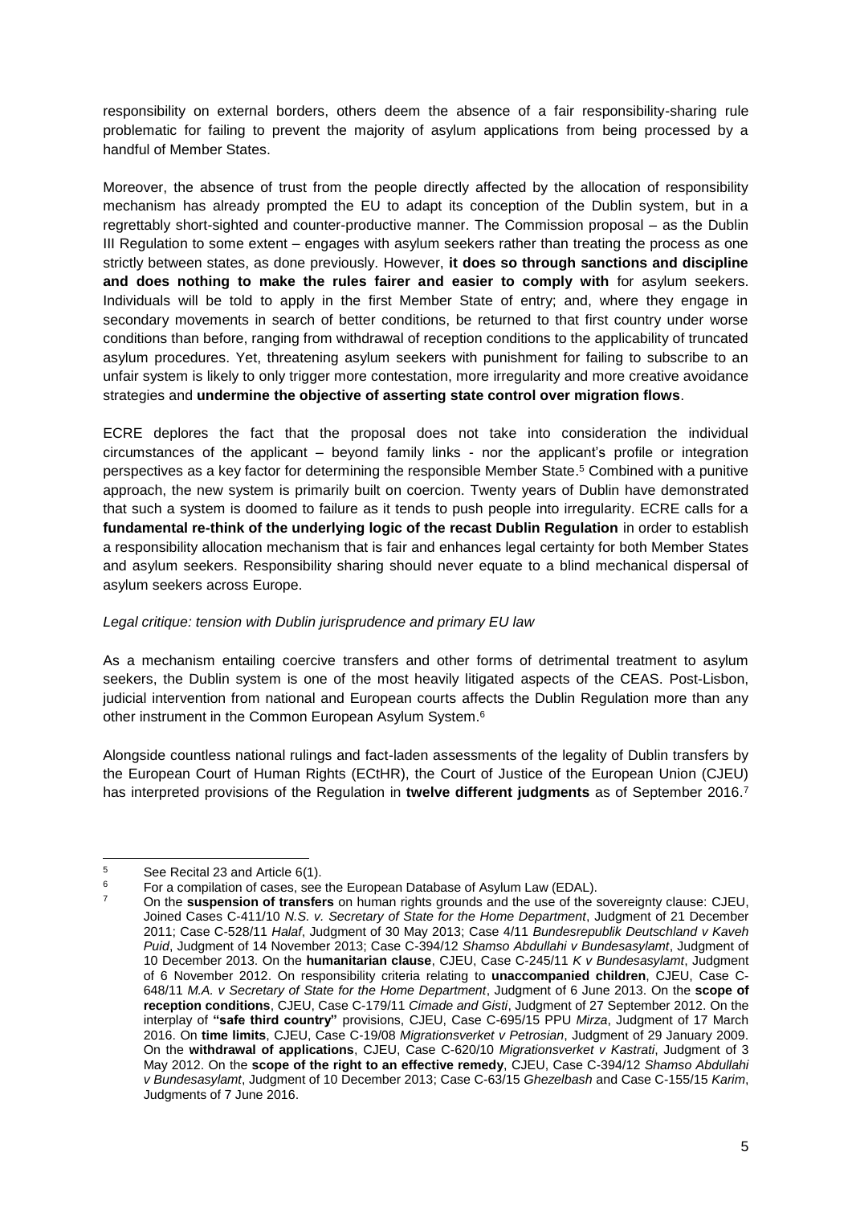responsibility on external borders, others deem the absence of a fair responsibility-sharing rule problematic for failing to prevent the majority of asylum applications from being processed by a handful of Member States.

Moreover, the absence of trust from the people directly affected by the allocation of responsibility mechanism has already prompted the EU to adapt its conception of the Dublin system, but in a regrettably short-sighted and counter-productive manner. The Commission proposal – as the Dublin III Regulation to some extent – engages with asylum seekers rather than treating the process as one strictly between states, as done previously. However, **it does so through sanctions and discipline and does nothing to make the rules fairer and easier to comply with** for asylum seekers. Individuals will be told to apply in the first Member State of entry; and, where they engage in secondary movements in search of better conditions, be returned to that first country under worse conditions than before, ranging from withdrawal of reception conditions to the applicability of truncated asylum procedures. Yet, threatening asylum seekers with punishment for failing to subscribe to an unfair system is likely to only trigger more contestation, more irregularity and more creative avoidance strategies and **undermine the objective of asserting state control over migration flows**.

ECRE deplores the fact that the proposal does not take into consideration the individual circumstances of the applicant – beyond family links - nor the applicant's profile or integration perspectives as a key factor for determining the responsible Member State.[5] Combined with a punitive approach, the new system is primarily built on coercion. Twenty years of Dublin have demonstrated that such a system is doomed to failure as it tends to push people into irregularity. ECRE calls for a **fundamental re-think of the underlying logic of the recast Dublin Regulation** in order to establish a responsibility allocation mechanism that is fair and enhances legal certainty for both Member States and asylum seekers. Responsibility sharing should never equate to a blind mechanical dispersal of asylum seekers across Europe.

*Legal critique: tension with Dublin jurisprudence and primary EU law*

As a mechanism entailing coercive transfers and other forms of detrimental treatment to asylum seekers, the Dublin system is one of the most heavily litigated aspects of the CEAS. Post-Lisbon, judicial intervention from national and European courts affects the Dublin Regulation more than any other instrument in the Common European Asylum System.[6]

Alongside countless national rulings and fact-laden assessments of the legality of Dublin transfers by the European Court of Human Rights (ECtHR), the Court of Justice of the European Union (CJEU) has interpreted provisions of the Regulation in **twelve different judgments** as of September 2016.[7]

---

[5] See Recital 23 and Article 6(1).

[6] For a compilation of cases, see the European Database of Asylum Law (EDAL).

[7] On the **suspension of transfers** on human rights grounds and the use of the sovereignty clause: CJEU, Joined Cases C-411/10 *N.S. v. Secretary of State for the Home Department*, Judgment of 21 December 2011; Case C-528/11 *Halaf*, Judgment of 30 May 2013; Case 4/11 *Bundesrepublik Deutschland v Kaveh Puid*, Judgment of 14 November 2013; Case C-394/12 *Shamso Abdullahi v Bundesasylamt*, Judgment of 10 December 2013. On the **humanitarian clause**, CJEU, Case C-245/11 *K v Bundesasylamt*, Judgment of 6 November 2012. On responsibility criteria relating to **unaccompanied children**, CJEU, Case C-648/11 *M.A. v Secretary of State for the Home Department*, Judgment of 6 June 2013. On the **scope of reception conditions**, CJEU, Case C-179/11 *Cimade and Gisti*, Judgment of 27 September 2012. On the interplay of **"safe third country"** provisions, CJEU, Case C-695/15 PPU *Mirza*, Judgment of 17 March 2016. On **time limits**, CJEU, Case C-19/08 *Migrationsverket v Petrosian*, Judgment of 29 January 2009. On the **withdrawal of applications**, CJEU, Case C-620/10 *Migrationsverket v Kastrati*, Judgment of 3 May 2012. On the **scope of the right to an effective remedy**, CJEU, Case C-394/12 *Shamso Abdullahi v Bundesasylamt*, Judgment of 10 December 2013; Case C-63/15 *Ghezelbash* and Case C-155/15 *Karim*, Judgments of 7 June 2016.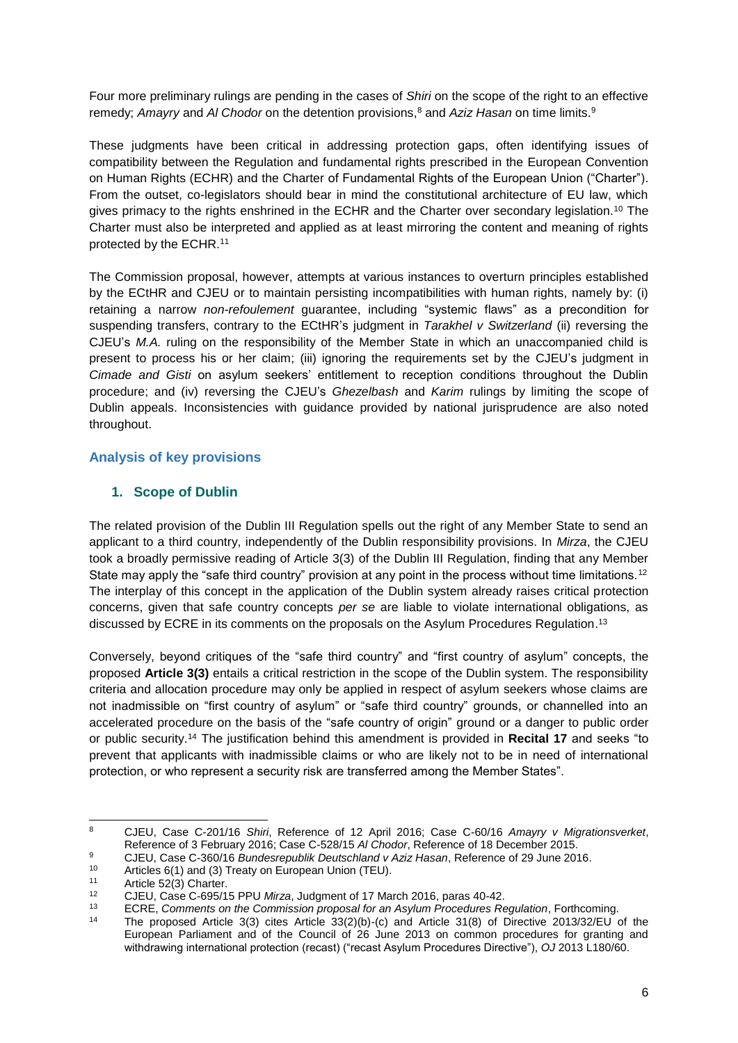Four more preliminary rulings are pending in the cases of *Shiri* on the scope of the right to an effective remedy; *Amayry* and *Al Chodor* on the detention provisions,[8] and *Aziz Hasan* on time limits.[9]

These judgments have been critical in addressing protection gaps, often identifying issues of compatibility between the Regulation and fundamental rights prescribed in the European Convention on Human Rights (ECHR) and the Charter of Fundamental Rights of the European Union ("Charter"). From the outset, co-legislators should bear in mind the constitutional architecture of EU law, which gives primacy to the rights enshrined in the ECHR and the Charter over secondary legislation.[10] The Charter must also be interpreted and applied as at least mirroring the content and meaning of rights protected by the ECHR.[11]

The Commission proposal, however, attempts at various instances to overturn principles established by the ECtHR and CJEU or to maintain persisting incompatibilities with human rights, namely by: (i) retaining a narrow *non-refoulement* guarantee, including "systemic flaws" as a precondition for suspending transfers, contrary to the ECtHR's judgment in *Tarakhel v Switzerland* (ii) reversing the CJEU's *M.A.* ruling on the responsibility of the Member State in which an unaccompanied child is present to process his or her claim; (iii) ignoring the requirements set by the CJEU's judgment in *Cimade and Gisti* on asylum seekers' entitlement to reception conditions throughout the Dublin procedure; and (iv) reversing the CJEU's *Ghezelbash* and *Karim* rulings by limiting the scope of Dublin appeals. Inconsistencies with guidance provided by national jurisprudence are also noted throughout.

## Analysis of key provisions

### 1. Scope of Dublin

The related provision of the Dublin III Regulation spells out the right of any Member State to send an applicant to a third country, independently of the Dublin responsibility provisions. In *Mirza*, the CJEU took a broadly permissive reading of Article 3(3) of the Dublin III Regulation, finding that any Member State may apply the "safe third country" provision at any point in the process without time limitations.[12] The interplay of this concept in the application of the Dublin system already raises critical protection concerns, given that safe country concepts *per se* are liable to violate international obligations, as discussed by ECRE in its comments on the proposals on the Asylum Procedures Regulation.[13]

Conversely, beyond critiques of the "safe third country" and "first country of asylum" concepts, the proposed **Article 3(3)** entails a critical restriction in the scope of the Dublin system. The responsibility criteria and allocation procedure may only be applied in respect of asylum seekers whose claims are not inadmissible on "first country of asylum" or "safe third country" grounds, or channelled into an accelerated procedure on the basis of the "safe country of origin" ground or a danger to public order or public security.[14] The justification behind this amendment is provided in **Recital 17** and seeks "to prevent that applicants with inadmissible claims or who are likely not to be in need of international protection, or who represent a security risk are transferred among the Member States".

---

[8] CJEU, Case C-201/16 *Shiri*, Reference of 12 April 2016; Case C-60/16 *Amayry v Migrationsverket*, Reference of 3 February 2016; Case C-528/15 *Al Chodor*, Reference of 18 December 2015.

[9] CJEU, Case C-360/16 *Bundesrepublik Deutschland v Aziz Hasan*, Reference of 29 June 2016.

[10] Articles 6(1) and (3) Treaty on European Union (TEU).

[11] Article 52(3) Charter.

[12] CJEU, Case C-695/15 PPU *Mirza*, Judgment of 17 March 2016, paras 40-42.

[13] ECRE, *Comments on the Commission proposal for an Asylum Procedures Regulation*, Forthcoming.

[14] The proposed Article 3(3) cites Article 33(2)(b)-(c) and Article 31(8) of Directive 2013/32/EU of the European Parliament and of the Council of 26 June 2013 on common procedures for granting and withdrawing international protection (recast) ("recast Asylum Procedures Directive"), *OJ* 2013 L180/60.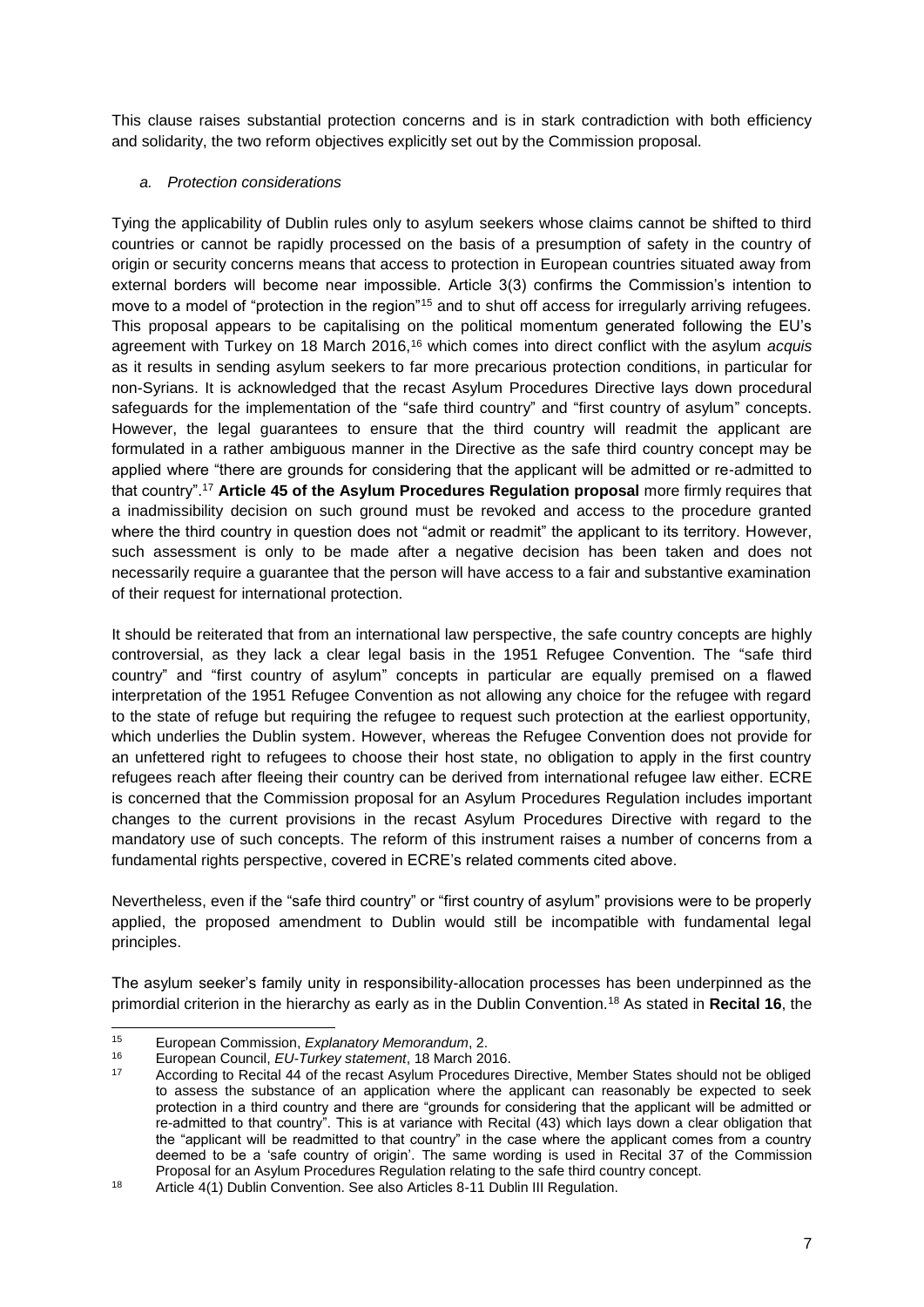This clause raises substantial protection concerns and is in stark contradiction with both efficiency and solidarity, the two reform objectives explicitly set out by the Commission proposal.

*a. Protection considerations*

Tying the applicability of Dublin rules only to asylum seekers whose claims cannot be shifted to third countries or cannot be rapidly processed on the basis of a presumption of safety in the country of origin or security concerns means that access to protection in European countries situated away from external borders will become near impossible. Article 3(3) confirms the Commission's intention to move to a model of "protection in the region"[15] and to shut off access for irregularly arriving refugees. This proposal appears to be capitalising on the political momentum generated following the EU's agreement with Turkey on 18 March 2016,[16] which comes into direct conflict with the asylum *acquis* as it results in sending asylum seekers to far more precarious protection conditions, in particular for non-Syrians. It is acknowledged that the recast Asylum Procedures Directive lays down procedural safeguards for the implementation of the "safe third country" and "first country of asylum" concepts. However, the legal guarantees to ensure that the third country will readmit the applicant are formulated in a rather ambiguous manner in the Directive as the safe third country concept may be applied where "there are grounds for considering that the applicant will be admitted or re-admitted to that country".[17] **Article 45 of the Asylum Procedures Regulation proposal** more firmly requires that a inadmissibility decision on such ground must be revoked and access to the procedure granted where the third country in question does not "admit or readmit" the applicant to its territory. However, such assessment is only to be made after a negative decision has been taken and does not necessarily require a guarantee that the person will have access to a fair and substantive examination of their request for international protection.

It should be reiterated that from an international law perspective, the safe country concepts are highly controversial, as they lack a clear legal basis in the 1951 Refugee Convention. The "safe third country" and "first country of asylum" concepts in particular are equally premised on a flawed interpretation of the 1951 Refugee Convention as not allowing any choice for the refugee with regard to the state of refuge but requiring the refugee to request such protection at the earliest opportunity, which underlies the Dublin system. However, whereas the Refugee Convention does not provide for an unfettered right to refugees to choose their host state, no obligation to apply in the first country refugees reach after fleeing their country can be derived from international refugee law either. ECRE is concerned that the Commission proposal for an Asylum Procedures Regulation includes important changes to the current provisions in the recast Asylum Procedures Directive with regard to the mandatory use of such concepts. The reform of this instrument raises a number of concerns from a fundamental rights perspective, covered in ECRE's related comments cited above.

Nevertheless, even if the "safe third country" or "first country of asylum" provisions were to be properly applied, the proposed amendment to Dublin would still be incompatible with fundamental legal principles.

The asylum seeker's family unity in responsibility-allocation processes has been underpinned as the primordial criterion in the hierarchy as early as in the Dublin Convention.[18] As stated in **Recital 16**, the

---

[15] European Commission, *Explanatory Memorandum*, 2.

[16] European Council, *EU-Turkey statement*, 18 March 2016.

[17] According to Recital 44 of the recast Asylum Procedures Directive, Member States should not be obliged to assess the substance of an application where the applicant can reasonably be expected to seek protection in a third country and there are "grounds for considering that the applicant will be admitted or re-admitted to that country". This is at variance with Recital (43) which lays down a clear obligation that the "applicant will be readmitted to that country" in the case where the applicant comes from a country deemed to be a 'safe country of origin'. The same wording is used in Recital 37 of the Commission Proposal for an Asylum Procedures Regulation relating to the safe third country concept.

[18] Article 4(1) Dublin Convention. See also Articles 8-11 Dublin III Regulation.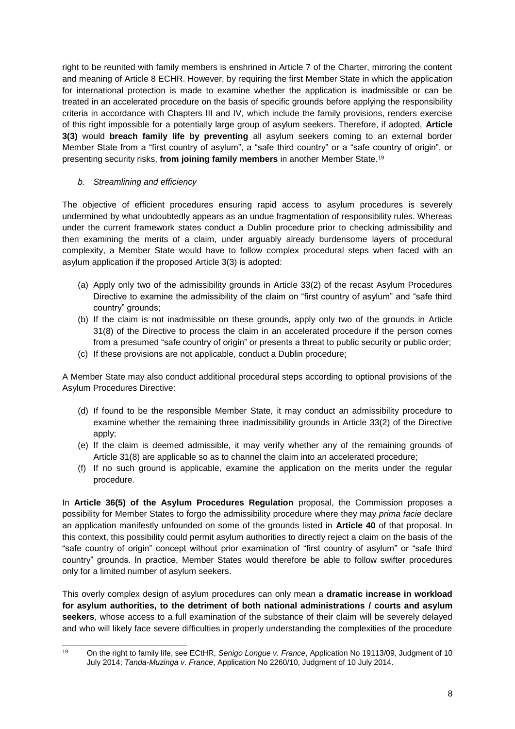right to be reunited with family members is enshrined in Article 7 of the Charter, mirroring the content and meaning of Article 8 ECHR. However, by requiring the first Member State in which the application for international protection is made to examine whether the application is inadmissible or can be treated in an accelerated procedure on the basis of specific grounds before applying the responsibility criteria in accordance with Chapters III and IV, which include the family provisions, renders exercise of this right impossible for a potentially large group of asylum seekers. Therefore, if adopted, **Article 3(3)** would **breach family life by preventing** all asylum seekers coming to an external border Member State from a "first country of asylum", a "safe third country" or a "safe country of origin", or presenting security risks, **from joining family members** in another Member State.[19]

*b. Streamlining and efficiency*

The objective of efficient procedures ensuring rapid access to asylum procedures is severely undermined by what undoubtedly appears as an undue fragmentation of responsibility rules. Whereas under the current framework states conduct a Dublin procedure prior to checking admissibility and then examining the merits of a claim, under arguably already burdensome layers of procedural complexity, a Member State would have to follow complex procedural steps when faced with an asylum application if the proposed Article 3(3) is adopted:

(a) Apply only two of the admissibility grounds in Article 33(2) of the recast Asylum Procedures Directive to examine the admissibility of the claim on "first country of asylum" and "safe third country" grounds;
(b) If the claim is not inadmissible on these grounds, apply only two of the grounds in Article 31(8) of the Directive to process the claim in an accelerated procedure if the person comes from a presumed "safe country of origin" or presents a threat to public security or public order;
(c) If these provisions are not applicable, conduct a Dublin procedure;

A Member State may also conduct additional procedural steps according to optional provisions of the Asylum Procedures Directive:

(d) If found to be the responsible Member State, it may conduct an admissibility procedure to examine whether the remaining three inadmissibility grounds in Article 33(2) of the Directive apply;
(e) If the claim is deemed admissible, it may verify whether any of the remaining grounds of Article 31(8) are applicable so as to channel the claim into an accelerated procedure;
(f) If no such ground is applicable, examine the application on the merits under the regular procedure.

In **Article 36(5) of the Asylum Procedures Regulation** proposal, the Commission proposes a possibility for Member States to forgo the admissibility procedure where they may *prima facie* declare an application manifestly unfounded on some of the grounds listed in **Article 40** of that proposal. In this context, this possibility could permit asylum authorities to directly reject a claim on the basis of the "safe country of origin" concept without prior examination of "first country of asylum" or "safe third country" grounds. In practice, Member States would therefore be able to follow swifter procedures only for a limited number of asylum seekers.

This overly complex design of asylum procedures can only mean a **dramatic increase in workload for asylum authorities, to the detriment of both national administrations / courts and asylum seekers**, whose access to a full examination of the substance of their claim will be severely delayed and who will likely face severe difficulties in properly understanding the complexities of the procedure

---

[19] On the right to family life, see ECtHR, *Senigo Longue v. France*, Application No 19113/09, Judgment of 10 July 2014; *Tanda-Muzinga v. France*, Application No 2260/10, Judgment of 10 July 2014.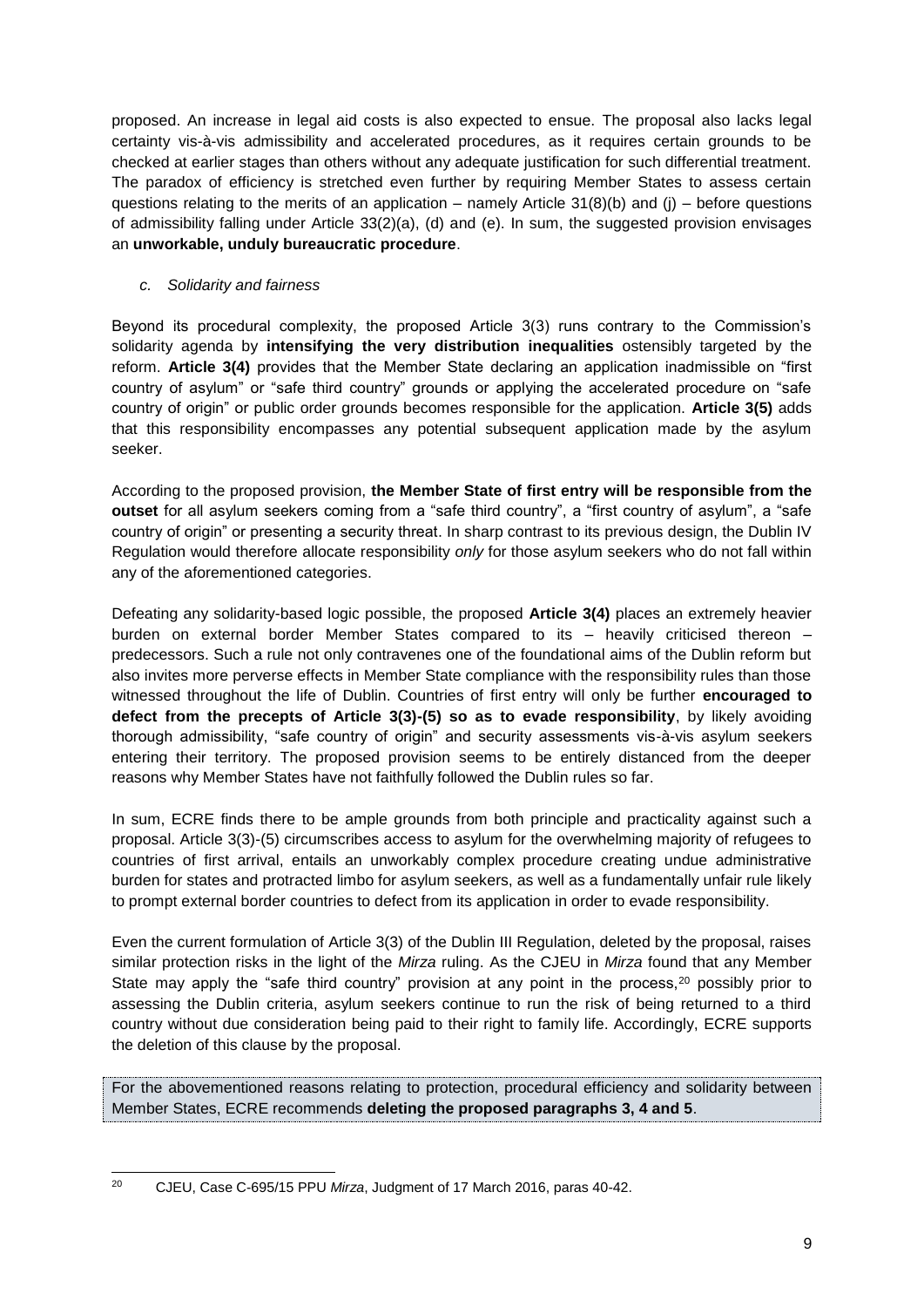proposed. An increase in legal aid costs is also expected to ensue. The proposal also lacks legal certainty vis-à-vis admissibility and accelerated procedures, as it requires certain grounds to be checked at earlier stages than others without any adequate justification for such differential treatment. The paradox of efficiency is stretched even further by requiring Member States to assess certain questions relating to the merits of an application – namely Article 31(8)(b) and (j) – before questions of admissibility falling under Article 33(2)(a), (d) and (e). In sum, the suggested provision envisages an **unworkable, unduly bureaucratic procedure**.

*c. Solidarity and fairness*

Beyond its procedural complexity, the proposed Article 3(3) runs contrary to the Commission's solidarity agenda by **intensifying the very distribution inequalities** ostensibly targeted by the reform. **Article 3(4)** provides that the Member State declaring an application inadmissible on "first country of asylum" or "safe third country" grounds or applying the accelerated procedure on "safe country of origin" or public order grounds becomes responsible for the application. **Article 3(5)** adds that this responsibility encompasses any potential subsequent application made by the asylum seeker.

According to the proposed provision, **the Member State of first entry will be responsible from the outset** for all asylum seekers coming from a "safe third country", a "first country of asylum", a "safe country of origin" or presenting a security threat. In sharp contrast to its previous design, the Dublin IV Regulation would therefore allocate responsibility *only* for those asylum seekers who do not fall within any of the aforementioned categories.

Defeating any solidarity-based logic possible, the proposed **Article 3(4)** places an extremely heavier burden on external border Member States compared to its – heavily criticised thereon – predecessors. Such a rule not only contravenes one of the foundational aims of the Dublin reform but also invites more perverse effects in Member State compliance with the responsibility rules than those witnessed throughout the life of Dublin. Countries of first entry will only be further **encouraged to defect from the precepts of Article 3(3)-(5) so as to evade responsibility**, by likely avoiding thorough admissibility, "safe country of origin" and security assessments vis-à-vis asylum seekers entering their territory. The proposed provision seems to be entirely distanced from the deeper reasons why Member States have not faithfully followed the Dublin rules so far.

In sum, ECRE finds there to be ample grounds from both principle and practicality against such a proposal. Article 3(3)-(5) circumscribes access to asylum for the overwhelming majority of refugees to countries of first arrival, entails an unworkably complex procedure creating undue administrative burden for states and protracted limbo for asylum seekers, as well as a fundamentally unfair rule likely to prompt external border countries to defect from its application in order to evade responsibility.

Even the current formulation of Article 3(3) of the Dublin III Regulation, deleted by the proposal, raises similar protection risks in the light of the *Mirza* ruling. As the CJEU in *Mirza* found that any Member State may apply the "safe third country" provision at any point in the process,[20] possibly prior to assessing the Dublin criteria, asylum seekers continue to run the risk of being returned to a third country without due consideration being paid to their right to family life. Accordingly, ECRE supports the deletion of this clause by the proposal.

For the abovementioned reasons relating to protection, procedural efficiency and solidarity between Member States, ECRE recommends **deleting the proposed paragraphs 3, 4 and 5**.

[20] CJEU, Case C-695/15 PPU *Mirza*, Judgment of 17 March 2016, paras 40-42.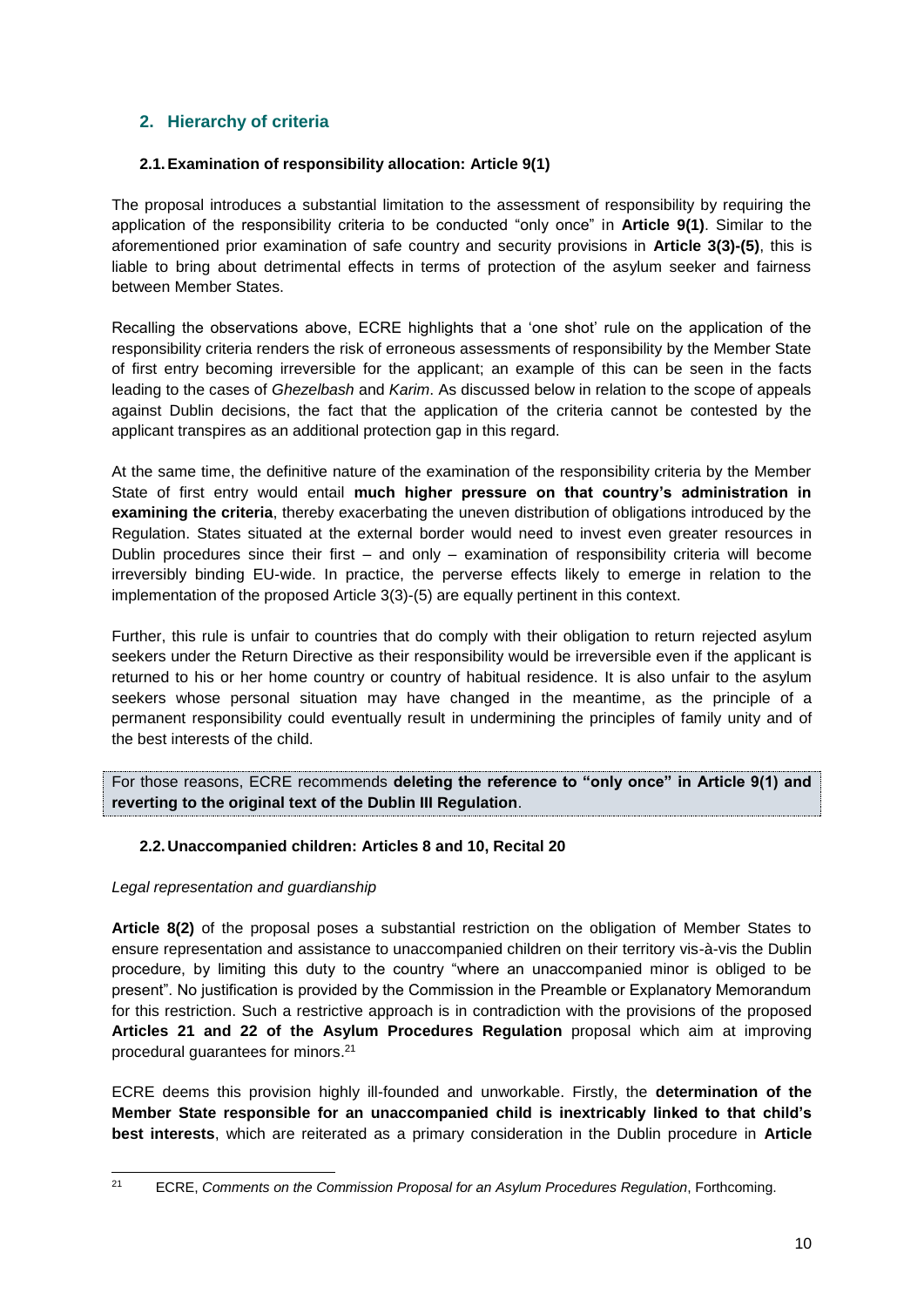## 2. Hierarchy of criteria

### 2.1. Examination of responsibility allocation: Article 9(1)

The proposal introduces a substantial limitation to the assessment of responsibility by requiring the application of the responsibility criteria to be conducted "only once" in **Article 9(1)**. Similar to the aforementioned prior examination of safe country and security provisions in **Article 3(3)-(5)**, this is liable to bring about detrimental effects in terms of protection of the asylum seeker and fairness between Member States.

Recalling the observations above, ECRE highlights that a 'one shot' rule on the application of the responsibility criteria renders the risk of erroneous assessments of responsibility by the Member State of first entry becoming irreversible for the applicant; an example of this can be seen in the facts leading to the cases of *Ghezelbash* and *Karim*. As discussed below in relation to the scope of appeals against Dublin decisions, the fact that the application of the criteria cannot be contested by the applicant transpires as an additional protection gap in this regard.

At the same time, the definitive nature of the examination of the responsibility criteria by the Member State of first entry would entail **much higher pressure on that country's administration in examining the criteria**, thereby exacerbating the uneven distribution of obligations introduced by the Regulation. States situated at the external border would need to invest even greater resources in Dublin procedures since their first – and only – examination of responsibility criteria will become irreversibly binding EU-wide. In practice, the perverse effects likely to emerge in relation to the implementation of the proposed Article 3(3)-(5) are equally pertinent in this context.

Further, this rule is unfair to countries that do comply with their obligation to return rejected asylum seekers under the Return Directive as their responsibility would be irreversible even if the applicant is returned to his or her home country or country of habitual residence. It is also unfair to the asylum seekers whose personal situation may have changed in the meantime, as the principle of a permanent responsibility could eventually result in undermining the principles of family unity and of the best interests of the child.

For those reasons, ECRE recommends **deleting the reference to "only once" in Article 9(1) and reverting to the original text of the Dublin III Regulation**.

### 2.2. Unaccompanied children: Articles 8 and 10, Recital 20

*Legal representation and guardianship*

**Article 8(2)** of the proposal poses a substantial restriction on the obligation of Member States to ensure representation and assistance to unaccompanied children on their territory vis-à-vis the Dublin procedure, by limiting this duty to the country "where an unaccompanied minor is obliged to be present". No justification is provided by the Commission in the Preamble or Explanatory Memorandum for this restriction. Such a restrictive approach is in contradiction with the provisions of the proposed **Articles 21 and 22 of the Asylum Procedures Regulation** proposal which aim at improving procedural guarantees for minors.[21]

ECRE deems this provision highly ill-founded and unworkable. Firstly, the **determination of the Member State responsible for an unaccompanied child is inextricably linked to that child's best interests**, which are reiterated as a primary consideration in the Dublin procedure in **Article**

[21] ECRE, *Comments on the Commission Proposal for an Asylum Procedures Regulation*, Forthcoming.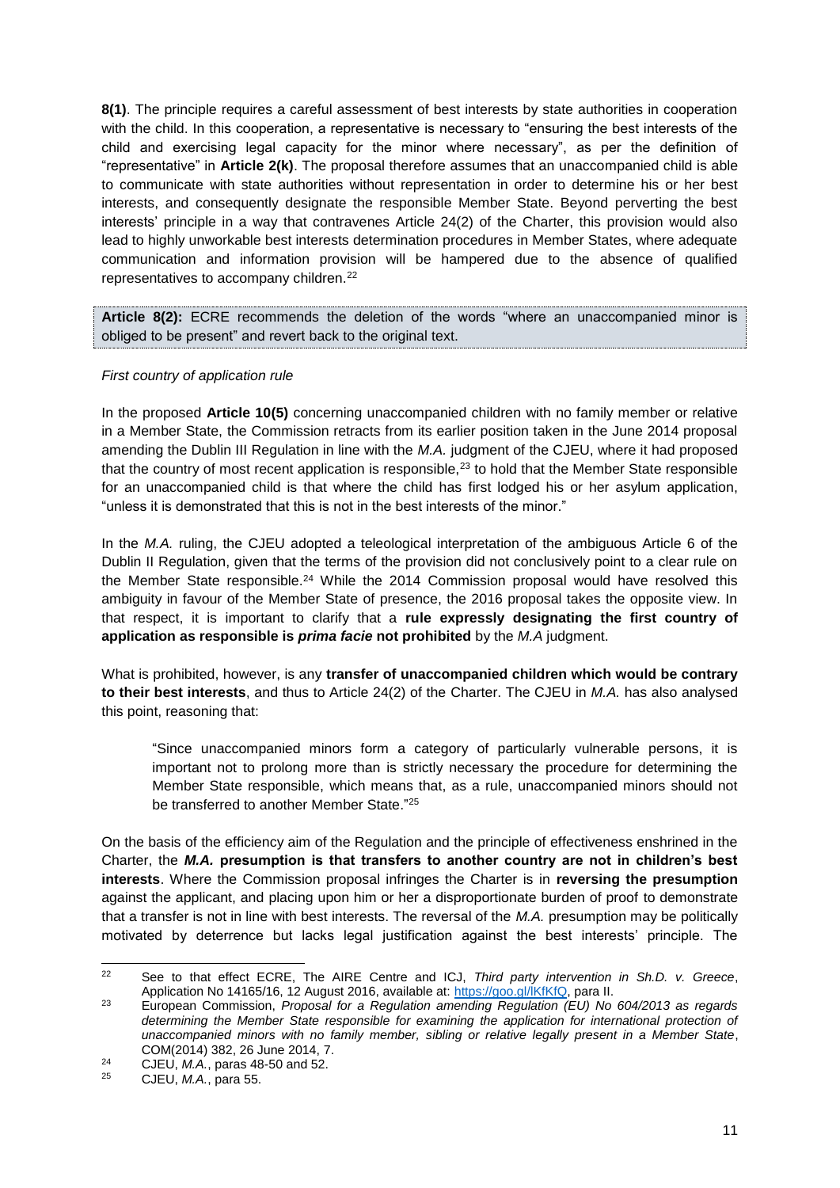**8(1)**. The principle requires a careful assessment of best interests by state authorities in cooperation with the child. In this cooperation, a representative is necessary to "ensuring the best interests of the child and exercising legal capacity for the minor where necessary", as per the definition of "representative" in **Article 2(k)**. The proposal therefore assumes that an unaccompanied child is able to communicate with state authorities without representation in order to determine his or her best interests, and consequently designate the responsible Member State. Beyond perverting the best interests' principle in a way that contravenes Article 24(2) of the Charter, this provision would also lead to highly unworkable best interests determination procedures in Member States, where adequate communication and information provision will be hampered due to the absence of qualified representatives to accompany children.[22]

**Article 8(2):** ECRE recommends the deletion of the words "where an unaccompanied minor is obliged to be present" and revert back to the original text.

*First country of application rule*

In the proposed **Article 10(5)** concerning unaccompanied children with no family member or relative in a Member State, the Commission retracts from its earlier position taken in the June 2014 proposal amending the Dublin III Regulation in line with the *M.A.* judgment of the CJEU, where it had proposed that the country of most recent application is responsible,[23] to hold that the Member State responsible for an unaccompanied child is that where the child has first lodged his or her asylum application, "unless it is demonstrated that this is not in the best interests of the minor."

In the *M.A.* ruling, the CJEU adopted a teleological interpretation of the ambiguous Article 6 of the Dublin II Regulation, given that the terms of the provision did not conclusively point to a clear rule on the Member State responsible.[24] While the 2014 Commission proposal would have resolved this ambiguity in favour of the Member State of presence, the 2016 proposal takes the opposite view. In that respect, it is important to clarify that a **rule expressly designating the first country of application as responsible is *prima facie* not prohibited** by the *M.A* judgment.

What is prohibited, however, is any **transfer of unaccompanied children which would be contrary to their best interests**, and thus to Article 24(2) of the Charter. The CJEU in *M.A.* has also analysed this point, reasoning that:

> "Since unaccompanied minors form a category of particularly vulnerable persons, it is important not to prolong more than is strictly necessary the procedure for determining the Member State responsible, which means that, as a rule, unaccompanied minors should not be transferred to another Member State."[25]

On the basis of the efficiency aim of the Regulation and the principle of effectiveness enshrined in the Charter, the ***M.A.* presumption is that transfers to another country are not in children's best interests**. Where the Commission proposal infringes the Charter is in **reversing the presumption** against the applicant, and placing upon him or her a disproportionate burden of proof to demonstrate that a transfer is not in line with best interests. The reversal of the *M.A.* presumption may be politically motivated by deterrence but lacks legal justification against the best interests' principle. The

---

[22] See to that effect ECRE, The AIRE Centre and ICJ, *Third party intervention in Sh.D. v. Greece*, Application No 14165/16, 12 August 2016, available at: https://goo.gl/lKfKfQ, para II.

[23] European Commission, *Proposal for a Regulation amending Regulation (EU) No 604/2013 as regards determining the Member State responsible for examining the application for international protection of unaccompanied minors with no family member, sibling or relative legally present in a Member State*, COM(2014) 382, 26 June 2014, 7.

[24] CJEU, *M.A.*, paras 48-50 and 52.

[25] CJEU, *M.A.*, para 55.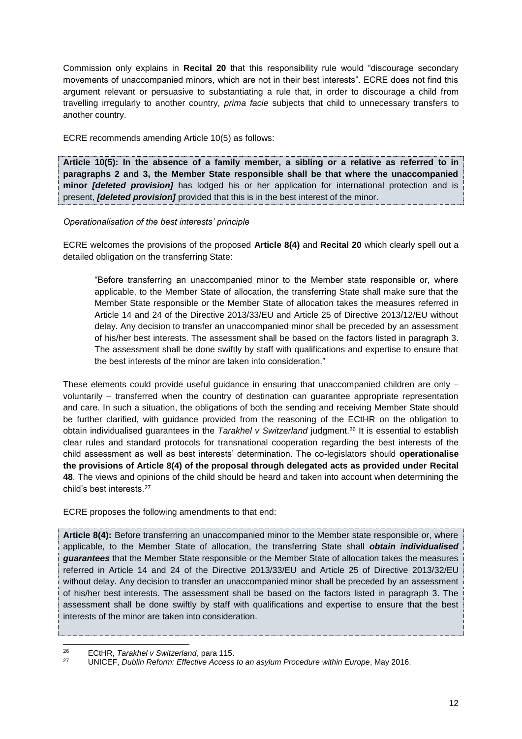Commission only explains in **Recital 20** that this responsibility rule would "discourage secondary movements of unaccompanied minors, which are not in their best interests". ECRE does not find this argument relevant or persuasive to substantiating a rule that, in order to discourage a child from travelling irregularly to another country, *prima facie* subjects that child to unnecessary transfers to another country.

ECRE recommends amending Article 10(5) as follows:

> **Article 10(5): In the absence of a family member, a sibling or a relative as referred to in paragraphs 2 and 3, the Member State responsible shall be that where the unaccompanied minor *[deleted provision]* has lodged his or her application for international protection and is present,** ***[deleted provision]*** provided that this is in the best interest of the minor.

*Operationalisation of the best interests' principle*

ECRE welcomes the provisions of the proposed **Article 8(4)** and **Recital 20** which clearly spell out a detailed obligation on the transferring State:

> "Before transferring an unaccompanied minor to the Member state responsible or, where applicable, to the Member State of allocation, the transferring State shall make sure that the Member State responsible or the Member State of allocation takes the measures referred in Article 14 and 24 of the Directive 2013/33/EU and Article 25 of Directive 2013/12/EU without delay. Any decision to transfer an unaccompanied minor shall be preceded by an assessment of his/her best interests. The assessment shall be based on the factors listed in paragraph 3. The assessment shall be done swiftly by staff with qualifications and expertise to ensure that the best interests of the minor are taken into consideration."

These elements could provide useful guidance in ensuring that unaccompanied children are only – voluntarily – transferred when the country of destination can guarantee appropriate representation and care. In such a situation, the obligations of both the sending and receiving Member State should be further clarified, with guidance provided from the reasoning of the ECtHR on the obligation to obtain individualised guarantees in the *Tarakhel v Switzerland* judgment.[26] It is essential to establish clear rules and standard protocols for transnational cooperation regarding the best interests of the child assessment as well as best interests' determination. The co-legislators should **operationalise the provisions of Article 8(4) of the proposal through delegated acts as provided under Recital 48**. The views and opinions of the child should be heard and taken into account when determining the child's best interests.[27]

ECRE proposes the following amendments to that end:

> **Article 8(4):** Before transferring an unaccompanied minor to the Member state responsible or, where applicable, to the Member State of allocation, the transferring State shall ***obtain individualised guarantees*** that the Member State responsible or the Member State of allocation takes the measures referred in Article 14 and 24 of the Directive 2013/33/EU and Article 25 of Directive 2013/32/EU without delay. Any decision to transfer an unaccompanied minor shall be preceded by an assessment of his/her best interests. The assessment shall be based on the factors listed in paragraph 3. The assessment shall be done swiftly by staff with qualifications and expertise to ensure that the best interests of the minor are taken into consideration.

---

[26] ECtHR, *Tarakhel v Switzerland*, para 115.

[27] UNICEF, *Dublin Reform: Effective Access to an asylum Procedure within Europe*, May 2016.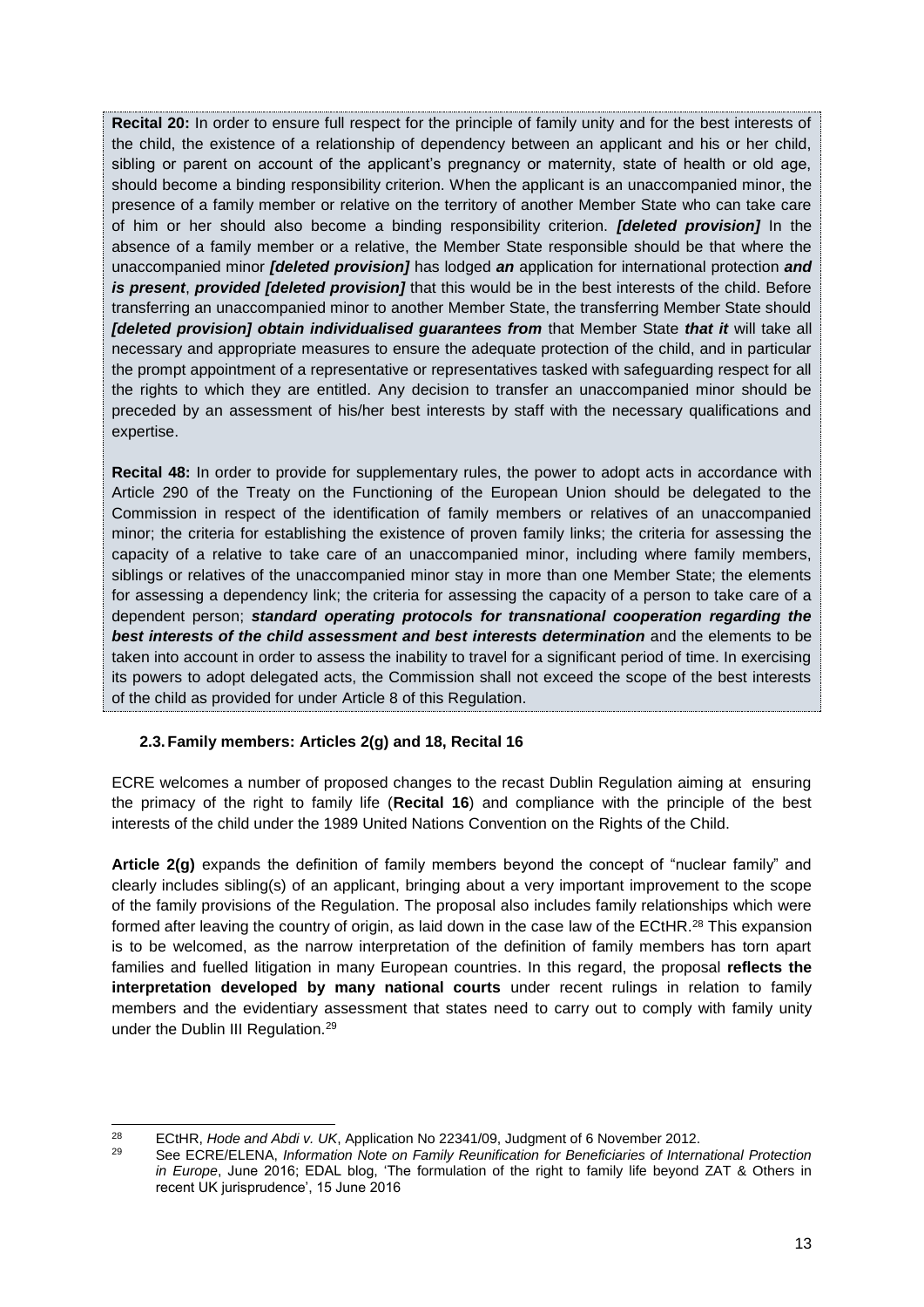**Recital 20:** In order to ensure full respect for the principle of family unity and for the best interests of the child, the existence of a relationship of dependency between an applicant and his or her child, sibling or parent on account of the applicant's pregnancy or maternity, state of health or old age, should become a binding responsibility criterion. When the applicant is an unaccompanied minor, the presence of a family member or relative on the territory of another Member State who can take care of him or her should also become a binding responsibility criterion. ***[deleted provision]*** In the absence of a family member or a relative, the Member State responsible should be that where the unaccompanied minor ***[deleted provision]*** has lodged ***an*** application for international protection ***and is present***, ***provided [deleted provision]*** that this would be in the best interests of the child. Before transferring an unaccompanied minor to another Member State, the transferring Member State should ***[deleted provision] obtain individualised guarantees from*** that Member State ***that it*** will take all necessary and appropriate measures to ensure the adequate protection of the child, and in particular the prompt appointment of a representative or representatives tasked with safeguarding respect for all the rights to which they are entitled. Any decision to transfer an unaccompanied minor should be preceded by an assessment of his/her best interests by staff with the necessary qualifications and expertise.

**Recital 48:** In order to provide for supplementary rules, the power to adopt acts in accordance with Article 290 of the Treaty on the Functioning of the European Union should be delegated to the Commission in respect of the identification of family members or relatives of an unaccompanied minor; the criteria for establishing the existence of proven family links; the criteria for assessing the capacity of a relative to take care of an unaccompanied minor, including where family members, siblings or relatives of the unaccompanied minor stay in more than one Member State; the elements for assessing a dependency link; the criteria for assessing the capacity of a person to take care of a dependent person; ***standard operating protocols for transnational cooperation regarding the best interests of the child assessment and best interests determination*** and the elements to be taken into account in order to assess the inability to travel for a significant period of time. In exercising its powers to adopt delegated acts, the Commission shall not exceed the scope of the best interests of the child as provided for under Article 8 of this Regulation.

### 2.3. Family members: Articles 2(g) and 18, Recital 16

ECRE welcomes a number of proposed changes to the recast Dublin Regulation aiming at ensuring the primacy of the right to family life (**Recital 16**) and compliance with the principle of the best interests of the child under the 1989 United Nations Convention on the Rights of the Child.

**Article 2(g)** expands the definition of family members beyond the concept of "nuclear family" and clearly includes sibling(s) of an applicant, bringing about a very important improvement to the scope of the family provisions of the Regulation. The proposal also includes family relationships which were formed after leaving the country of origin, as laid down in the case law of the ECtHR.[28] This expansion is to be welcomed, as the narrow interpretation of the definition of family members has torn apart families and fuelled litigation in many European countries. In this regard, the proposal **reflects the interpretation developed by many national courts** under recent rulings in relation to family members and the evidentiary assessment that states need to carry out to comply with family unity under the Dublin III Regulation.[29]

---

[28] ECtHR, *Hode and Abdi v. UK*, Application No 22341/09, Judgment of 6 November 2012.

[29] See ECRE/ELENA, *Information Note on Family Reunification for Beneficiaries of International Protection in Europe*, June 2016; EDAL blog, 'The formulation of the right to family life beyond ZAT & Others in recent UK jurisprudence', 15 June 2016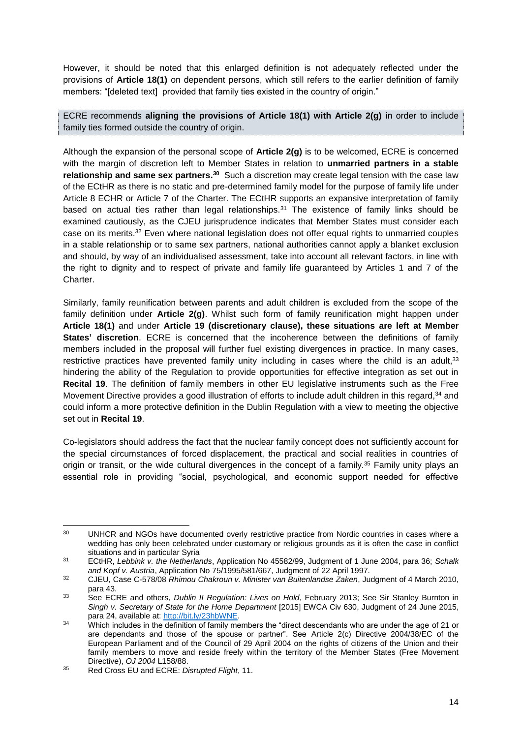However, it should be noted that this enlarged definition is not adequately reflected under the provisions of **Article 18(1)** on dependent persons, which still refers to the earlier definition of family members: "[deleted text] provided that family ties existed in the country of origin."

ECRE recommends **aligning the provisions of Article 18(1) with Article 2(g)** in order to include family ties formed outside the country of origin.

Although the expansion of the personal scope of **Article 2(g)** is to be welcomed, ECRE is concerned with the margin of discretion left to Member States in relation to **unmarried partners in a stable relationship and same sex partners.**[30] Such a discretion may create legal tension with the case law of the ECtHR as there is no static and pre-determined family model for the purpose of family life under Article 8 ECHR or Article 7 of the Charter. The ECtHR supports an expansive interpretation of family based on actual ties rather than legal relationships.[31] The existence of family links should be examined cautiously, as the CJEU jurisprudence indicates that Member States must consider each case on its merits.[32] Even where national legislation does not offer equal rights to unmarried couples in a stable relationship or to same sex partners, national authorities cannot apply a blanket exclusion and should, by way of an individualised assessment, take into account all relevant factors, in line with the right to dignity and to respect of private and family life guaranteed by Articles 1 and 7 of the Charter.

Similarly, family reunification between parents and adult children is excluded from the scope of the family definition under **Article 2(g)**. Whilst such form of family reunification might happen under **Article 18(1)** and under **Article 19 (discretionary clause), these situations are left at Member States' discretion**. ECRE is concerned that the incoherence between the definitions of family members included in the proposal will further fuel existing divergences in practice. In many cases, restrictive practices have prevented family unity including in cases where the child is an adult,[33] hindering the ability of the Regulation to provide opportunities for effective integration as set out in **Recital 19**. The definition of family members in other EU legislative instruments such as the Free Movement Directive provides a good illustration of efforts to include adult children in this regard,[34] and could inform a more protective definition in the Dublin Regulation with a view to meeting the objective set out in **Recital 19**.

Co-legislators should address the fact that the nuclear family concept does not sufficiently account for the special circumstances of forced displacement, the practical and social realities in countries of origin or transit, or the wide cultural divergences in the concept of a family.[35] Family unity plays an essential role in providing "social, psychological, and economic support needed for effective

---

[30] UNHCR and NGOs have documented overly restrictive practice from Nordic countries in cases where a wedding has only been celebrated under customary or religious grounds as it is often the case in conflict situations and in particular Syria

[31] ECtHR, *Lebbink v. the Netherlands*, Application No 45582/99, Judgment of 1 June 2004, para 36; *Schalk and Kopf v. Austria*, Application No 75/1995/581/667, Judgment of 22 April 1997.

[32] CJEU, Case C-578/08 *Rhimou Chakroun v. Minister van Buitenlandse Zaken*, Judgment of 4 March 2010, para 43.

[33] See ECRE and others, *Dublin II Regulation: Lives on Hold*, February 2013; See Sir Stanley Burnton in *Singh v. Secretary of State for the Home Department* [2015] EWCA Civ 630, Judgment of 24 June 2015, para 24, available at: http://bit.ly/23hbWNE.

[34] Which includes in the definition of family members the "direct descendants who are under the age of 21 or are dependants and those of the spouse or partner". See Article 2(c) Directive 2004/38/EC of the European Parliament and of the Council of 29 April 2004 on the rights of citizens of the Union and their family members to move and reside freely within the territory of the Member States (Free Movement Directive), *OJ 2004* L158/88.

[35] Red Cross EU and ECRE: *Disrupted Flight*, 11.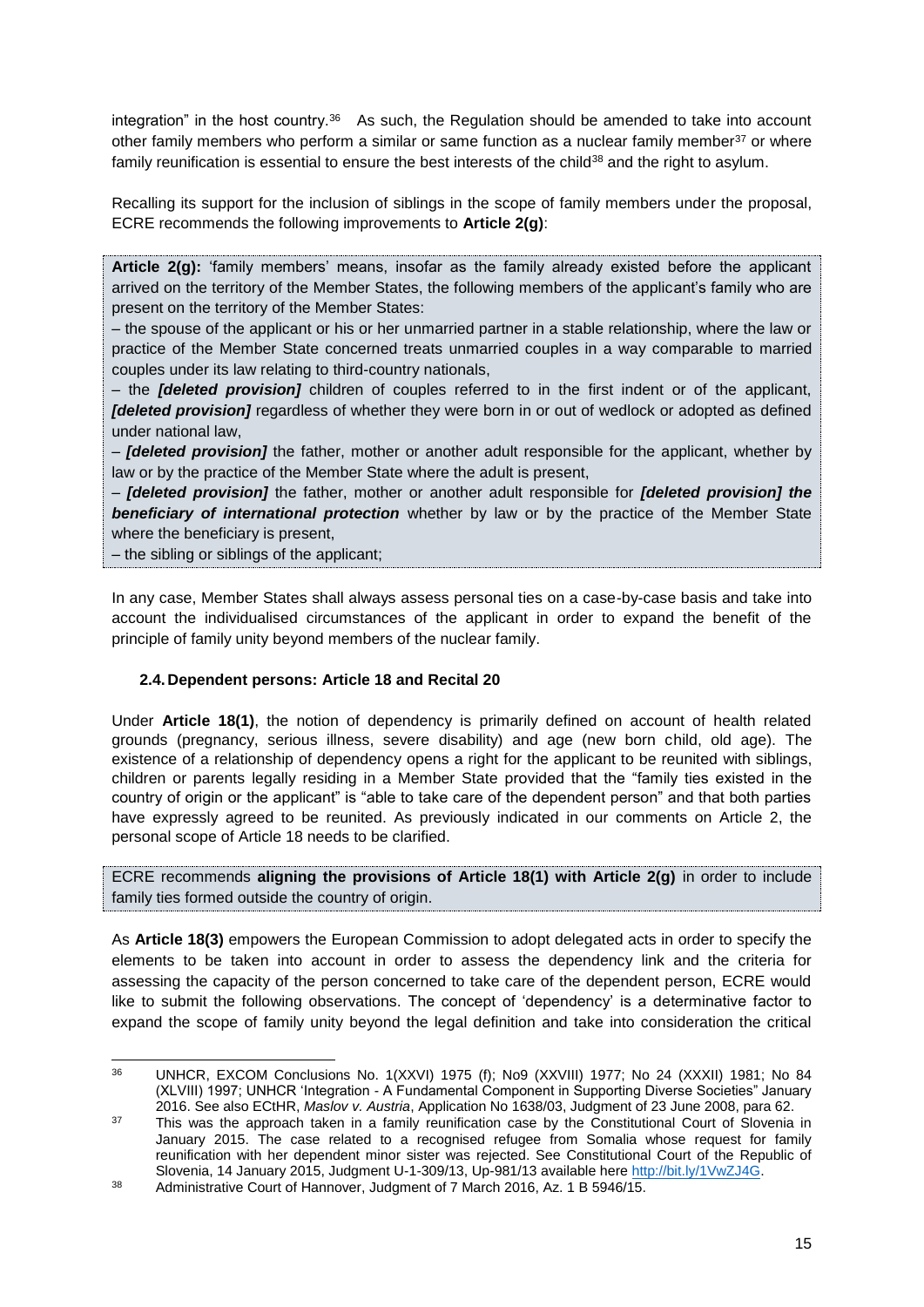integration" in the host country.[36] As such, the Regulation should be amended to take into account other family members who perform a similar or same function as a nuclear family member[37] or where family reunification is essential to ensure the best interests of the child[38] and the right to asylum.

Recalling its support for the inclusion of siblings in the scope of family members under the proposal, ECRE recommends the following improvements to **Article 2(g)**:

> **Article 2(g):** 'family members' means, insofar as the family already existed before the applicant arrived on the territory of the Member States, the following members of the applicant's family who are present on the territory of the Member States:
>
> – the spouse of the applicant or his or her unmarried partner in a stable relationship, where the law or practice of the Member State concerned treats unmarried couples in a way comparable to married couples under its law relating to third-country nationals,
>
> – the ***[deleted provision]*** children of couples referred to in the first indent or of the applicant, ***[deleted provision]*** regardless of whether they were born in or out of wedlock or adopted as defined under national law,
>
> – ***[deleted provision]*** the father, mother or another adult responsible for the applicant, whether by law or by the practice of the Member State where the adult is present,
>
> – ***[deleted provision]*** the father, mother or another adult responsible for ***[deleted provision] the beneficiary of international protection*** whether by law or by the practice of the Member State where the beneficiary is present,
>
> – the sibling or siblings of the applicant;

In any case, Member States shall always assess personal ties on a case-by-case basis and take into account the individualised circumstances of the applicant in order to expand the benefit of the principle of family unity beyond members of the nuclear family.

### 2.4. Dependent persons: Article 18 and Recital 20

Under **Article 18(1)**, the notion of dependency is primarily defined on account of health related grounds (pregnancy, serious illness, severe disability) and age (new born child, old age). The existence of a relationship of dependency opens a right for the applicant to be reunited with siblings, children or parents legally residing in a Member State provided that the "family ties existed in the country of origin or the applicant" is "able to take care of the dependent person" and that both parties have expressly agreed to be reunited. As previously indicated in our comments on Article 2, the personal scope of Article 18 needs to be clarified.

> ECRE recommends **aligning the provisions of Article 18(1) with Article 2(g)** in order to include family ties formed outside the country of origin.

As **Article 18(3)** empowers the European Commission to adopt delegated acts in order to specify the elements to be taken into account in order to assess the dependency link and the criteria for assessing the capacity of the person concerned to take care of the dependent person, ECRE would like to submit the following observations. The concept of 'dependency' is a determinative factor to expand the scope of family unity beyond the legal definition and take into consideration the critical

---

[36] UNHCR, EXCOM Conclusions No. 1(XXVI) 1975 (f); No9 (XXVIII) 1977; No 24 (XXXII) 1981; No 84 (XLVIII) 1997; UNHCR 'Integration - A Fundamental Component in Supporting Diverse Societies" January 2016. See also ECtHR, *Maslov v. Austria*, Application No 1638/03, Judgment of 23 June 2008, para 62.

[37] This was the approach taken in a family reunification case by the Constitutional Court of Slovenia in January 2015. The case related to a recognised refugee from Somalia whose request for family reunification with her dependent minor sister was rejected. See Constitutional Court of the Republic of Slovenia, 14 January 2015, Judgment U-1-309/13, Up-981/13 available here http://bit.ly/1VwZJ4G.

[38] Administrative Court of Hannover, Judgment of 7 March 2016, Az. 1 B 5946/15.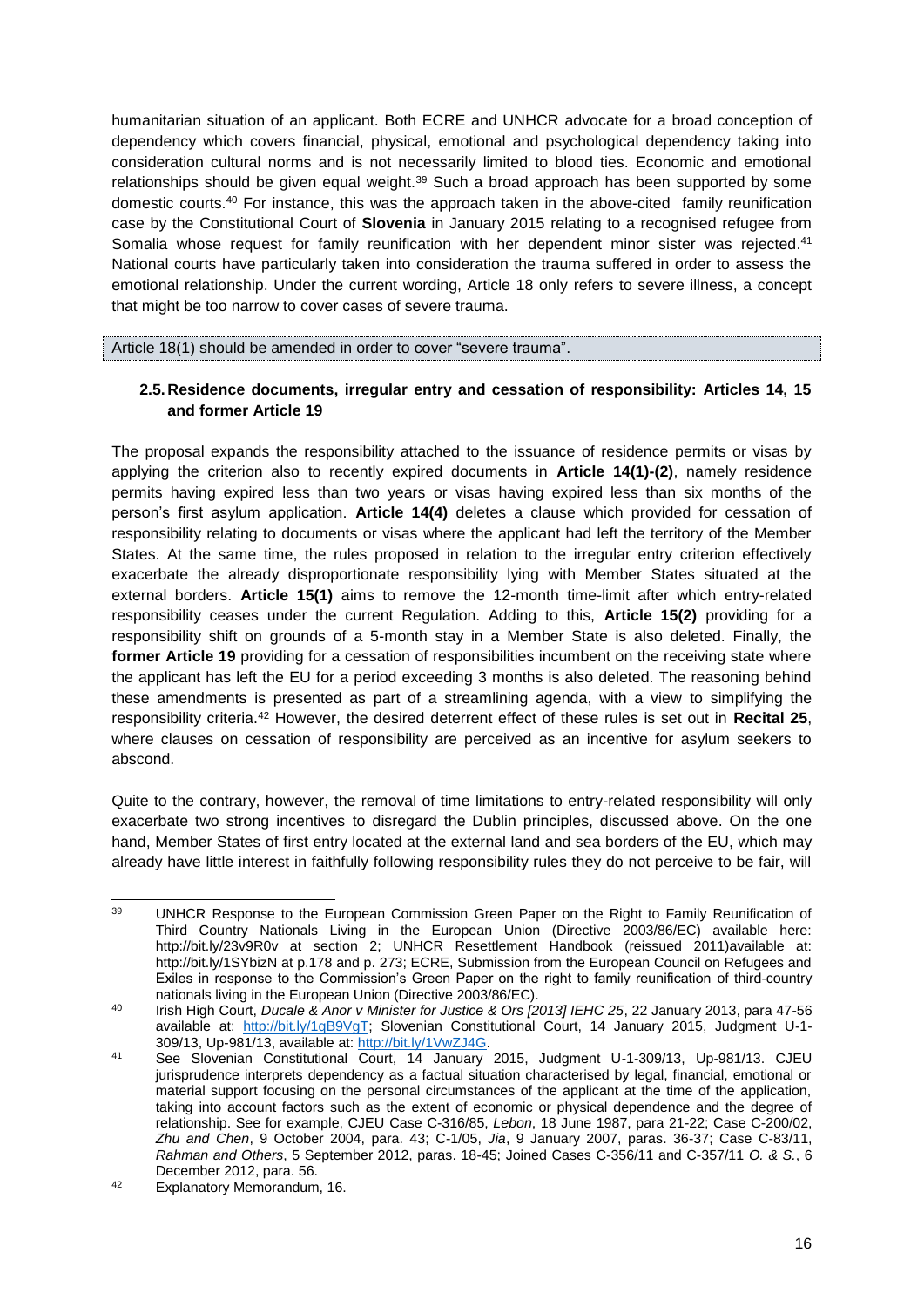humanitarian situation of an applicant. Both ECRE and UNHCR advocate for a broad conception of dependency which covers financial, physical, emotional and psychological dependency taking into consideration cultural norms and is not necessarily limited to blood ties. Economic and emotional relationships should be given equal weight.[39] Such a broad approach has been supported by some domestic courts.[40] For instance, this was the approach taken in the above-cited family reunification case by the Constitutional Court of **Slovenia** in January 2015 relating to a recognised refugee from Somalia whose request for family reunification with her dependent minor sister was rejected.[41] National courts have particularly taken into consideration the trauma suffered in order to assess the emotional relationship. Under the current wording, Article 18 only refers to severe illness, a concept that might be too narrow to cover cases of severe trauma.

Article 18(1) should be amended in order to cover "severe trauma".

### 2.5. Residence documents, irregular entry and cessation of responsibility: Articles 14, 15 and former Article 19

The proposal expands the responsibility attached to the issuance of residence permits or visas by applying the criterion also to recently expired documents in **Article 14(1)-(2)**, namely residence permits having expired less than two years or visas having expired less than six months of the person's first asylum application. **Article 14(4)** deletes a clause which provided for cessation of responsibility relating to documents or visas where the applicant had left the territory of the Member States. At the same time, the rules proposed in relation to the irregular entry criterion effectively exacerbate the already disproportionate responsibility lying with Member States situated at the external borders. **Article 15(1)** aims to remove the 12-month time-limit after which entry-related responsibility ceases under the current Regulation. Adding to this, **Article 15(2)** providing for a responsibility shift on grounds of a 5-month stay in a Member State is also deleted. Finally, the **former Article 19** providing for a cessation of responsibilities incumbent on the receiving state where the applicant has left the EU for a period exceeding 3 months is also deleted. The reasoning behind these amendments is presented as part of a streamlining agenda, with a view to simplifying the responsibility criteria.[42] However, the desired deterrent effect of these rules is set out in **Recital 25**, where clauses on cessation of responsibility are perceived as an incentive for asylum seekers to abscond.

Quite to the contrary, however, the removal of time limitations to entry-related responsibility will only exacerbate two strong incentives to disregard the Dublin principles, discussed above. On the one hand, Member States of first entry located at the external land and sea borders of the EU, which may already have little interest in faithfully following responsibility rules they do not perceive to be fair, will

---

[39] UNHCR Response to the European Commission Green Paper on the Right to Family Reunification of Third Country Nationals Living in the European Union (Directive 2003/86/EC) available here: http://bit.ly/23v9R0v at section 2; UNHCR Resettlement Handbook (reissued 2011)available at: http://bit.ly/1SYbizN at p.178 and p. 273; ECRE, Submission from the European Council on Refugees and Exiles in response to the Commission's Green Paper on the right to family reunification of third-country nationals living in the European Union (Directive 2003/86/EC).

[40] Irish High Court, *Ducale & Anor v Minister for Justice & Ors [2013] IEHC 25*, 22 January 2013, para 47-56 available at: http://bit.ly/1qB9VgT; Slovenian Constitutional Court, 14 January 2015, Judgment U-1-309/13, Up-981/13, available at: http://bit.ly/1VwZJ4G.

[41] See Slovenian Constitutional Court, 14 January 2015, Judgment U-1-309/13, Up-981/13. CJEU jurisprudence interprets dependency as a factual situation characterised by legal, financial, emotional or material support focusing on the personal circumstances of the applicant at the time of the application, taking into account factors such as the extent of economic or physical dependence and the degree of relationship. See for example, CJEU Case C-316/85, *Lebon*, 18 June 1987, para 21-22; Case C-200/02, *Zhu and Chen*, 9 October 2004, para. 43; C-1/05, *Jia*, 9 January 2007, paras. 36-37; Case C-83/11, *Rahman and Others*, 5 September 2012, paras. 18-45; Joined Cases C-356/11 and C-357/11 *O. & S.*, 6 December 2012, para. 56.

[42] Explanatory Memorandum, 16.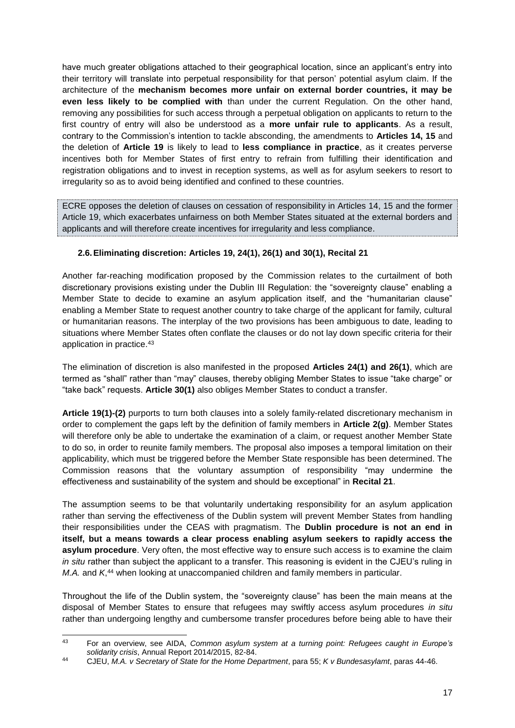have much greater obligations attached to their geographical location, since an applicant's entry into their territory will translate into perpetual responsibility for that person' potential asylum claim. If the architecture of the **mechanism becomes more unfair on external border countries, it may be even less likely to be complied with** than under the current Regulation. On the other hand, removing any possibilities for such access through a perpetual obligation on applicants to return to the first country of entry will also be understood as a **more unfair rule to applicants**. As a result, contrary to the Commission's intention to tackle absconding, the amendments to **Articles 14, 15** and the deletion of **Article 19** is likely to lead to **less compliance in practice**, as it creates perverse incentives both for Member States of first entry to refrain from fulfilling their identification and registration obligations and to invest in reception systems, as well as for asylum seekers to resort to irregularity so as to avoid being identified and confined to these countries.

> ECRE opposes the deletion of clauses on cessation of responsibility in Articles 14, 15 and the former Article 19, which exacerbates unfairness on both Member States situated at the external borders and applicants and will therefore create incentives for irregularity and less compliance.

### 2.6. Eliminating discretion: Articles 19, 24(1), 26(1) and 30(1), Recital 21

Another far-reaching modification proposed by the Commission relates to the curtailment of both discretionary provisions existing under the Dublin III Regulation: the "sovereignty clause" enabling a Member State to decide to examine an asylum application itself, and the "humanitarian clause" enabling a Member State to request another country to take charge of the applicant for family, cultural or humanitarian reasons. The interplay of the two provisions has been ambiguous to date, leading to situations where Member States often conflate the clauses or do not lay down specific criteria for their application in practice.[43]

The elimination of discretion is also manifested in the proposed **Articles 24(1) and 26(1)**, which are termed as "shall" rather than "may" clauses, thereby obliging Member States to issue "take charge" or "take back" requests. **Article 30(1)** also obliges Member States to conduct a transfer.

**Article 19(1)-(2)** purports to turn both clauses into a solely family-related discretionary mechanism in order to complement the gaps left by the definition of family members in **Article 2(g)**. Member States will therefore only be able to undertake the examination of a claim, or request another Member State to do so, in order to reunite family members. The proposal also imposes a temporal limitation on their applicability, which must be triggered before the Member State responsible has been determined. The Commission reasons that the voluntary assumption of responsibility "may undermine the effectiveness and sustainability of the system and should be exceptional" in **Recital 21**.

The assumption seems to be that voluntarily undertaking responsibility for an asylum application rather than serving the effectiveness of the Dublin system will prevent Member States from handling their responsibilities under the CEAS with pragmatism. The **Dublin procedure is not an end in itself, but a means towards a clear process enabling asylum seekers to rapidly access the asylum procedure**. Very often, the most effective way to ensure such access is to examine the claim *in situ* rather than subject the applicant to a transfer. This reasoning is evident in the CJEU's ruling in *M.A.* and *K*,[44] when looking at unaccompanied children and family members in particular.

Throughout the life of the Dublin system, the "sovereignty clause" has been the main means at the disposal of Member States to ensure that refugees may swiftly access asylum procedures *in situ* rather than undergoing lengthy and cumbersome transfer procedures before being able to have their

---

[43] For an overview, see AIDA, *Common asylum system at a turning point: Refugees caught in Europe's solidarity crisis*, Annual Report 2014/2015, 82-84.

[44] CJEU, *M.A. v Secretary of State for the Home Department*, para 55; *K v Bundesasylamt*, paras 44-46.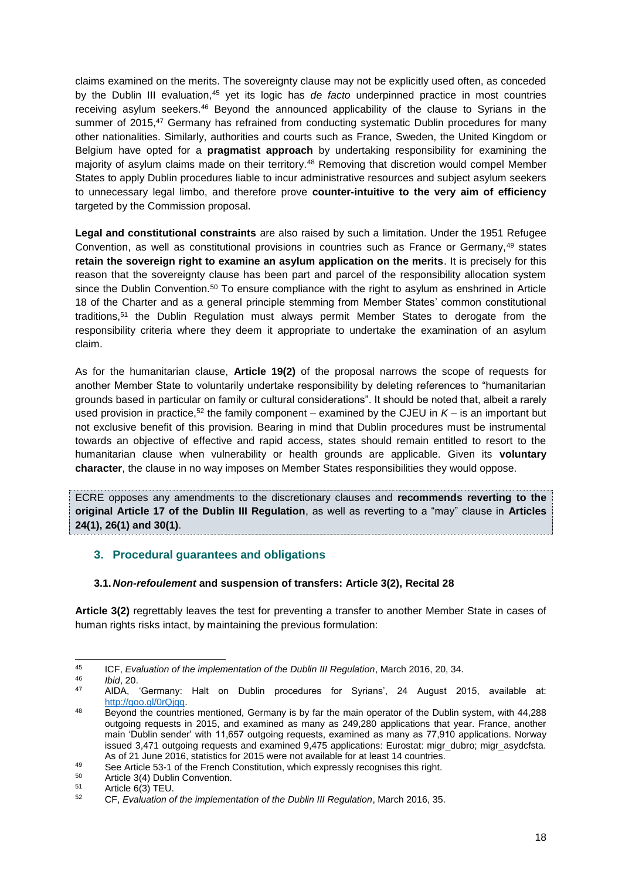claims examined on the merits. The sovereignty clause may not be explicitly used often, as conceded by the Dublin III evaluation,[45] yet its logic has *de facto* underpinned practice in most countries receiving asylum seekers.[46] Beyond the announced applicability of the clause to Syrians in the summer of 2015,[47] Germany has refrained from conducting systematic Dublin procedures for many other nationalities. Similarly, authorities and courts such as France, Sweden, the United Kingdom or Belgium have opted for a **pragmatist approach** by undertaking responsibility for examining the majority of asylum claims made on their territory.[48] Removing that discretion would compel Member States to apply Dublin procedures liable to incur administrative resources and subject asylum seekers to unnecessary legal limbo, and therefore prove **counter-intuitive to the very aim of efficiency** targeted by the Commission proposal.

**Legal and constitutional constraints** are also raised by such a limitation. Under the 1951 Refugee Convention, as well as constitutional provisions in countries such as France or Germany,[49] states **retain the sovereign right to examine an asylum application on the merits**. It is precisely for this reason that the sovereignty clause has been part and parcel of the responsibility allocation system since the Dublin Convention.[50] To ensure compliance with the right to asylum as enshrined in Article 18 of the Charter and as a general principle stemming from Member States' common constitutional traditions,[51] the Dublin Regulation must always permit Member States to derogate from the responsibility criteria where they deem it appropriate to undertake the examination of an asylum claim.

As for the humanitarian clause, **Article 19(2)** of the proposal narrows the scope of requests for another Member State to voluntarily undertake responsibility by deleting references to "humanitarian grounds based in particular on family or cultural considerations". It should be noted that, albeit a rarely used provision in practice,[52] the family component – examined by the CJEU in *K* – is an important but not exclusive benefit of this provision. Bearing in mind that Dublin procedures must be instrumental towards an objective of effective and rapid access, states should remain entitled to resort to the humanitarian clause when vulnerability or health grounds are applicable. Given its **voluntary character**, the clause in no way imposes on Member States responsibilities they would oppose.

ECRE opposes any amendments to the discretionary clauses and **recommends reverting to the original Article 17 of the Dublin III Regulation**, as well as reverting to a "may" clause in **Articles 24(1), 26(1) and 30(1)**.

## 3. Procedural guarantees and obligations

### 3.1. *Non-refoulement* and suspension of transfers: Article 3(2), Recital 28

**Article 3(2)** regrettably leaves the test for preventing a transfer to another Member State in cases of human rights risks intact, by maintaining the previous formulation:

---

[45] ICF, *Evaluation of the implementation of the Dublin III Regulation*, March 2016, 20, 34.

[46] *Ibid*, 20.

[47] AIDA, 'Germany: Halt on Dublin procedures for Syrians', 24 August 2015, available at: http://goo.gl/0rQjqq.

[48] Beyond the countries mentioned, Germany is by far the main operator of the Dublin system, with 44,288 outgoing requests in 2015, and examined as many as 249,280 applications that year. France, another main 'Dublin sender' with 11,657 outgoing requests, examined as many as 77,910 applications. Norway issued 3,471 outgoing requests and examined 9,475 applications: Eurostat: migr_dubro; migr_asydcfsta. As of 21 June 2016, statistics for 2015 were not available for at least 14 countries.

[49] See Article 53-1 of the French Constitution, which expressly recognises this right.

[50] Article 3(4) Dublin Convention.

[51] Article 6(3) TEU.

[52] CF, *Evaluation of the implementation of the Dublin III Regulation*, March 2016, 35.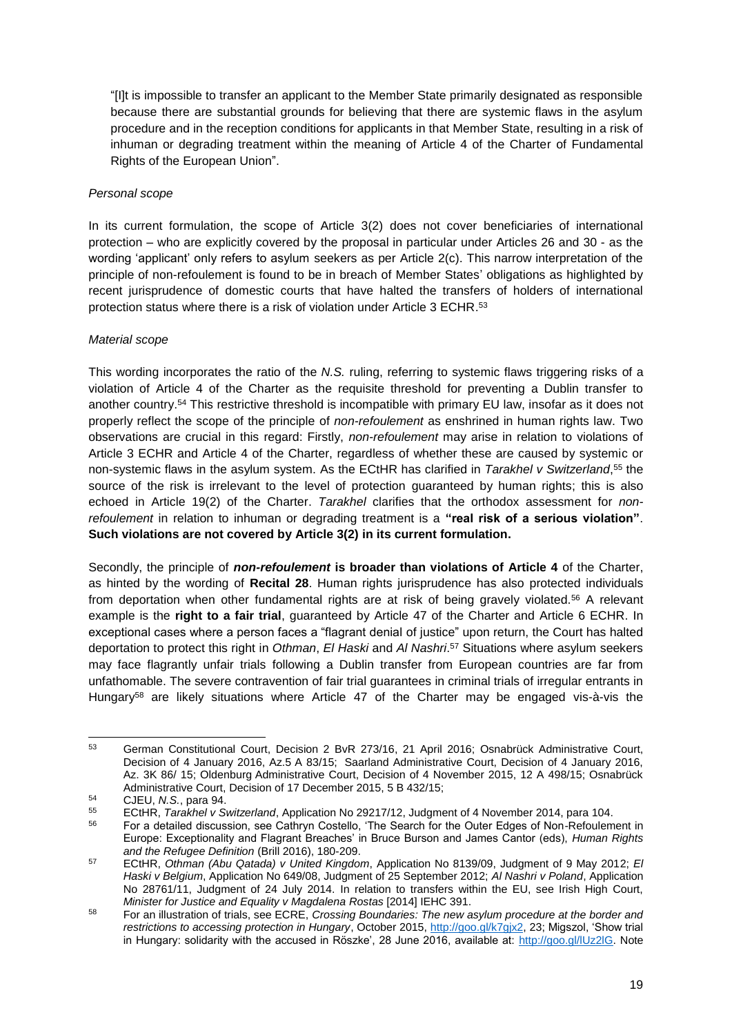"[I]t is impossible to transfer an applicant to the Member State primarily designated as responsible because there are substantial grounds for believing that there are systemic flaws in the asylum procedure and in the reception conditions for applicants in that Member State, resulting in a risk of inhuman or degrading treatment within the meaning of Article 4 of the Charter of Fundamental Rights of the European Union".

*Personal scope*

In its current formulation, the scope of Article 3(2) does not cover beneficiaries of international protection – who are explicitly covered by the proposal in particular under Articles 26 and 30 - as the wording 'applicant' only refers to asylum seekers as per Article 2(c). This narrow interpretation of the principle of non-refoulement is found to be in breach of Member States' obligations as highlighted by recent jurisprudence of domestic courts that have halted the transfers of holders of international protection status where there is a risk of violation under Article 3 ECHR.[53]

*Material scope*

This wording incorporates the ratio of the *N.S.* ruling, referring to systemic flaws triggering risks of a violation of Article 4 of the Charter as the requisite threshold for preventing a Dublin transfer to another country.[54] This restrictive threshold is incompatible with primary EU law, insofar as it does not properly reflect the scope of the principle of *non-refoulement* as enshrined in human rights law. Two observations are crucial in this regard: Firstly, *non-refoulement* may arise in relation to violations of Article 3 ECHR and Article 4 of the Charter, regardless of whether these are caused by systemic or non-systemic flaws in the asylum system. As the ECtHR has clarified in *Tarakhel v Switzerland*,[55] the source of the risk is irrelevant to the level of protection guaranteed by human rights; this is also echoed in Article 19(2) of the Charter. *Tarakhel* clarifies that the orthodox assessment for *non-refoulement* in relation to inhuman or degrading treatment is a **"real risk of a serious violation"**. **Such violations are not covered by Article 3(2) in its current formulation.**

Secondly, the principle of ***non-refoulement*** **is broader than violations of Article 4** of the Charter, as hinted by the wording of **Recital 28**. Human rights jurisprudence has also protected individuals from deportation when other fundamental rights are at risk of being gravely violated.[56] A relevant example is the **right to a fair trial**, guaranteed by Article 47 of the Charter and Article 6 ECHR. In exceptional cases where a person faces a "flagrant denial of justice" upon return, the Court has halted deportation to protect this right in *Othman*, *El Haski* and *Al Nashri*.[57] Situations where asylum seekers may face flagrantly unfair trials following a Dublin transfer from European countries are far from unfathomable. The severe contravention of fair trial guarantees in criminal trials of irregular entrants in Hungary[58] are likely situations where Article 47 of the Charter may be engaged vis-à-vis the

---

[53] German Constitutional Court, Decision 2 BvR 273/16, 21 April 2016; Osnabrück Administrative Court, Decision of 4 January 2016, Az.5 A 83/15; Saarland Administrative Court, Decision of 4 January 2016, Az. 3K 86/ 15; Oldenburg Administrative Court, Decision of 4 November 2015, 12 A 498/15; Osnabrück Administrative Court, Decision of 17 December 2015, 5 B 432/15;

[54] CJEU, *N.S.*, para 94.

[55] ECtHR, *Tarakhel v Switzerland*, Application No 29217/12, Judgment of 4 November 2014, para 104.

[56] For a detailed discussion, see Cathryn Costello, 'The Search for the Outer Edges of Non-Refoulement in Europe: Exceptionality and Flagrant Breaches' in Bruce Burson and James Cantor (eds), *Human Rights and the Refugee Definition* (Brill 2016), 180-209.

[57] ECtHR, *Othman (Abu Qatada) v United Kingdom*, Application No 8139/09, Judgment of 9 May 2012; *El Haski v Belgium*, Application No 649/08, Judgment of 25 September 2012; *Al Nashri v Poland*, Application No 28761/11, Judgment of 24 July 2014. In relation to transfers within the EU, see Irish High Court, *Minister for Justice and Equality v Magdalena Rostas* [2014] IEHC 391.

[58] For an illustration of trials, see ECRE, *Crossing Boundaries: The new asylum procedure at the border and restrictions to accessing protection in Hungary*, October 2015, http://goo.gl/k7gjx2, 23; Migszol, 'Show trial in Hungary: solidarity with the accused in Röszke', 28 June 2016, available at: http://goo.gl/lUz2lG. Note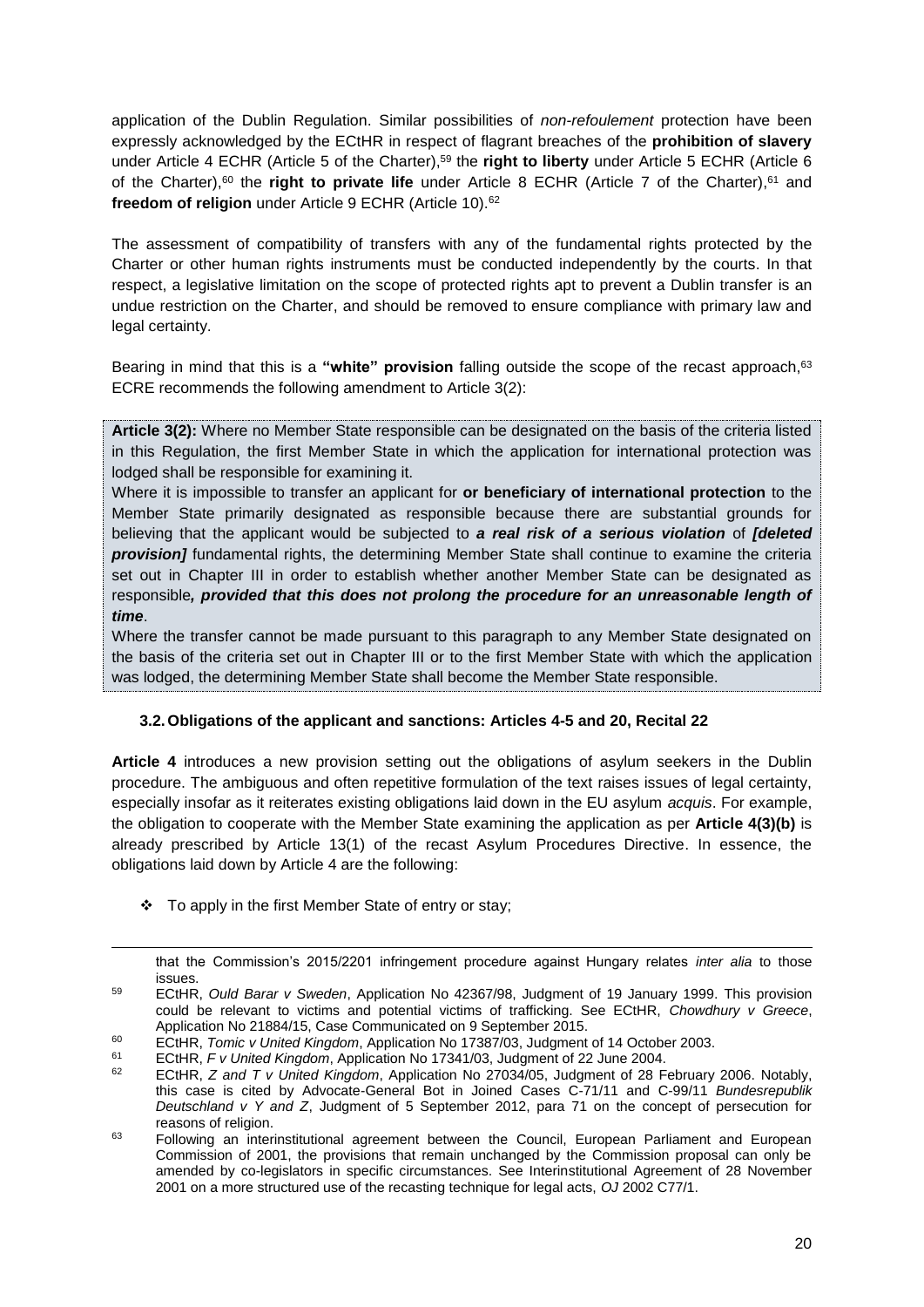application of the Dublin Regulation. Similar possibilities of *non-refoulement* protection have been expressly acknowledged by the ECtHR in respect of flagrant breaches of the **prohibition of slavery** under Article 4 ECHR (Article 5 of the Charter),[59] the **right to liberty** under Article 5 ECHR (Article 6 of the Charter),[60] the **right to private life** under Article 8 ECHR (Article 7 of the Charter),[61] and **freedom of religion** under Article 9 ECHR (Article 10).[62]

The assessment of compatibility of transfers with any of the fundamental rights protected by the Charter or other human rights instruments must be conducted independently by the courts. In that respect, a legislative limitation on the scope of protected rights apt to prevent a Dublin transfer is an undue restriction on the Charter, and should be removed to ensure compliance with primary law and legal certainty.

Bearing in mind that this is a **"white" provision** falling outside the scope of the recast approach,[63] ECRE recommends the following amendment to Article 3(2):

> **Article 3(2):** Where no Member State responsible can be designated on the basis of the criteria listed in this Regulation, the first Member State in which the application for international protection was lodged shall be responsible for examining it.
>
> Where it is impossible to transfer an applicant for **or beneficiary of international protection** to the Member State primarily designated as responsible because there are substantial grounds for believing that the applicant would be subjected to ***a real risk of a serious violation*** of ***[deleted provision]*** fundamental rights, the determining Member State shall continue to examine the criteria set out in Chapter III in order to establish whether another Member State can be designated as responsible***, provided that this does not prolong the procedure for an unreasonable length of time***.
>
> Where the transfer cannot be made pursuant to this paragraph to any Member State designated on the basis of the criteria set out in Chapter III or to the first Member State with which the application was lodged, the determining Member State shall become the Member State responsible.

### 3.2. Obligations of the applicant and sanctions: Articles 4-5 and 20, Recital 22

**Article 4** introduces a new provision setting out the obligations of asylum seekers in the Dublin procedure. The ambiguous and often repetitive formulation of the text raises issues of legal certainty, especially insofar as it reiterates existing obligations laid down in the EU asylum *acquis*. For example, the obligation to cooperate with the Member State examining the application as per **Article 4(3)(b)** is already prescribed by Article 13(1) of the recast Asylum Procedures Directive. In essence, the obligations laid down by Article 4 are the following:

- To apply in the first Member State of entry or stay;

---

that the Commission's 2015/2201 infringement procedure against Hungary relates *inter alia* to those issues.

[59] ECtHR, *Ould Barar v Sweden*, Application No 42367/98, Judgment of 19 January 1999. This provision could be relevant to victims and potential victims of trafficking. See ECtHR, *Chowdhury v Greece*, Application No 21884/15, Case Communicated on 9 September 2015.

[60] ECtHR, *Tomic v United Kingdom*, Application No 17387/03, Judgment of 14 October 2003.

[61] ECtHR, *F v United Kingdom*, Application No 17341/03, Judgment of 22 June 2004.

[62] ECtHR, *Z and T v United Kingdom*, Application No 27034/05, Judgment of 28 February 2006. Notably, this case is cited by Advocate-General Bot in Joined Cases C-71/11 and C-99/11 *Bundesrepublik Deutschland v Y and Z*, Judgment of 5 September 2012, para 71 on the concept of persecution for reasons of religion.

[63] Following an interinstitutional agreement between the Council, European Parliament and European Commission of 2001, the provisions that remain unchanged by the Commission proposal can only be amended by co-legislators in specific circumstances. See Interinstitutional Agreement of 28 November 2001 on a more structured use of the recasting technique for legal acts, *OJ* 2002 C77/1.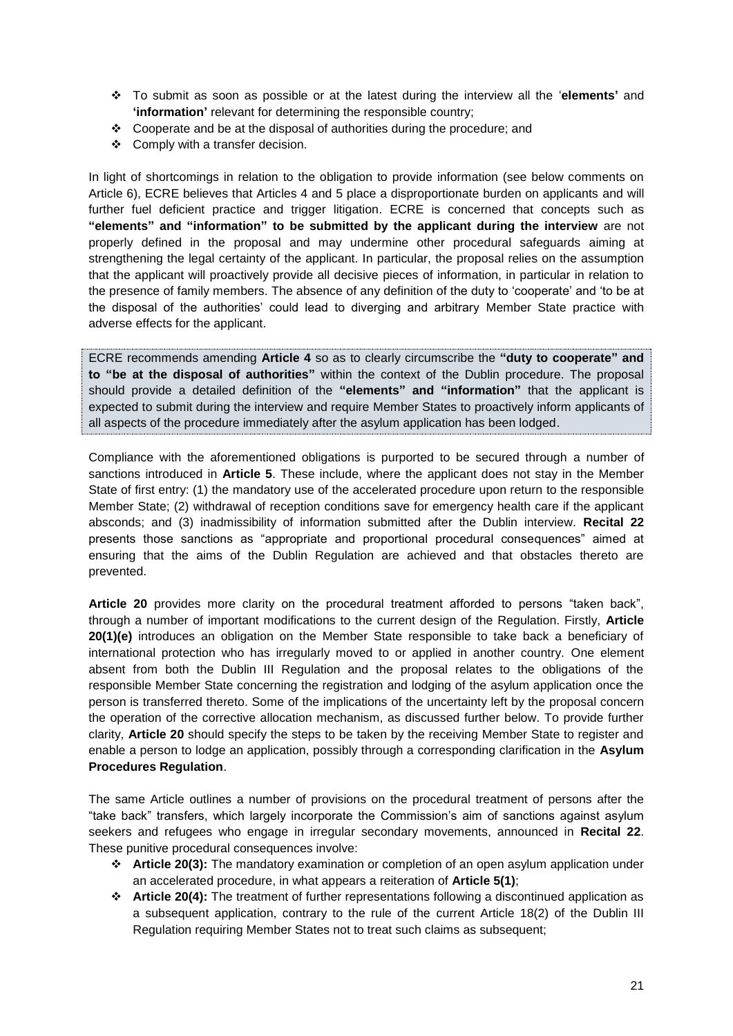- To submit as soon as possible or at the latest during the interview all the '**elements'** and **'information'** relevant for determining the responsible country;
- Cooperate and be at the disposal of authorities during the procedure; and
- Comply with a transfer decision.

In light of shortcomings in relation to the obligation to provide information (see below comments on Article 6), ECRE believes that Articles 4 and 5 place a disproportionate burden on applicants and will further fuel deficient practice and trigger litigation. ECRE is concerned that concepts such as **"elements" and "information" to be submitted by the applicant during the interview** are not properly defined in the proposal and may undermine other procedural safeguards aiming at strengthening the legal certainty of the applicant. In particular, the proposal relies on the assumption that the applicant will proactively provide all decisive pieces of information, in particular in relation to the presence of family members. The absence of any definition of the duty to 'cooperate' and 'to be at the disposal of the authorities' could lead to diverging and arbitrary Member State practice with adverse effects for the applicant.

ECRE recommends amending **Article 4** so as to clearly circumscribe the **"duty to cooperate" and to "be at the disposal of authorities"** within the context of the Dublin procedure. The proposal should provide a detailed definition of the **"elements" and "information"** that the applicant is expected to submit during the interview and require Member States to proactively inform applicants of all aspects of the procedure immediately after the asylum application has been lodged.

Compliance with the aforementioned obligations is purported to be secured through a number of sanctions introduced in **Article 5**. These include, where the applicant does not stay in the Member State of first entry: (1) the mandatory use of the accelerated procedure upon return to the responsible Member State; (2) withdrawal of reception conditions save for emergency health care if the applicant absconds; and (3) inadmissibility of information submitted after the Dublin interview. **Recital 22** presents those sanctions as "appropriate and proportional procedural consequences" aimed at ensuring that the aims of the Dublin Regulation are achieved and that obstacles thereto are prevented.

**Article 20** provides more clarity on the procedural treatment afforded to persons "taken back", through a number of important modifications to the current design of the Regulation. Firstly, **Article 20(1)(e)** introduces an obligation on the Member State responsible to take back a beneficiary of international protection who has irregularly moved to or applied in another country. One element absent from both the Dublin III Regulation and the proposal relates to the obligations of the responsible Member State concerning the registration and lodging of the asylum application once the person is transferred thereto. Some of the implications of the uncertainty left by the proposal concern the operation of the corrective allocation mechanism, as discussed further below. To provide further clarity, **Article 20** should specify the steps to be taken by the receiving Member State to register and enable a person to lodge an application, possibly through a corresponding clarification in the **Asylum Procedures Regulation**.

The same Article outlines a number of provisions on the procedural treatment of persons after the "take back" transfers, which largely incorporate the Commission's aim of sanctions against asylum seekers and refugees who engage in irregular secondary movements, announced in **Recital 22**. These punitive procedural consequences involve:

- **Article 20(3):** The mandatory examination or completion of an open asylum application under an accelerated procedure, in what appears a reiteration of **Article 5(1)**;
- **Article 20(4):** The treatment of further representations following a discontinued application as a subsequent application, contrary to the rule of the current Article 18(2) of the Dublin III Regulation requiring Member States not to treat such claims as subsequent;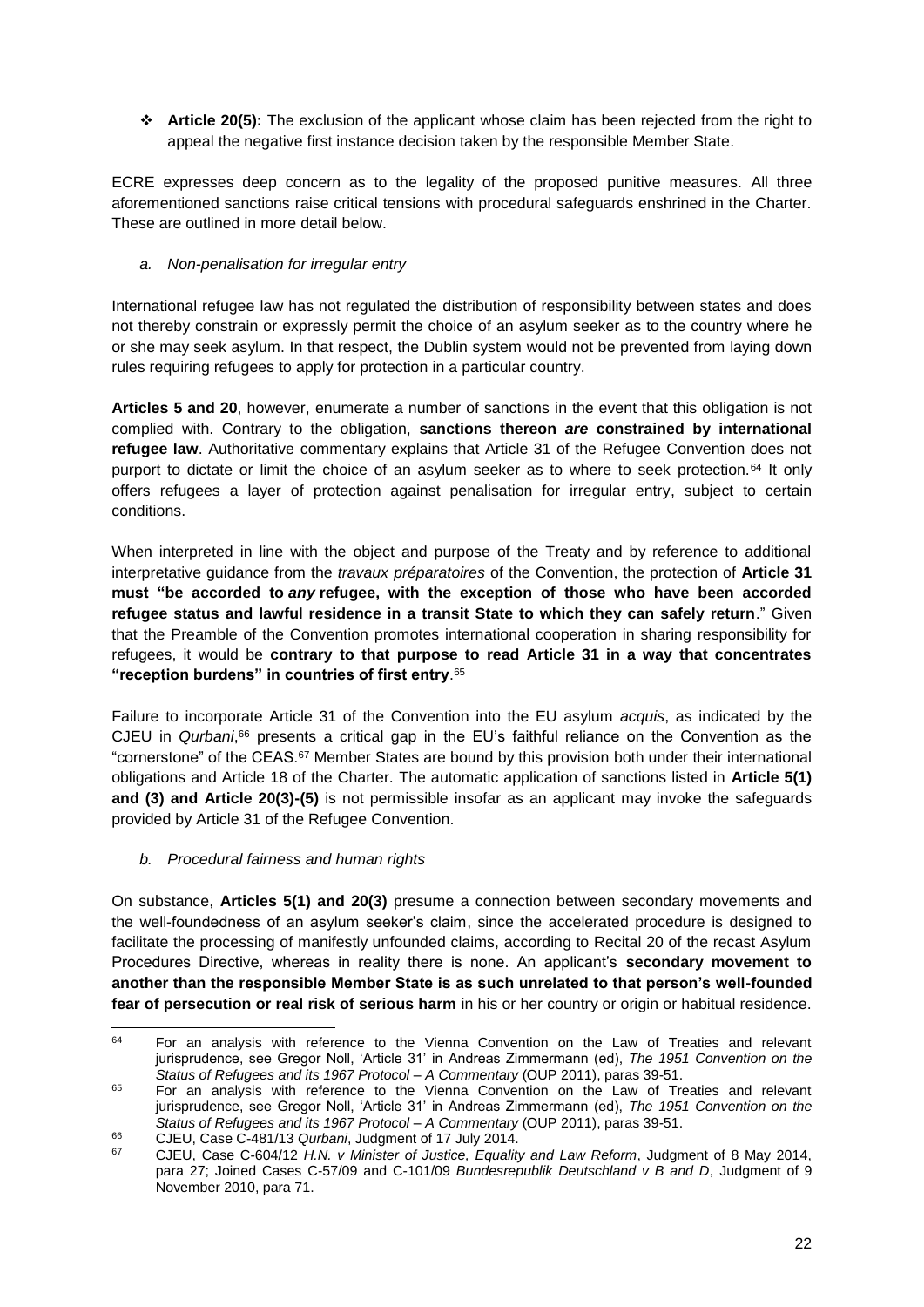- ❖ **Article 20(5):** The exclusion of the applicant whose claim has been rejected from the right to appeal the negative first instance decision taken by the responsible Member State.

ECRE expresses deep concern as to the legality of the proposed punitive measures. All three aforementioned sanctions raise critical tensions with procedural safeguards enshrined in the Charter. These are outlined in more detail below.

*a. Non-penalisation for irregular entry*

International refugee law has not regulated the distribution of responsibility between states and does not thereby constrain or expressly permit the choice of an asylum seeker as to the country where he or she may seek asylum. In that respect, the Dublin system would not be prevented from laying down rules requiring refugees to apply for protection in a particular country.

**Articles 5 and 20**, however, enumerate a number of sanctions in the event that this obligation is not complied with. Contrary to the obligation, **sanctions thereon *are* constrained by international refugee law**. Authoritative commentary explains that Article 31 of the Refugee Convention does not purport to dictate or limit the choice of an asylum seeker as to where to seek protection.[64] It only offers refugees a layer of protection against penalisation for irregular entry, subject to certain conditions.

When interpreted in line with the object and purpose of the Treaty and by reference to additional interpretative guidance from the *travaux préparatoires* of the Convention, the protection of **Article 31 must "be accorded to *any* refugee, with the exception of those who have been accorded refugee status and lawful residence in a transit State to which they can safely return**." Given that the Preamble of the Convention promotes international cooperation in sharing responsibility for refugees, it would be **contrary to that purpose to read Article 31 in a way that concentrates "reception burdens" in countries of first entry**.[65]

Failure to incorporate Article 31 of the Convention into the EU asylum *acquis*, as indicated by the CJEU in *Qurbani*,[66] presents a critical gap in the EU's faithful reliance on the Convention as the "cornerstone" of the CEAS.[67] Member States are bound by this provision both under their international obligations and Article 18 of the Charter. The automatic application of sanctions listed in **Article 5(1) and (3) and Article 20(3)-(5)** is not permissible insofar as an applicant may invoke the safeguards provided by Article 31 of the Refugee Convention.

*b. Procedural fairness and human rights*

On substance, **Articles 5(1) and 20(3)** presume a connection between secondary movements and the well-foundedness of an asylum seeker's claim, since the accelerated procedure is designed to facilitate the processing of manifestly unfounded claims, according to Recital 20 of the recast Asylum Procedures Directive, whereas in reality there is none. An applicant's **secondary movement to another than the responsible Member State is as such unrelated to that person's well-founded fear of persecution or real risk of serious harm** in his or her country or origin or habitual residence.

---

[64] For an analysis with reference to the Vienna Convention on the Law of Treaties and relevant jurisprudence, see Gregor Noll, 'Article 31' in Andreas Zimmermann (ed), *The 1951 Convention on the Status of Refugees and its 1967 Protocol – A Commentary* (OUP 2011), paras 39-51.

[65] For an analysis with reference to the Vienna Convention on the Law of Treaties and relevant jurisprudence, see Gregor Noll, 'Article 31' in Andreas Zimmermann (ed), *The 1951 Convention on the Status of Refugees and its 1967 Protocol – A Commentary* (OUP 2011), paras 39-51.

[66] CJEU, Case C-481/13 *Qurbani*, Judgment of 17 July 2014.

[67] CJEU, Case C-604/12 *H.N. v Minister of Justice, Equality and Law Reform*, Judgment of 8 May 2014, para 27; Joined Cases C-57/09 and C-101/09 *Bundesrepublik Deutschland v B and D*, Judgment of 9 November 2010, para 71.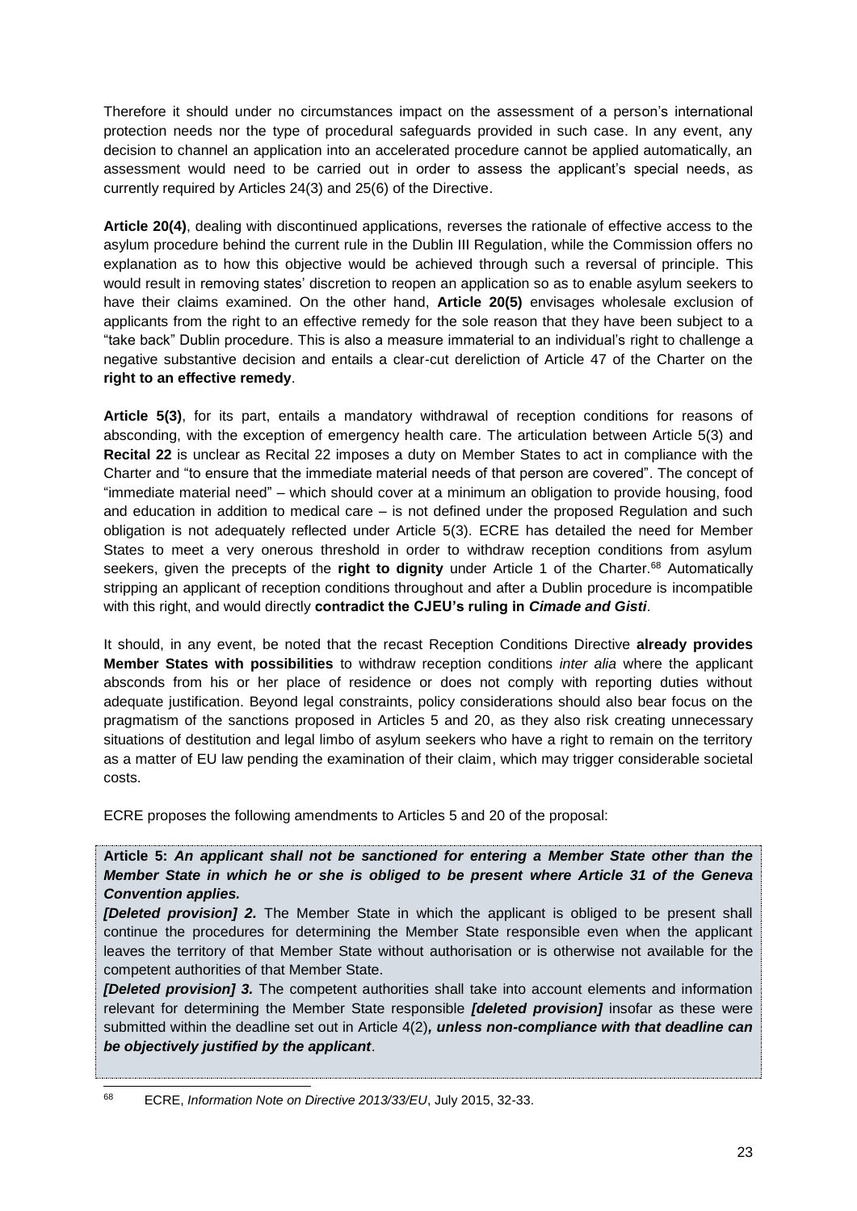Therefore it should under no circumstances impact on the assessment of a person's international protection needs nor the type of procedural safeguards provided in such case. In any event, any decision to channel an application into an accelerated procedure cannot be applied automatically, an assessment would need to be carried out in order to assess the applicant's special needs, as currently required by Articles 24(3) and 25(6) of the Directive.

**Article 20(4)**, dealing with discontinued applications, reverses the rationale of effective access to the asylum procedure behind the current rule in the Dublin III Regulation, while the Commission offers no explanation as to how this objective would be achieved through such a reversal of principle. This would result in removing states' discretion to reopen an application so as to enable asylum seekers to have their claims examined. On the other hand, **Article 20(5)** envisages wholesale exclusion of applicants from the right to an effective remedy for the sole reason that they have been subject to a "take back" Dublin procedure. This is also a measure immaterial to an individual's right to challenge a negative substantive decision and entails a clear-cut dereliction of Article 47 of the Charter on the **right to an effective remedy**.

**Article 5(3)**, for its part, entails a mandatory withdrawal of reception conditions for reasons of absconding, with the exception of emergency health care. The articulation between Article 5(3) and **Recital 22** is unclear as Recital 22 imposes a duty on Member States to act in compliance with the Charter and "to ensure that the immediate material needs of that person are covered". The concept of "immediate material need" – which should cover at a minimum an obligation to provide housing, food and education in addition to medical care – is not defined under the proposed Regulation and such obligation is not adequately reflected under Article 5(3). ECRE has detailed the need for Member States to meet a very onerous threshold in order to withdraw reception conditions from asylum seekers, given the precepts of the **right to dignity** under Article 1 of the Charter.[68] Automatically stripping an applicant of reception conditions throughout and after a Dublin procedure is incompatible with this right, and would directly **contradict the CJEU's ruling in *Cimade and Gisti***.

It should, in any event, be noted that the recast Reception Conditions Directive **already provides Member States with possibilities** to withdraw reception conditions *inter alia* where the applicant absconds from his or her place of residence or does not comply with reporting duties without adequate justification. Beyond legal constraints, policy considerations should also bear focus on the pragmatism of the sanctions proposed in Articles 5 and 20, as they also risk creating unnecessary situations of destitution and legal limbo of asylum seekers who have a right to remain on the territory as a matter of EU law pending the examination of their claim, which may trigger considerable societal costs.

ECRE proposes the following amendments to Articles 5 and 20 of the proposal:

**Article 5:** ***An applicant shall not be sanctioned for entering a Member State other than the Member State in which he or she is obliged to be present where Article 31 of the Geneva Convention applies.***

***[Deleted provision] 2.*** The Member State in which the applicant is obliged to be present shall continue the procedures for determining the Member State responsible even when the applicant leaves the territory of that Member State without authorisation or is otherwise not available for the competent authorities of that Member State.

***[Deleted provision] 3.*** The competent authorities shall take into account elements and information relevant for determining the Member State responsible ***[deleted provision]*** insofar as these were submitted within the deadline set out in Article 4(2)***, unless non-compliance with that deadline can be objectively justified by the applicant***.

---

[68] ECRE, *Information Note on Directive 2013/33/EU*, July 2015, 32-33.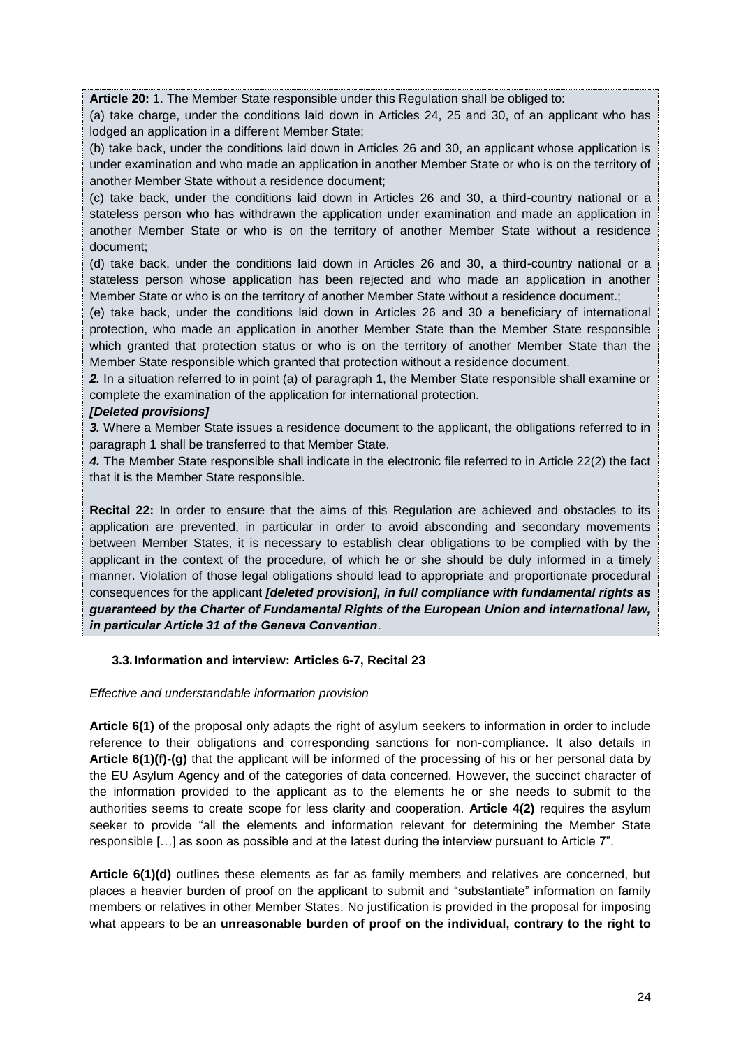**Article 20:** 1. The Member State responsible under this Regulation shall be obliged to:

(a) take charge, under the conditions laid down in Articles 24, 25 and 30, of an applicant who has lodged an application in a different Member State;

(b) take back, under the conditions laid down in Articles 26 and 30, an applicant whose application is under examination and who made an application in another Member State or who is on the territory of another Member State without a residence document;

(c) take back, under the conditions laid down in Articles 26 and 30, a third-country national or a stateless person who has withdrawn the application under examination and made an application in another Member State or who is on the territory of another Member State without a residence document;

(d) take back, under the conditions laid down in Articles 26 and 30, a third-country national or a stateless person whose application has been rejected and who made an application in another Member State or who is on the territory of another Member State without a residence document.;

(e) take back, under the conditions laid down in Articles 26 and 30 a beneficiary of international protection, who made an application in another Member State than the Member State responsible which granted that protection status or who is on the territory of another Member State than the Member State responsible which granted that protection without a residence document.

***2.*** In a situation referred to in point (a) of paragraph 1, the Member State responsible shall examine or complete the examination of the application for international protection.

***[Deleted provisions]***

***3.*** Where a Member State issues a residence document to the applicant, the obligations referred to in paragraph 1 shall be transferred to that Member State.

***4.*** The Member State responsible shall indicate in the electronic file referred to in Article 22(2) the fact that it is the Member State responsible.

**Recital 22:** In order to ensure that the aims of this Regulation are achieved and obstacles to its application are prevented, in particular in order to avoid absconding and secondary movements between Member States, it is necessary to establish clear obligations to be complied with by the applicant in the context of the procedure, of which he or she should be duly informed in a timely manner. Violation of those legal obligations should lead to appropriate and proportionate procedural consequences for the applicant ***[deleted provision], in full compliance with fundamental rights as guaranteed by the Charter of Fundamental Rights of the European Union and international law, in particular Article 31 of the Geneva Convention***.

### 3.3. Information and interview: Articles 6-7, Recital 23

*Effective and understandable information provision*

**Article 6(1)** of the proposal only adapts the right of asylum seekers to information in order to include reference to their obligations and corresponding sanctions for non-compliance. It also details in **Article 6(1)(f)-(g)** that the applicant will be informed of the processing of his or her personal data by the EU Asylum Agency and of the categories of data concerned. However, the succinct character of the information provided to the applicant as to the elements he or she needs to submit to the authorities seems to create scope for less clarity and cooperation. **Article 4(2)** requires the asylum seeker to provide "all the elements and information relevant for determining the Member State responsible […] as soon as possible and at the latest during the interview pursuant to Article 7".

**Article 6(1)(d)** outlines these elements as far as family members and relatives are concerned, but places a heavier burden of proof on the applicant to submit and "substantiate" information on family members or relatives in other Member States. No justification is provided in the proposal for imposing what appears to be an **unreasonable burden of proof on the individual, contrary to the right to**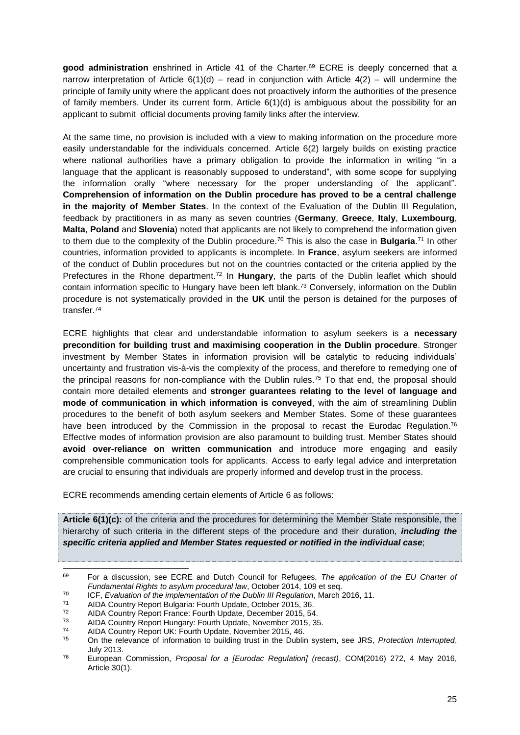**good administration** enshrined in Article 41 of the Charter.[69] ECRE is deeply concerned that a narrow interpretation of Article 6(1)(d) – read in conjunction with Article 4(2) – will undermine the principle of family unity where the applicant does not proactively inform the authorities of the presence of family members. Under its current form, Article 6(1)(d) is ambiguous about the possibility for an applicant to submit official documents proving family links after the interview.

At the same time, no provision is included with a view to making information on the procedure more easily understandable for the individuals concerned. Article 6(2) largely builds on existing practice where national authorities have a primary obligation to provide the information in writing "in a language that the applicant is reasonably supposed to understand", with some scope for supplying the information orally "where necessary for the proper understanding of the applicant". **Comprehension of information on the Dublin procedure has proved to be a central challenge in the majority of Member States**. In the context of the Evaluation of the Dublin III Regulation, feedback by practitioners in as many as seven countries (**Germany**, **Greece**, **Italy**, **Luxembourg**, **Malta**, **Poland** and **Slovenia**) noted that applicants are not likely to comprehend the information given to them due to the complexity of the Dublin procedure.[70] This is also the case in **Bulgaria**.[71] In other countries, information provided to applicants is incomplete. In **France**, asylum seekers are informed of the conduct of Dublin procedures but not on the countries contacted or the criteria applied by the Prefectures in the Rhone department.[72] In **Hungary**, the parts of the Dublin leaflet which should contain information specific to Hungary have been left blank.[73] Conversely, information on the Dublin procedure is not systematically provided in the **UK** until the person is detained for the purposes of transfer.[74]

ECRE highlights that clear and understandable information to asylum seekers is a **necessary precondition for building trust and maximising cooperation in the Dublin procedure**. Stronger investment by Member States in information provision will be catalytic to reducing individuals' uncertainty and frustration vis-à-vis the complexity of the process, and therefore to remedying one of the principal reasons for non-compliance with the Dublin rules.[75] To that end, the proposal should contain more detailed elements and **stronger guarantees relating to the level of language and mode of communication in which information is conveyed**, with the aim of streamlining Dublin procedures to the benefit of both asylum seekers and Member States. Some of these guarantees have been introduced by the Commission in the proposal to recast the Eurodac Regulation.[76] Effective modes of information provision are also paramount to building trust. Member States should **avoid over-reliance on written communication** and introduce more engaging and easily comprehensible communication tools for applicants. Access to early legal advice and interpretation are crucial to ensuring that individuals are properly informed and develop trust in the process.

ECRE recommends amending certain elements of Article 6 as follows:

**Article 6(1)(c):** of the criteria and the procedures for determining the Member State responsible, the hierarchy of such criteria in the different steps of the procedure and their duration, ***including the specific criteria applied and Member States requested or notified in the individual case***;

---

[69] For a discussion, see ECRE and Dutch Council for Refugees, *The application of the EU Charter of Fundamental Rights to asylum procedural law*, October 2014, 109 et seq.

[70] ICF, *Evaluation of the implementation of the Dublin III Regulation*, March 2016, 11.

[71] AIDA Country Report Bulgaria: Fourth Update, October 2015, 36.

[72] AIDA Country Report France: Fourth Update, December 2015, 54.

[73] AIDA Country Report Hungary: Fourth Update, November 2015, 35.

[74] AIDA Country Report UK: Fourth Update, November 2015, 46.

[75] On the relevance of information to building trust in the Dublin system, see JRS, *Protection Interrupted*, July 2013.

[76] European Commission, *Proposal for a [Eurodac Regulation] (recast)*, COM(2016) 272, 4 May 2016, Article 30(1).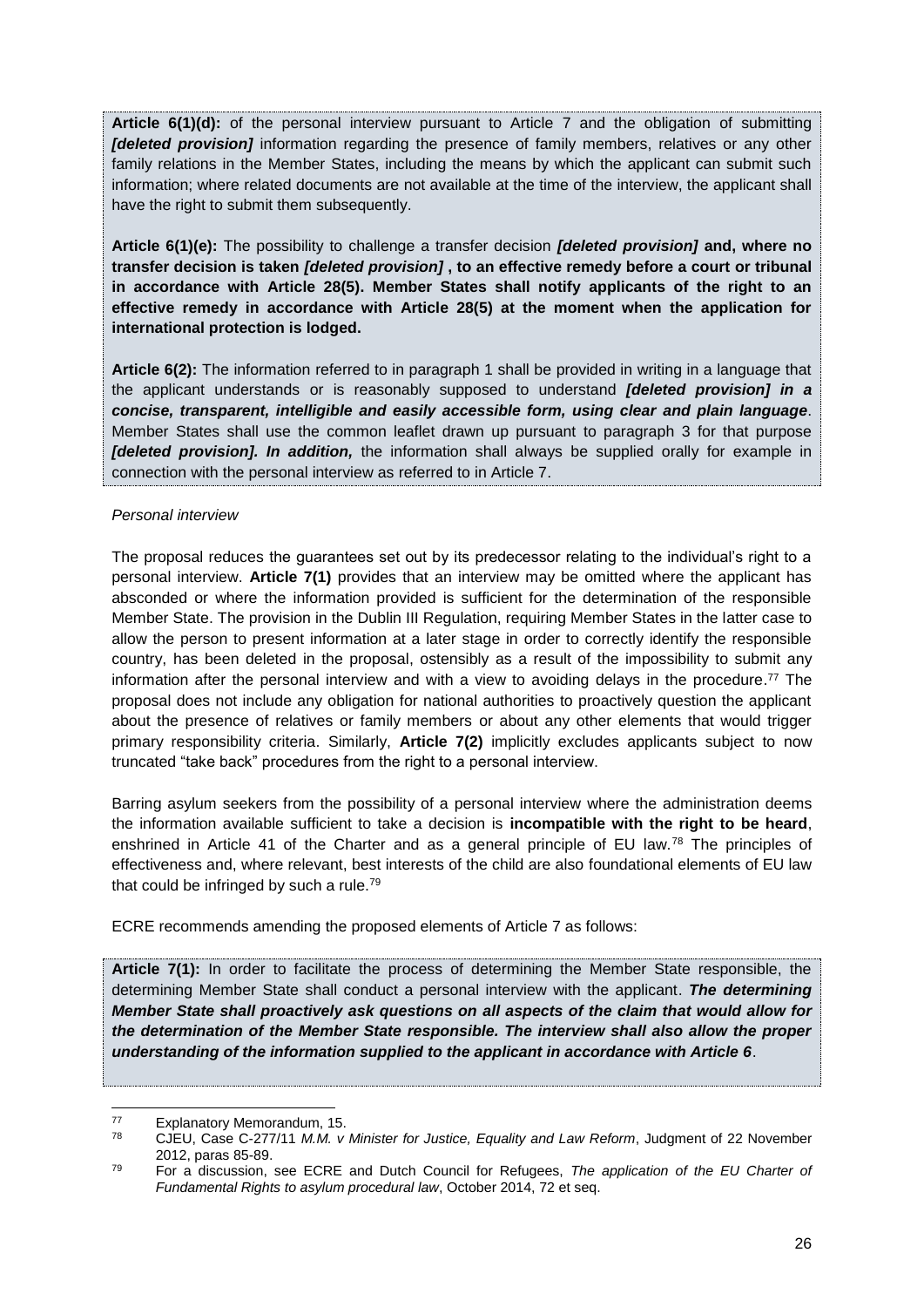**Article 6(1)(d):** of the personal interview pursuant to Article 7 and the obligation of submitting ***[deleted provision]*** information regarding the presence of family members, relatives or any other family relations in the Member States, including the means by which the applicant can submit such information; where related documents are not available at the time of the interview, the applicant shall have the right to submit them subsequently.

**Article 6(1)(e):** The possibility to challenge a transfer decision ***[deleted provision]*** **and, where no transfer decision is taken *[deleted provision]* , to an effective remedy before a court or tribunal in accordance with Article 28(5). Member States shall notify applicants of the right to an effective remedy in accordance with Article 28(5) at the moment when the application for international protection is lodged.**

**Article 6(2):** The information referred to in paragraph 1 shall be provided in writing in a language that the applicant understands or is reasonably supposed to understand ***[deleted provision] in a concise, transparent, intelligible and easily accessible form, using clear and plain language***. Member States shall use the common leaflet drawn up pursuant to paragraph 3 for that purpose ***[deleted provision]. In addition,*** the information shall always be supplied orally for example in connection with the personal interview as referred to in Article 7.

*Personal interview*

The proposal reduces the guarantees set out by its predecessor relating to the individual's right to a personal interview. **Article 7(1)** provides that an interview may be omitted where the applicant has absconded or where the information provided is sufficient for the determination of the responsible Member State. The provision in the Dublin III Regulation, requiring Member States in the latter case to allow the person to present information at a later stage in order to correctly identify the responsible country, has been deleted in the proposal, ostensibly as a result of the impossibility to submit any information after the personal interview and with a view to avoiding delays in the procedure.[77] The proposal does not include any obligation for national authorities to proactively question the applicant about the presence of relatives or family members or about any other elements that would trigger primary responsibility criteria. Similarly, **Article 7(2)** implicitly excludes applicants subject to now truncated "take back" procedures from the right to a personal interview.

Barring asylum seekers from the possibility of a personal interview where the administration deems the information available sufficient to take a decision is **incompatible with the right to be heard**, enshrined in Article 41 of the Charter and as a general principle of EU law.[78] The principles of effectiveness and, where relevant, best interests of the child are also foundational elements of EU law that could be infringed by such a rule.[79]

ECRE recommends amending the proposed elements of Article 7 as follows:

**Article 7(1):** In order to facilitate the process of determining the Member State responsible, the determining Member State shall conduct a personal interview with the applicant. ***The determining Member State shall proactively ask questions on all aspects of the claim that would allow for the determination of the Member State responsible. The interview shall also allow the proper understanding of the information supplied to the applicant in accordance with Article 6***.

---

[77] Explanatory Memorandum, 15.

[78] CJEU, Case C-277/11 *M.M. v Minister for Justice, Equality and Law Reform*, Judgment of 22 November 2012, paras 85-89.

[79] For a discussion, see ECRE and Dutch Council for Refugees, *The application of the EU Charter of Fundamental Rights to asylum procedural law*, October 2014, 72 et seq.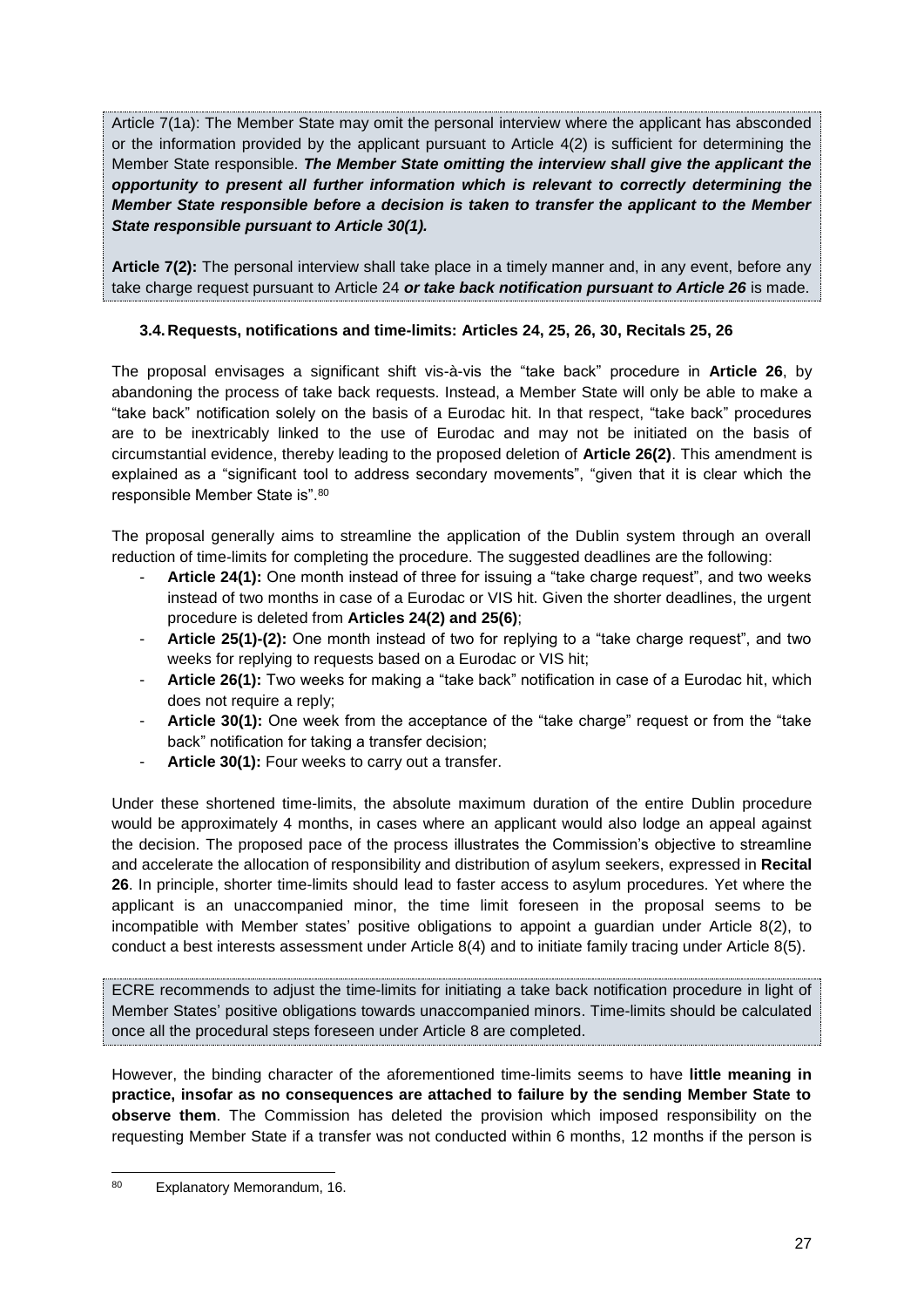Article 7(1a): The Member State may omit the personal interview where the applicant has absconded or the information provided by the applicant pursuant to Article 4(2) is sufficient for determining the Member State responsible. ***The Member State omitting the interview shall give the applicant the opportunity to present all further information which is relevant to correctly determining the Member State responsible before a decision is taken to transfer the applicant to the Member State responsible pursuant to Article 30(1).***

**Article 7(2):** The personal interview shall take place in a timely manner and, in any event, before any take charge request pursuant to Article 24 ***or take back notification pursuant to Article 26*** is made.

### 3.4. Requests, notifications and time-limits: Articles 24, 25, 26, 30, Recitals 25, 26

The proposal envisages a significant shift vis-à-vis the "take back" procedure in **Article 26**, by abandoning the process of take back requests. Instead, a Member State will only be able to make a "take back" notification solely on the basis of a Eurodac hit. In that respect, "take back" procedures are to be inextricably linked to the use of Eurodac and may not be initiated on the basis of circumstantial evidence, thereby leading to the proposed deletion of **Article 26(2)**. This amendment is explained as a "significant tool to address secondary movements", "given that it is clear which the responsible Member State is".[80]

The proposal generally aims to streamline the application of the Dublin system through an overall reduction of time-limits for completing the procedure. The suggested deadlines are the following:

- **Article 24(1):** One month instead of three for issuing a "take charge request", and two weeks instead of two months in case of a Eurodac or VIS hit. Given the shorter deadlines, the urgent procedure is deleted from **Articles 24(2) and 25(6)**;
- **Article 25(1)-(2):** One month instead of two for replying to a "take charge request", and two weeks for replying to requests based on a Eurodac or VIS hit;
- **Article 26(1):** Two weeks for making a "take back" notification in case of a Eurodac hit, which does not require a reply;
- **Article 30(1):** One week from the acceptance of the "take charge" request or from the "take back" notification for taking a transfer decision;
- **Article 30(1):** Four weeks to carry out a transfer.

Under these shortened time-limits, the absolute maximum duration of the entire Dublin procedure would be approximately 4 months, in cases where an applicant would also lodge an appeal against the decision. The proposed pace of the process illustrates the Commission's objective to streamline and accelerate the allocation of responsibility and distribution of asylum seekers, expressed in **Recital 26**. In principle, shorter time-limits should lead to faster access to asylum procedures. Yet where the applicant is an unaccompanied minor, the time limit foreseen in the proposal seems to be incompatible with Member states' positive obligations to appoint a guardian under Article 8(2), to conduct a best interests assessment under Article 8(4) and to initiate family tracing under Article 8(5).

ECRE recommends to adjust the time-limits for initiating a take back notification procedure in light of Member States' positive obligations towards unaccompanied minors. Time-limits should be calculated once all the procedural steps foreseen under Article 8 are completed.

However, the binding character of the aforementioned time-limits seems to have **little meaning in practice, insofar as no consequences are attached to failure by the sending Member State to observe them**. The Commission has deleted the provision which imposed responsibility on the requesting Member State if a transfer was not conducted within 6 months, 12 months if the person is

[80] Explanatory Memorandum, 16.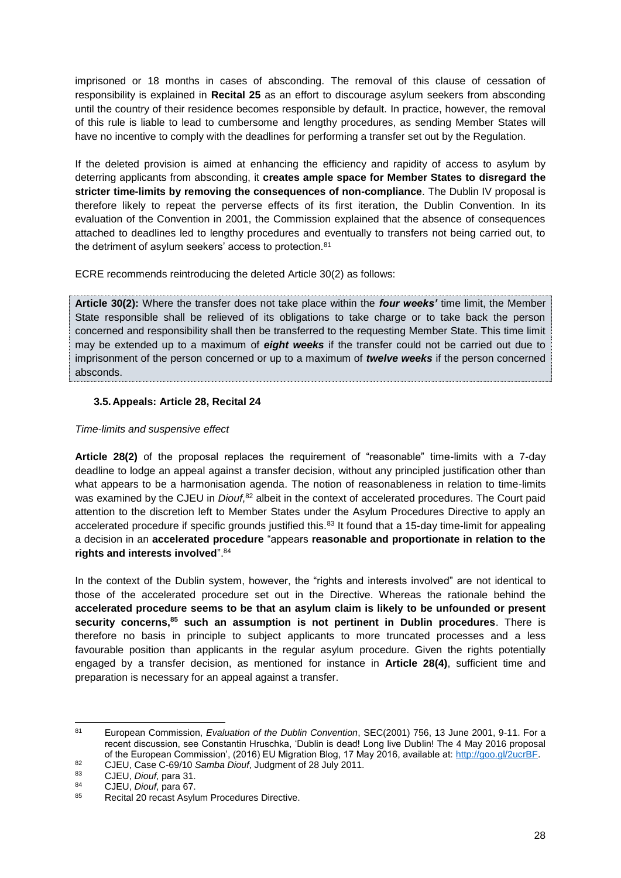imprisoned or 18 months in cases of absconding. The removal of this clause of cessation of responsibility is explained in **Recital 25** as an effort to discourage asylum seekers from absconding until the country of their residence becomes responsible by default. In practice, however, the removal of this rule is liable to lead to cumbersome and lengthy procedures, as sending Member States will have no incentive to comply with the deadlines for performing a transfer set out by the Regulation.

If the deleted provision is aimed at enhancing the efficiency and rapidity of access to asylum by deterring applicants from absconding, it **creates ample space for Member States to disregard the stricter time-limits by removing the consequences of non-compliance**. The Dublin IV proposal is therefore likely to repeat the perverse effects of its first iteration, the Dublin Convention. In its evaluation of the Convention in 2001, the Commission explained that the absence of consequences attached to deadlines led to lengthy procedures and eventually to transfers not being carried out, to the detriment of asylum seekers' access to protection.[81]

ECRE recommends reintroducing the deleted Article 30(2) as follows:

> **Article 30(2):** Where the transfer does not take place within the ***four weeks'*** time limit, the Member State responsible shall be relieved of its obligations to take charge or to take back the person concerned and responsibility shall then be transferred to the requesting Member State. This time limit may be extended up to a maximum of ***eight weeks*** if the transfer could not be carried out due to imprisonment of the person concerned or up to a maximum of ***twelve weeks*** if the person concerned absconds.

### 3.5. Appeals: Article 28, Recital 24

*Time-limits and suspensive effect*

**Article 28(2)** of the proposal replaces the requirement of "reasonable" time-limits with a 7-day deadline to lodge an appeal against a transfer decision, without any principled justification other than what appears to be a harmonisation agenda. The notion of reasonableness in relation to time-limits was examined by the CJEU in *Diouf*,[82] albeit in the context of accelerated procedures. The Court paid attention to the discretion left to Member States under the Asylum Procedures Directive to apply an accelerated procedure if specific grounds justified this.[83] It found that a 15-day time-limit for appealing a decision in an **accelerated procedure** "appears **reasonable and proportionate in relation to the rights and interests involved**".[84]

In the context of the Dublin system, however, the "rights and interests involved" are not identical to those of the accelerated procedure set out in the Directive. Whereas the rationale behind the **accelerated procedure seems to be that an asylum claim is likely to be unfounded or present security concerns,[85] such an assumption is not pertinent in Dublin procedures**. There is therefore no basis in principle to subject applicants to more truncated processes and a less favourable position than applicants in the regular asylum procedure. Given the rights potentially engaged by a transfer decision, as mentioned for instance in **Article 28(4)**, sufficient time and preparation is necessary for an appeal against a transfer.

---

[81] European Commission, *Evaluation of the Dublin Convention*, SEC(2001) 756, 13 June 2001, 9-11. For a recent discussion, see Constantin Hruschka, 'Dublin is dead! Long live Dublin! The 4 May 2016 proposal of the European Commission', (2016) EU Migration Blog, 17 May 2016, available at: http://goo.gl/2ucrBF.

[82] CJEU, Case C-69/10 *Samba Diouf*, Judgment of 28 July 2011.

[83] CJEU, *Diouf*, para 31.

[84] CJEU, *Diouf*, para 67.

[85] Recital 20 recast Asylum Procedures Directive.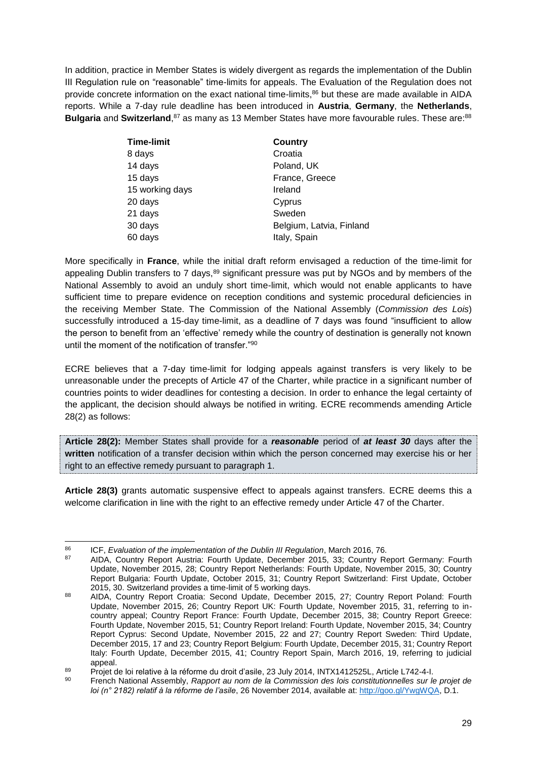In addition, practice in Member States is widely divergent as regards the implementation of the Dublin III Regulation rule on "reasonable" time-limits for appeals. The Evaluation of the Regulation does not provide concrete information on the exact national time-limits,[86] but these are made available in AIDA reports. While a 7-day rule deadline has been introduced in **Austria**, **Germany**, the **Netherlands**, **Bulgaria** and **Switzerland**,[87] as many as 13 Member States have more favourable rules. These are:[88]

| Time-limit | Country |
|---|---|
| 8 days | Croatia |
| 14 days | Poland, UK |
| 15 days | France, Greece |
| 15 working days | Ireland |
| 20 days | Cyprus |
| 21 days | Sweden |
| 30 days | Belgium, Latvia, Finland |
| 60 days | Italy, Spain |

More specifically in **France**, while the initial draft reform envisaged a reduction of the time-limit for appealing Dublin transfers to 7 days,[89] significant pressure was put by NGOs and by members of the National Assembly to avoid an unduly short time-limit, which would not enable applicants to have sufficient time to prepare evidence on reception conditions and systemic procedural deficiencies in the receiving Member State. The Commission of the National Assembly (*Commission des Lois*) successfully introduced a 15-day time-limit, as a deadline of 7 days was found "insufficient to allow the person to benefit from an 'effective' remedy while the country of destination is generally not known until the moment of the notification of transfer."[90]

ECRE believes that a 7-day time-limit for lodging appeals against transfers is very likely to be unreasonable under the precepts of Article 47 of the Charter, while practice in a significant number of countries points to wider deadlines for contesting a decision. In order to enhance the legal certainty of the applicant, the decision should always be notified in writing. ECRE recommends amending Article 28(2) as follows:

> **Article 28(2):** Member States shall provide for a ***reasonable*** period of ***at least 30*** days after the **written** notification of a transfer decision within which the person concerned may exercise his or her right to an effective remedy pursuant to paragraph 1.

**Article 28(3)** grants automatic suspensive effect to appeals against transfers. ECRE deems this a welcome clarification in line with the right to an effective remedy under Article 47 of the Charter.

---

[86] ICF, *Evaluation of the implementation of the Dublin III Regulation*, March 2016, 76.

[87] AIDA, Country Report Austria: Fourth Update, December 2015, 33; Country Report Germany: Fourth Update, November 2015, 28; Country Report Netherlands: Fourth Update, November 2015, 30; Country Report Bulgaria: Fourth Update, October 2015, 31; Country Report Switzerland: First Update, October 2015, 30. Switzerland provides a time-limit of 5 working days.

[88] AIDA, Country Report Croatia: Second Update, December 2015, 27; Country Report Poland: Fourth Update, November 2015, 26; Country Report UK: Fourth Update, November 2015, 31, referring to in-country appeal; Country Report France: Fourth Update, December 2015, 38; Country Report Greece: Fourth Update, November 2015, 51; Country Report Ireland: Fourth Update, November 2015, 34; Country Report Cyprus: Second Update, November 2015, 22 and 27; Country Report Sweden: Third Update, December 2015, 17 and 23; Country Report Belgium: Fourth Update, December 2015, 31; Country Report Italy: Fourth Update, December 2015, 41; Country Report Spain, March 2016, 19, referring to judicial appeal.

[89] Projet de loi relative à la réforme du droit d'asile, 23 July 2014, INTX1412525L, Article L742-4-I.

[90] French National Assembly, *Rapport au nom de la Commission des lois constitutionnelles sur le projet de loi (n° 2182) relatif à la réforme de l'asile*, 26 November 2014, available at: http://goo.gl/YwgWQA, D.1.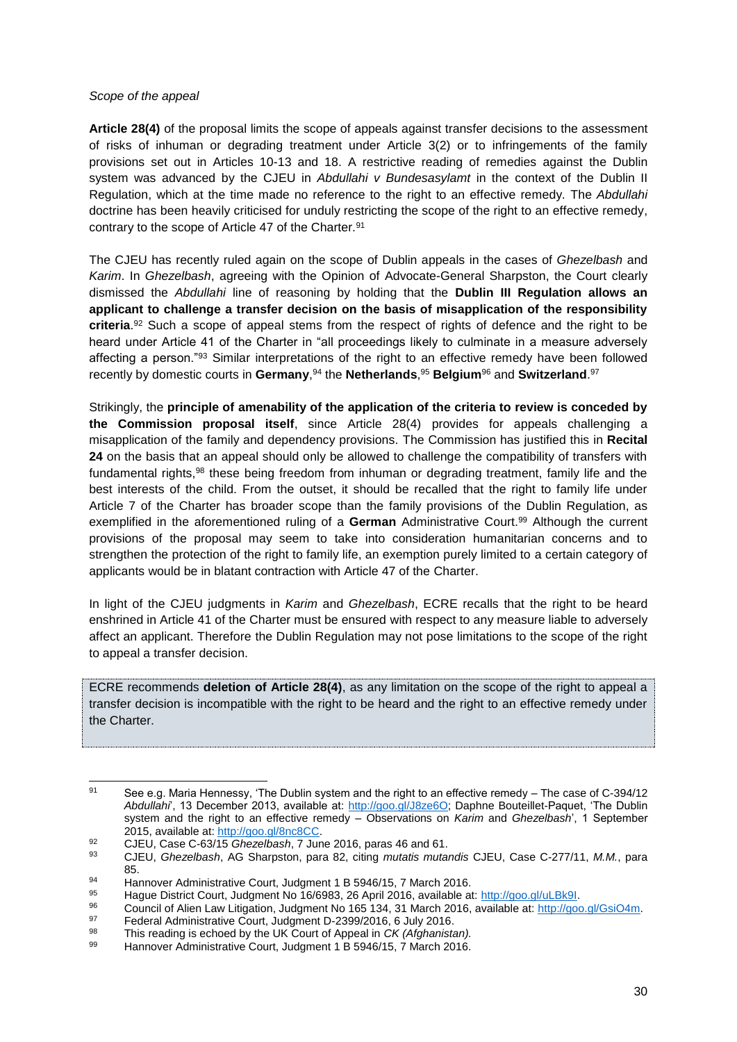*Scope of the appeal*

**Article 28(4)** of the proposal limits the scope of appeals against transfer decisions to the assessment of risks of inhuman or degrading treatment under Article 3(2) or to infringements of the family provisions set out in Articles 10-13 and 18. A restrictive reading of remedies against the Dublin system was advanced by the CJEU in *Abdullahi v Bundesasylamt* in the context of the Dublin II Regulation, which at the time made no reference to the right to an effective remedy. The *Abdullahi* doctrine has been heavily criticised for unduly restricting the scope of the right to an effective remedy, contrary to the scope of Article 47 of the Charter.[91]

The CJEU has recently ruled again on the scope of Dublin appeals in the cases of *Ghezelbash* and *Karim*. In *Ghezelbash*, agreeing with the Opinion of Advocate-General Sharpston, the Court clearly dismissed the *Abdullahi* line of reasoning by holding that the **Dublin III Regulation allows an applicant to challenge a transfer decision on the basis of misapplication of the responsibility criteria**.[92] Such a scope of appeal stems from the respect of rights of defence and the right to be heard under Article 41 of the Charter in "all proceedings likely to culminate in a measure adversely affecting a person."[93] Similar interpretations of the right to an effective remedy have been followed recently by domestic courts in **Germany**,[94] the **Netherlands**,[95] **Belgium**[96] and **Switzerland**.[97]

Strikingly, the **principle of amenability of the application of the criteria to review is conceded by the Commission proposal itself**, since Article 28(4) provides for appeals challenging a misapplication of the family and dependency provisions. The Commission has justified this in **Recital 24** on the basis that an appeal should only be allowed to challenge the compatibility of transfers with fundamental rights,[98] these being freedom from inhuman or degrading treatment, family life and the best interests of the child. From the outset, it should be recalled that the right to family life under Article 7 of the Charter has broader scope than the family provisions of the Dublin Regulation, as exemplified in the aforementioned ruling of a **German** Administrative Court.[99] Although the current provisions of the proposal may seem to take into consideration humanitarian concerns and to strengthen the protection of the right to family life, an exemption purely limited to a certain category of applicants would be in blatant contraction with Article 47 of the Charter.

In light of the CJEU judgments in *Karim* and *Ghezelbash*, ECRE recalls that the right to be heard enshrined in Article 41 of the Charter must be ensured with respect to any measure liable to adversely affect an applicant. Therefore the Dublin Regulation may not pose limitations to the scope of the right to appeal a transfer decision.

ECRE recommends **deletion of Article 28(4)**, as any limitation on the scope of the right to appeal a transfer decision is incompatible with the right to be heard and the right to an effective remedy under the Charter.

---

[91] See e.g. Maria Hennessy, 'The Dublin system and the right to an effective remedy – The case of C-394/12 *Abdullahi*', 13 December 2013, available at: http://goo.gl/J8ze6O; Daphne Bouteillet-Paquet, 'The Dublin system and the right to an effective remedy – Observations on *Karim* and *Ghezelbash*', 1 September 2015, available at: http://goo.gl/8nc8CC.

[92] CJEU, Case C-63/15 *Ghezelbash*, 7 June 2016, paras 46 and 61.

[93] CJEU, *Ghezelbash*, AG Sharpston, para 82, citing *mutatis mutandis* CJEU, Case C-277/11, *M.M.*, para 85.

[94] Hannover Administrative Court, Judgment 1 B 5946/15, 7 March 2016.

[95] Hague District Court, Judgment No 16/6983, 26 April 2016, available at: http://goo.gl/uLBk9I.

[96] Council of Alien Law Litigation, Judgment No 165 134, 31 March 2016, available at: http://goo.gl/GsiO4m.

[97] Federal Administrative Court, Judgment D-2399/2016, 6 July 2016.

[98] This reading is echoed by the UK Court of Appeal in *CK (Afghanistan).*

[99] Hannover Administrative Court, Judgment 1 B 5946/15, 7 March 2016.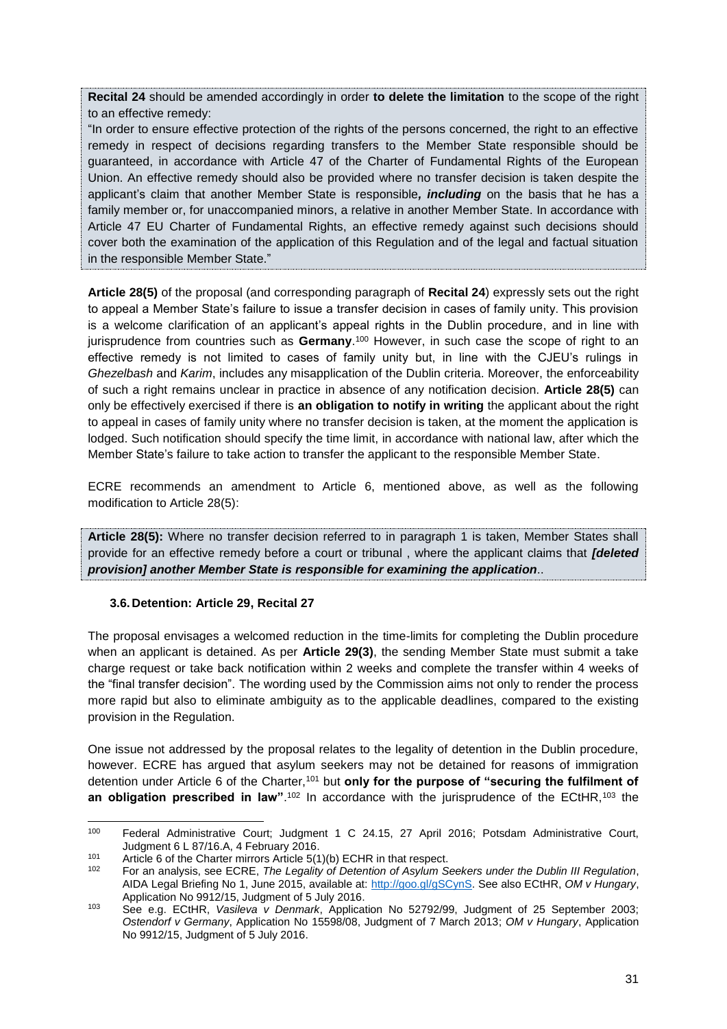**Recital 24** should be amended accordingly in order **to delete the limitation** to the scope of the right to an effective remedy:

"In order to ensure effective protection of the rights of the persons concerned, the right to an effective remedy in respect of decisions regarding transfers to the Member State responsible should be guaranteed, in accordance with Article 47 of the Charter of Fundamental Rights of the European Union. An effective remedy should also be provided where no transfer decision is taken despite the applicant's claim that another Member State is responsible***, including*** on the basis that he has a family member or, for unaccompanied minors, a relative in another Member State. In accordance with Article 47 EU Charter of Fundamental Rights, an effective remedy against such decisions should cover both the examination of the application of this Regulation and of the legal and factual situation in the responsible Member State."

**Article 28(5)** of the proposal (and corresponding paragraph of **Recital 24**) expressly sets out the right to appeal a Member State's failure to issue a transfer decision in cases of family unity. This provision is a welcome clarification of an applicant's appeal rights in the Dublin procedure, and in line with jurisprudence from countries such as **Germany**.[100] However, in such case the scope of right to an effective remedy is not limited to cases of family unity but, in line with the CJEU's rulings in *Ghezelbash* and *Karim*, includes any misapplication of the Dublin criteria. Moreover, the enforceability of such a right remains unclear in practice in absence of any notification decision. **Article 28(5)** can only be effectively exercised if there is **an obligation to notify in writing** the applicant about the right to appeal in cases of family unity where no transfer decision is taken, at the moment the application is lodged. Such notification should specify the time limit, in accordance with national law, after which the Member State's failure to take action to transfer the applicant to the responsible Member State.

ECRE recommends an amendment to Article 6, mentioned above, as well as the following modification to Article 28(5):

**Article 28(5):** Where no transfer decision referred to in paragraph 1 is taken, Member States shall provide for an effective remedy before a court or tribunal , where the applicant claims that ***[deleted provision] another Member State is responsible for examining the application***..

### 3.6. Detention: Article 29, Recital 27

The proposal envisages a welcomed reduction in the time-limits for completing the Dublin procedure when an applicant is detained. As per **Article 29(3)**, the sending Member State must submit a take charge request or take back notification within 2 weeks and complete the transfer within 4 weeks of the "final transfer decision". The wording used by the Commission aims not only to render the process more rapid but also to eliminate ambiguity as to the applicable deadlines, compared to the existing provision in the Regulation.

One issue not addressed by the proposal relates to the legality of detention in the Dublin procedure, however. ECRE has argued that asylum seekers may not be detained for reasons of immigration detention under Article 6 of the Charter,[101] but **only for the purpose of "securing the fulfilment of an obligation prescribed in law"**.[102] In accordance with the jurisprudence of the ECtHR,[103] the

---

[100] Federal Administrative Court; Judgment 1 C 24.15, 27 April 2016; Potsdam Administrative Court, Judgment 6 L 87/16.A, 4 February 2016.

[101] Article 6 of the Charter mirrors Article 5(1)(b) ECHR in that respect.

[102] For an analysis, see ECRE, *The Legality of Detention of Asylum Seekers under the Dublin III Regulation*, AIDA Legal Briefing No 1, June 2015, available at: http://goo.gl/gSCynS. See also ECtHR, *OM v Hungary*, Application No 9912/15, Judgment of 5 July 2016.

[103] See e.g. ECtHR, *Vasileva v Denmark*, Application No 52792/99, Judgment of 25 September 2003; *Ostendorf v Germany*, Application No 15598/08, Judgment of 7 March 2013; *OM v Hungary*, Application No 9912/15, Judgment of 5 July 2016.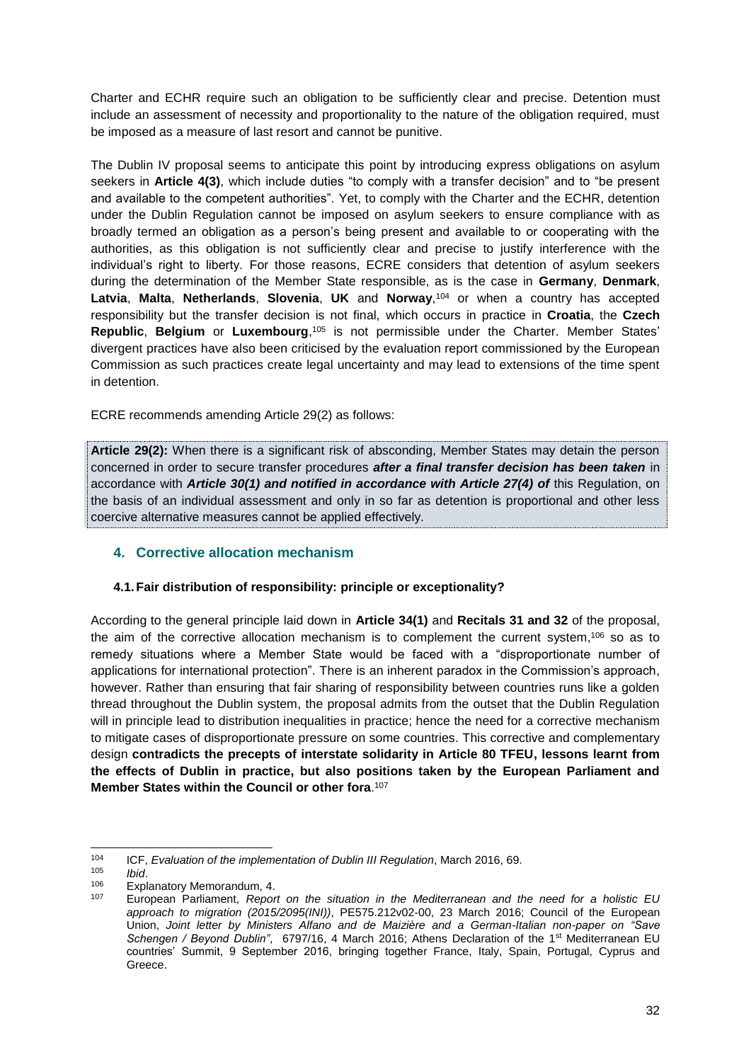Charter and ECHR require such an obligation to be sufficiently clear and precise. Detention must include an assessment of necessity and proportionality to the nature of the obligation required, must be imposed as a measure of last resort and cannot be punitive.

The Dublin IV proposal seems to anticipate this point by introducing express obligations on asylum seekers in **Article 4(3)**, which include duties "to comply with a transfer decision" and to "be present and available to the competent authorities". Yet, to comply with the Charter and the ECHR, detention under the Dublin Regulation cannot be imposed on asylum seekers to ensure compliance with as broadly termed an obligation as a person's being present and available to or cooperating with the authorities, as this obligation is not sufficiently clear and precise to justify interference with the individual's right to liberty. For those reasons, ECRE considers that detention of asylum seekers during the determination of the Member State responsible, as is the case in **Germany**, **Denmark**, **Latvia**, **Malta**, **Netherlands**, **Slovenia**, **UK** and **Norway**,[104] or when a country has accepted responsibility but the transfer decision is not final, which occurs in practice in **Croatia**, the **Czech Republic**, **Belgium** or **Luxembourg**,[105] is not permissible under the Charter. Member States' divergent practices have also been criticised by the evaluation report commissioned by the European Commission as such practices create legal uncertainty and may lead to extensions of the time spent in detention.

ECRE recommends amending Article 29(2) as follows:

> **Article 29(2):** When there is a significant risk of absconding, Member States may detain the person concerned in order to secure transfer procedures ***after a final transfer decision has been taken*** in accordance with ***Article 30(1) and notified in accordance with Article 27(4) of*** this Regulation, on the basis of an individual assessment and only in so far as detention is proportional and other less coercive alternative measures cannot be applied effectively.

## 4. Corrective allocation mechanism

### 4.1. Fair distribution of responsibility: principle or exceptionality?

According to the general principle laid down in **Article 34(1)** and **Recitals 31 and 32** of the proposal, the aim of the corrective allocation mechanism is to complement the current system,[106] so as to remedy situations where a Member State would be faced with a "disproportionate number of applications for international protection". There is an inherent paradox in the Commission's approach, however. Rather than ensuring that fair sharing of responsibility between countries runs like a golden thread throughout the Dublin system, the proposal admits from the outset that the Dublin Regulation will in principle lead to distribution inequalities in practice; hence the need for a corrective mechanism to mitigate cases of disproportionate pressure on some countries. This corrective and complementary design **contradicts the precepts of interstate solidarity in Article 80 TFEU, lessons learnt from the effects of Dublin in practice, but also positions taken by the European Parliament and Member States within the Council or other fora**.[107]

---

[104] ICF, *Evaluation of the implementation of Dublin III Regulation*, March 2016, 69.

[105] *Ibid*.

[106] Explanatory Memorandum, 4.

[107] European Parliament, *Report on the situation in the Mediterranean and the need for a holistic EU approach to migration (2015/2095(INI))*, PE575.212v02-00, 23 March 2016; Council of the European Union, *Joint letter by Ministers Alfano and de Maizière and a German-Italian non-paper on "Save Schengen / Beyond Dublin"*, 6797/16, 4 March 2016; Athens Declaration of the 1st Mediterranean EU countries' Summit, 9 September 2016, bringing together France, Italy, Spain, Portugal, Cyprus and Greece.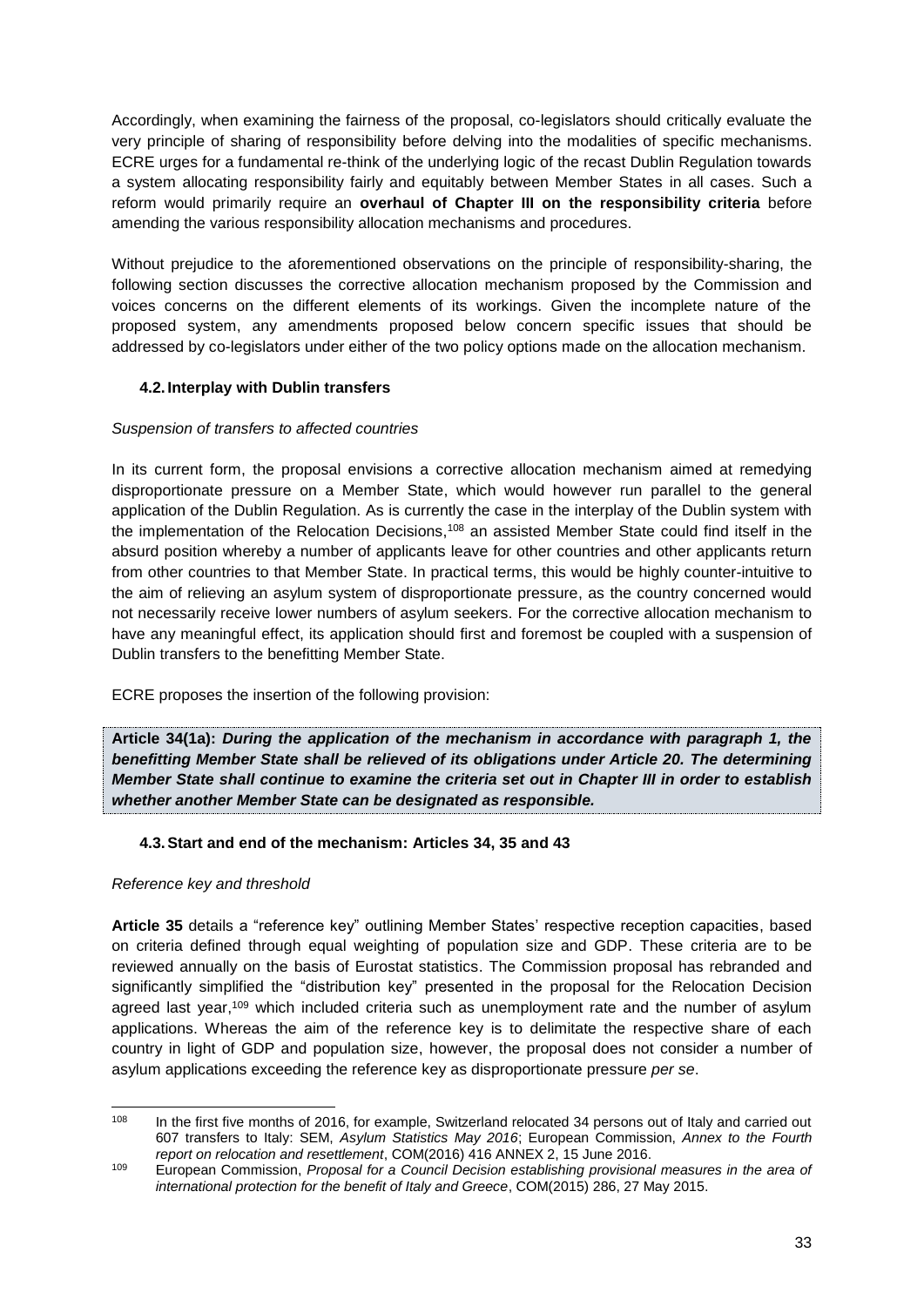Accordingly, when examining the fairness of the proposal, co-legislators should critically evaluate the very principle of sharing of responsibility before delving into the modalities of specific mechanisms. ECRE urges for a fundamental re-think of the underlying logic of the recast Dublin Regulation towards a system allocating responsibility fairly and equitably between Member States in all cases. Such a reform would primarily require an **overhaul of Chapter III on the responsibility criteria** before amending the various responsibility allocation mechanisms and procedures.

Without prejudice to the aforementioned observations on the principle of responsibility-sharing, the following section discusses the corrective allocation mechanism proposed by the Commission and voices concerns on the different elements of its workings. Given the incomplete nature of the proposed system, any amendments proposed below concern specific issues that should be addressed by co-legislators under either of the two policy options made on the allocation mechanism.

### 4.2. Interplay with Dublin transfers

*Suspension of transfers to affected countries*

In its current form, the proposal envisions a corrective allocation mechanism aimed at remedying disproportionate pressure on a Member State, which would however run parallel to the general application of the Dublin Regulation. As is currently the case in the interplay of the Dublin system with the implementation of the Relocation Decisions,[108] an assisted Member State could find itself in the absurd position whereby a number of applicants leave for other countries and other applicants return from other countries to that Member State. In practical terms, this would be highly counter-intuitive to the aim of relieving an asylum system of disproportionate pressure, as the country concerned would not necessarily receive lower numbers of asylum seekers. For the corrective allocation mechanism to have any meaningful effect, its application should first and foremost be coupled with a suspension of Dublin transfers to the benefitting Member State.

ECRE proposes the insertion of the following provision:

**Article 34(1a):** ***During the application of the mechanism in accordance with paragraph 1, the benefitting Member State shall be relieved of its obligations under Article 20. The determining Member State shall continue to examine the criteria set out in Chapter III in order to establish whether another Member State can be designated as responsible.***

### 4.3. Start and end of the mechanism: Articles 34, 35 and 43

*Reference key and threshold*

**Article 35** details a "reference key" outlining Member States' respective reception capacities, based on criteria defined through equal weighting of population size and GDP. These criteria are to be reviewed annually on the basis of Eurostat statistics. The Commission proposal has rebranded and significantly simplified the "distribution key" presented in the proposal for the Relocation Decision agreed last year,[109] which included criteria such as unemployment rate and the number of asylum applications. Whereas the aim of the reference key is to delimitate the respective share of each country in light of GDP and population size, however, the proposal does not consider a number of asylum applications exceeding the reference key as disproportionate pressure *per se*.

---

[108] In the first five months of 2016, for example, Switzerland relocated 34 persons out of Italy and carried out 607 transfers to Italy: SEM, *Asylum Statistics May 2016*; European Commission, *Annex to the Fourth report on relocation and resettlement*, COM(2016) 416 ANNEX 2, 15 June 2016.

[109] European Commission, *Proposal for a Council Decision establishing provisional measures in the area of international protection for the benefit of Italy and Greece*, COM(2015) 286, 27 May 2015.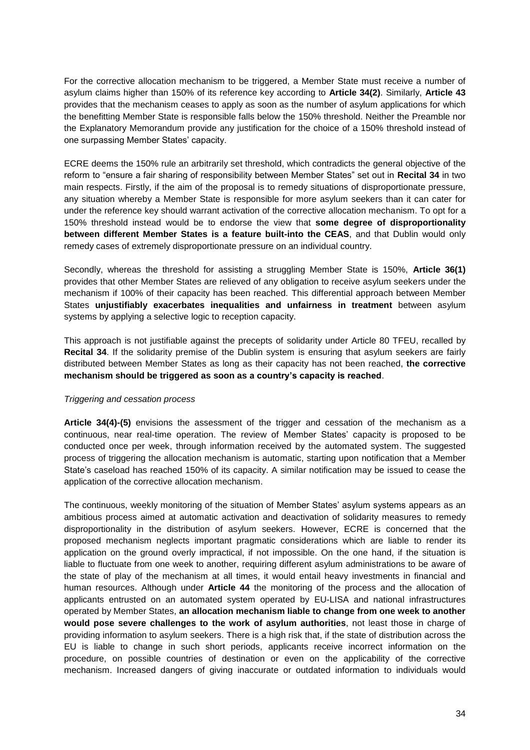For the corrective allocation mechanism to be triggered, a Member State must receive a number of asylum claims higher than 150% of its reference key according to **Article 34(2)**. Similarly, **Article 43** provides that the mechanism ceases to apply as soon as the number of asylum applications for which the benefitting Member State is responsible falls below the 150% threshold. Neither the Preamble nor the Explanatory Memorandum provide any justification for the choice of a 150% threshold instead of one surpassing Member States' capacity.

ECRE deems the 150% rule an arbitrarily set threshold, which contradicts the general objective of the reform to "ensure a fair sharing of responsibility between Member States" set out in **Recital 34** in two main respects. Firstly, if the aim of the proposal is to remedy situations of disproportionate pressure, any situation whereby a Member State is responsible for more asylum seekers than it can cater for under the reference key should warrant activation of the corrective allocation mechanism. To opt for a 150% threshold instead would be to endorse the view that **some degree of disproportionality between different Member States is a feature built-into the CEAS**, and that Dublin would only remedy cases of extremely disproportionate pressure on an individual country.

Secondly, whereas the threshold for assisting a struggling Member State is 150%, **Article 36(1)** provides that other Member States are relieved of any obligation to receive asylum seekers under the mechanism if 100% of their capacity has been reached. This differential approach between Member States **unjustifiably exacerbates inequalities and unfairness in treatment** between asylum systems by applying a selective logic to reception capacity.

This approach is not justifiable against the precepts of solidarity under Article 80 TFEU, recalled by **Recital 34**. If the solidarity premise of the Dublin system is ensuring that asylum seekers are fairly distributed between Member States as long as their capacity has not been reached, **the corrective mechanism should be triggered as soon as a country's capacity is reached**.

*Triggering and cessation process*

**Article 34(4)-(5)** envisions the assessment of the trigger and cessation of the mechanism as a continuous, near real-time operation. The review of Member States' capacity is proposed to be conducted once per week, through information received by the automated system. The suggested process of triggering the allocation mechanism is automatic, starting upon notification that a Member State's caseload has reached 150% of its capacity. A similar notification may be issued to cease the application of the corrective allocation mechanism.

The continuous, weekly monitoring of the situation of Member States' asylum systems appears as an ambitious process aimed at automatic activation and deactivation of solidarity measures to remedy disproportionality in the distribution of asylum seekers. However, ECRE is concerned that the proposed mechanism neglects important pragmatic considerations which are liable to render its application on the ground overly impractical, if not impossible. On the one hand, if the situation is liable to fluctuate from one week to another, requiring different asylum administrations to be aware of the state of play of the mechanism at all times, it would entail heavy investments in financial and human resources. Although under **Article 44** the monitoring of the process and the allocation of applicants entrusted on an automated system operated by EU-LISA and national infrastructures operated by Member States, **an allocation mechanism liable to change from one week to another would pose severe challenges to the work of asylum authorities**, not least those in charge of providing information to asylum seekers. There is a high risk that, if the state of distribution across the EU is liable to change in such short periods, applicants receive incorrect information on the procedure, on possible countries of destination or even on the applicability of the corrective mechanism. Increased dangers of giving inaccurate or outdated information to individuals would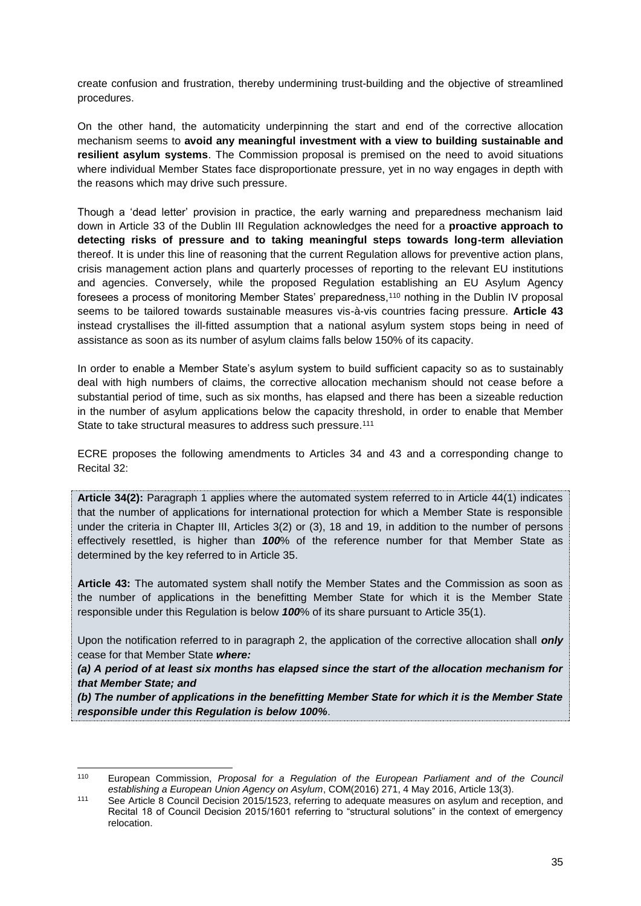create confusion and frustration, thereby undermining trust-building and the objective of streamlined procedures.

On the other hand, the automaticity underpinning the start and end of the corrective allocation mechanism seems to **avoid any meaningful investment with a view to building sustainable and resilient asylum systems**. The Commission proposal is premised on the need to avoid situations where individual Member States face disproportionate pressure, yet in no way engages in depth with the reasons which may drive such pressure.

Though a 'dead letter' provision in practice, the early warning and preparedness mechanism laid down in Article 33 of the Dublin III Regulation acknowledges the need for a **proactive approach to detecting risks of pressure and to taking meaningful steps towards long-term alleviation** thereof. It is under this line of reasoning that the current Regulation allows for preventive action plans, crisis management action plans and quarterly processes of reporting to the relevant EU institutions and agencies. Conversely, while the proposed Regulation establishing an EU Asylum Agency foresees a process of monitoring Member States' preparedness,[110] nothing in the Dublin IV proposal seems to be tailored towards sustainable measures vis-à-vis countries facing pressure. **Article 43** instead crystallises the ill-fitted assumption that a national asylum system stops being in need of assistance as soon as its number of asylum claims falls below 150% of its capacity.

In order to enable a Member State's asylum system to build sufficient capacity so as to sustainably deal with high numbers of claims, the corrective allocation mechanism should not cease before a substantial period of time, such as six months, has elapsed and there has been a sizeable reduction in the number of asylum applications below the capacity threshold, in order to enable that Member State to take structural measures to address such pressure.[111]

ECRE proposes the following amendments to Articles 34 and 43 and a corresponding change to Recital 32:

**Article 34(2):** Paragraph 1 applies where the automated system referred to in Article 44(1) indicates that the number of applications for international protection for which a Member State is responsible under the criteria in Chapter III, Articles 3(2) or (3), 18 and 19, in addition to the number of persons effectively resettled, is higher than ***100***% of the reference number for that Member State as determined by the key referred to in Article 35.

**Article 43:** The automated system shall notify the Member States and the Commission as soon as the number of applications in the benefitting Member State for which it is the Member State responsible under this Regulation is below ***100***% of its share pursuant to Article 35(1).

Upon the notification referred to in paragraph 2, the application of the corrective allocation shall ***only*** cease for that Member State ***where:***

***(a) A period of at least six months has elapsed since the start of the allocation mechanism for that Member State; and***

***(b) The number of applications in the benefitting Member State for which it is the Member State responsible under this Regulation is below 100%***.

---

[110] European Commission, *Proposal for a Regulation of the European Parliament and of the Council establishing a European Union Agency on Asylum*, COM(2016) 271, 4 May 2016, Article 13(3).

[111] See Article 8 Council Decision 2015/1523, referring to adequate measures on asylum and reception, and Recital 18 of Council Decision 2015/1601 referring to "structural solutions" in the context of emergency relocation.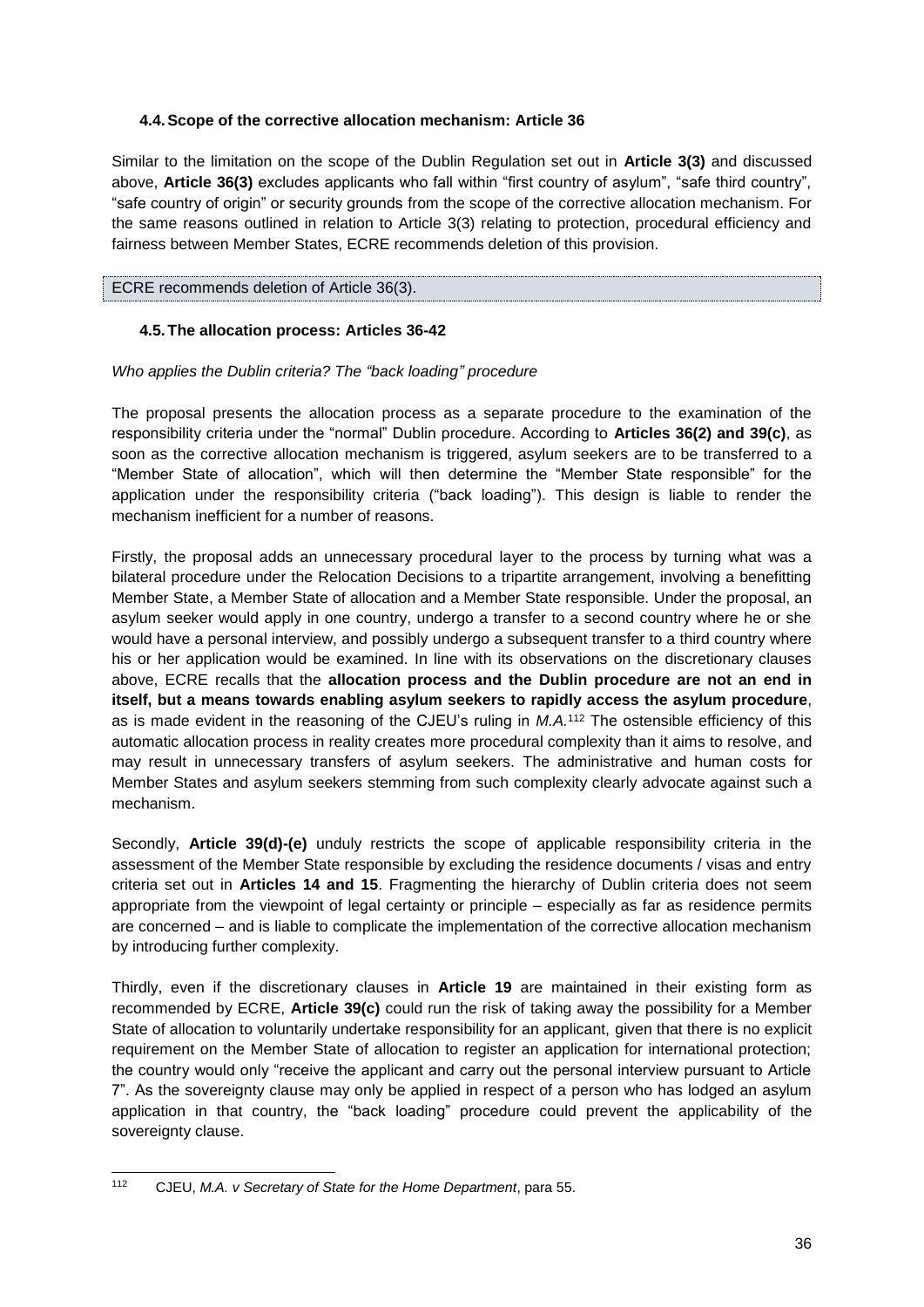### 4.4. Scope of the corrective allocation mechanism: Article 36

Similar to the limitation on the scope of the Dublin Regulation set out in **Article 3(3)** and discussed above, **Article 36(3)** excludes applicants who fall within "first country of asylum", "safe third country", "safe country of origin" or security grounds from the scope of the corrective allocation mechanism. For the same reasons outlined in relation to Article 3(3) relating to protection, procedural efficiency and fairness between Member States, ECRE recommends deletion of this provision.

ECRE recommends deletion of Article 36(3).

### 4.5. The allocation process: Articles 36-42

*Who applies the Dublin criteria? The "back loading" procedure*

The proposal presents the allocation process as a separate procedure to the examination of the responsibility criteria under the "normal" Dublin procedure. According to **Articles 36(2) and 39(c)**, as soon as the corrective allocation mechanism is triggered, asylum seekers are to be transferred to a "Member State of allocation", which will then determine the "Member State responsible" for the application under the responsibility criteria ("back loading"). This design is liable to render the mechanism inefficient for a number of reasons.

Firstly, the proposal adds an unnecessary procedural layer to the process by turning what was a bilateral procedure under the Relocation Decisions to a tripartite arrangement, involving a benefitting Member State, a Member State of allocation and a Member State responsible. Under the proposal, an asylum seeker would apply in one country, undergo a transfer to a second country where he or she would have a personal interview, and possibly undergo a subsequent transfer to a third country where his or her application would be examined. In line with its observations on the discretionary clauses above, ECRE recalls that the **allocation process and the Dublin procedure are not an end in itself, but a means towards enabling asylum seekers to rapidly access the asylum procedure**, as is made evident in the reasoning of the CJEU's ruling in *M.A.*[112] The ostensible efficiency of this automatic allocation process in reality creates more procedural complexity than it aims to resolve, and may result in unnecessary transfers of asylum seekers. The administrative and human costs for Member States and asylum seekers stemming from such complexity clearly advocate against such a mechanism.

Secondly, **Article 39(d)-(e)** unduly restricts the scope of applicable responsibility criteria in the assessment of the Member State responsible by excluding the residence documents / visas and entry criteria set out in **Articles 14 and 15**. Fragmenting the hierarchy of Dublin criteria does not seem appropriate from the viewpoint of legal certainty or principle – especially as far as residence permits are concerned – and is liable to complicate the implementation of the corrective allocation mechanism by introducing further complexity.

Thirdly, even if the discretionary clauses in **Article 19** are maintained in their existing form as recommended by ECRE, **Article 39(c)** could run the risk of taking away the possibility for a Member State of allocation to voluntarily undertake responsibility for an applicant, given that there is no explicit requirement on the Member State of allocation to register an application for international protection; the country would only "receive the applicant and carry out the personal interview pursuant to Article 7". As the sovereignty clause may only be applied in respect of a person who has lodged an asylum application in that country, the "back loading" procedure could prevent the applicability of the sovereignty clause.

---

[112] CJEU, *M.A. v Secretary of State for the Home Department*, para 55.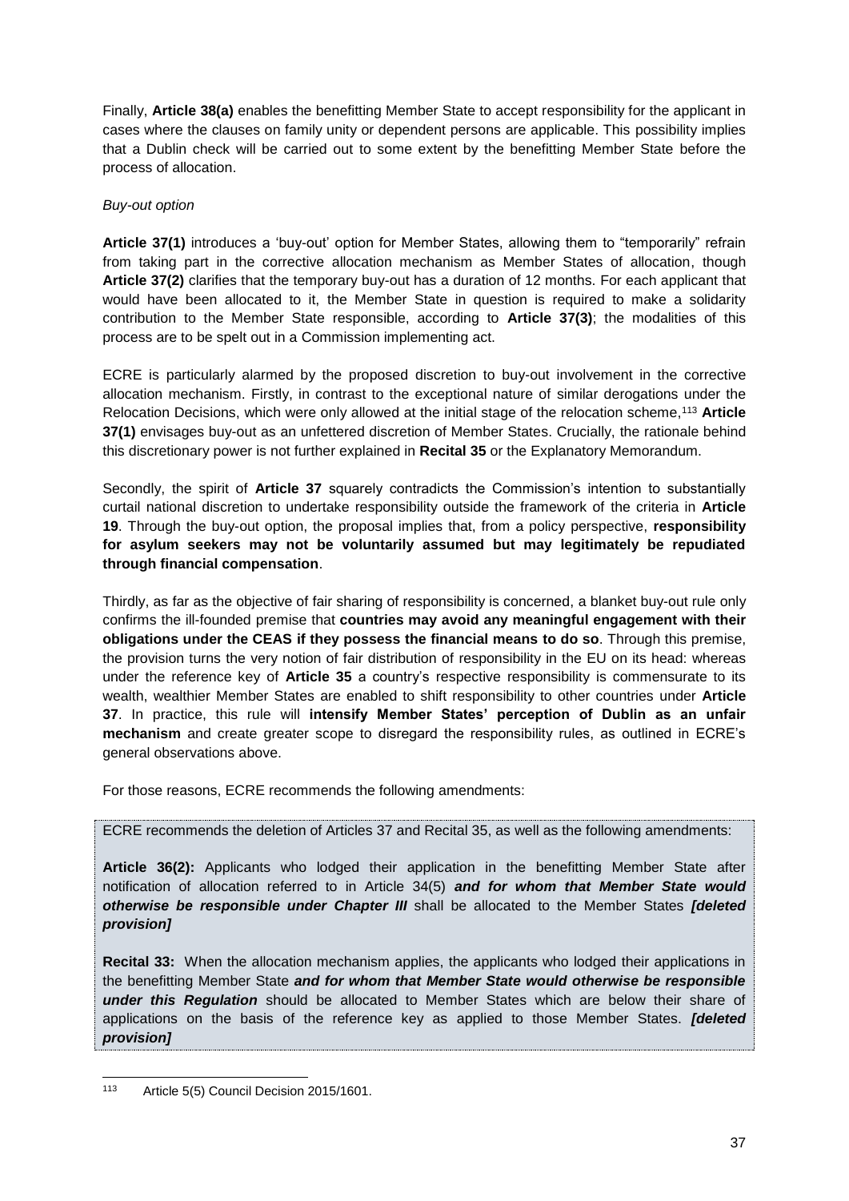Finally, **Article 38(a)** enables the benefitting Member State to accept responsibility for the applicant in cases where the clauses on family unity or dependent persons are applicable. This possibility implies that a Dublin check will be carried out to some extent by the benefitting Member State before the process of allocation.

*Buy-out option*

**Article 37(1)** introduces a 'buy-out' option for Member States, allowing them to "temporarily" refrain from taking part in the corrective allocation mechanism as Member States of allocation, though **Article 37(2)** clarifies that the temporary buy-out has a duration of 12 months. For each applicant that would have been allocated to it, the Member State in question is required to make a solidarity contribution to the Member State responsible, according to **Article 37(3)**; the modalities of this process are to be spelt out in a Commission implementing act.

ECRE is particularly alarmed by the proposed discretion to buy-out involvement in the corrective allocation mechanism. Firstly, in contrast to the exceptional nature of similar derogations under the Relocation Decisions, which were only allowed at the initial stage of the relocation scheme,[113] **Article 37(1)** envisages buy-out as an unfettered discretion of Member States. Crucially, the rationale behind this discretionary power is not further explained in **Recital 35** or the Explanatory Memorandum.

Secondly, the spirit of **Article 37** squarely contradicts the Commission's intention to substantially curtail national discretion to undertake responsibility outside the framework of the criteria in **Article 19**. Through the buy-out option, the proposal implies that, from a policy perspective, **responsibility for asylum seekers may not be voluntarily assumed but may legitimately be repudiated through financial compensation**.

Thirdly, as far as the objective of fair sharing of responsibility is concerned, a blanket buy-out rule only confirms the ill-founded premise that **countries may avoid any meaningful engagement with their obligations under the CEAS if they possess the financial means to do so**. Through this premise, the provision turns the very notion of fair distribution of responsibility in the EU on its head: whereas under the reference key of **Article 35** a country's respective responsibility is commensurate to its wealth, wealthier Member States are enabled to shift responsibility to other countries under **Article 37**. In practice, this rule will **intensify Member States' perception of Dublin as an unfair mechanism** and create greater scope to disregard the responsibility rules, as outlined in ECRE's general observations above.

For those reasons, ECRE recommends the following amendments:

> ECRE recommends the deletion of Articles 37 and Recital 35, as well as the following amendments:
>
> **Article 36(2):** Applicants who lodged their application in the benefitting Member State after notification of allocation referred to in Article 34(5) ***and for whom that Member State would otherwise be responsible under Chapter III*** shall be allocated to the Member States ***[deleted provision]***
>
> **Recital 33:** When the allocation mechanism applies, the applicants who lodged their applications in the benefitting Member State ***and for whom that Member State would otherwise be responsible under this Regulation*** should be allocated to Member States which are below their share of applications on the basis of the reference key as applied to those Member States. ***[deleted provision]***

[113] Article 5(5) Council Decision 2015/1601.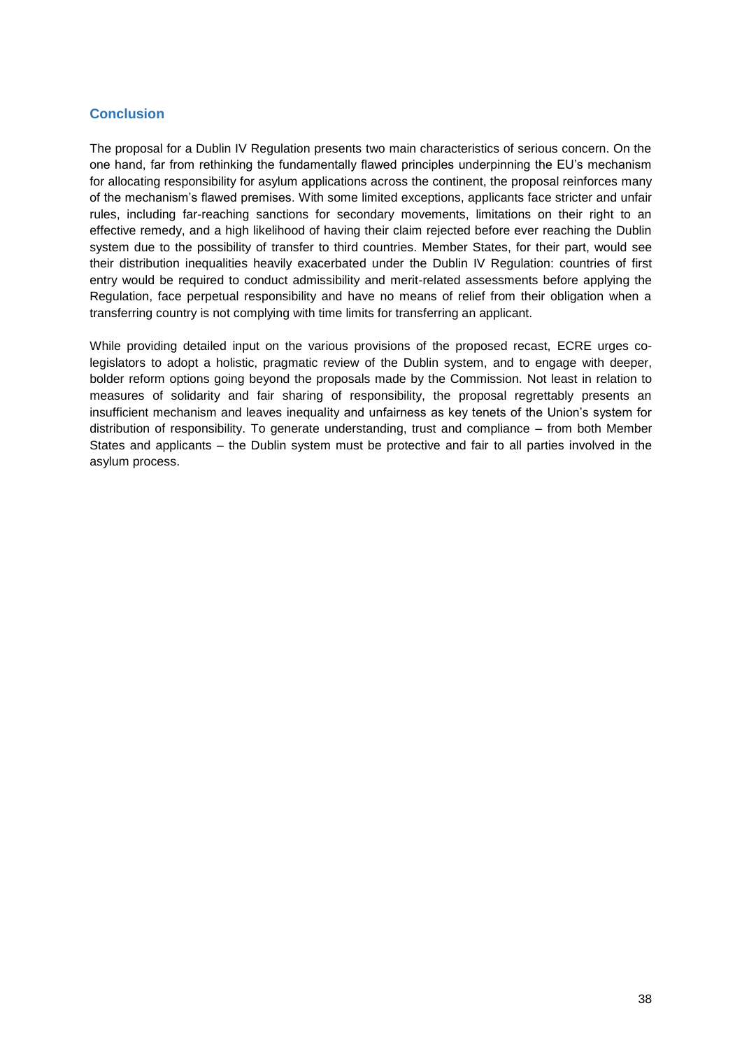## Conclusion

The proposal for a Dublin IV Regulation presents two main characteristics of serious concern. On the one hand, far from rethinking the fundamentally flawed principles underpinning the EU's mechanism for allocating responsibility for asylum applications across the continent, the proposal reinforces many of the mechanism's flawed premises. With some limited exceptions, applicants face stricter and unfair rules, including far-reaching sanctions for secondary movements, limitations on their right to an effective remedy, and a high likelihood of having their claim rejected before ever reaching the Dublin system due to the possibility of transfer to third countries. Member States, for their part, would see their distribution inequalities heavily exacerbated under the Dublin IV Regulation: countries of first entry would be required to conduct admissibility and merit-related assessments before applying the Regulation, face perpetual responsibility and have no means of relief from their obligation when a transferring country is not complying with time limits for transferring an applicant.

While providing detailed input on the various provisions of the proposed recast, ECRE urges co-legislators to adopt a holistic, pragmatic review of the Dublin system, and to engage with deeper, bolder reform options going beyond the proposals made by the Commission. Not least in relation to measures of solidarity and fair sharing of responsibility, the proposal regrettably presents an insufficient mechanism and leaves inequality and unfairness as key tenets of the Union's system for distribution of responsibility. To generate understanding, trust and compliance – from both Member States and applicants – the Dublin system must be protective and fair to all parties involved in the asylum process.